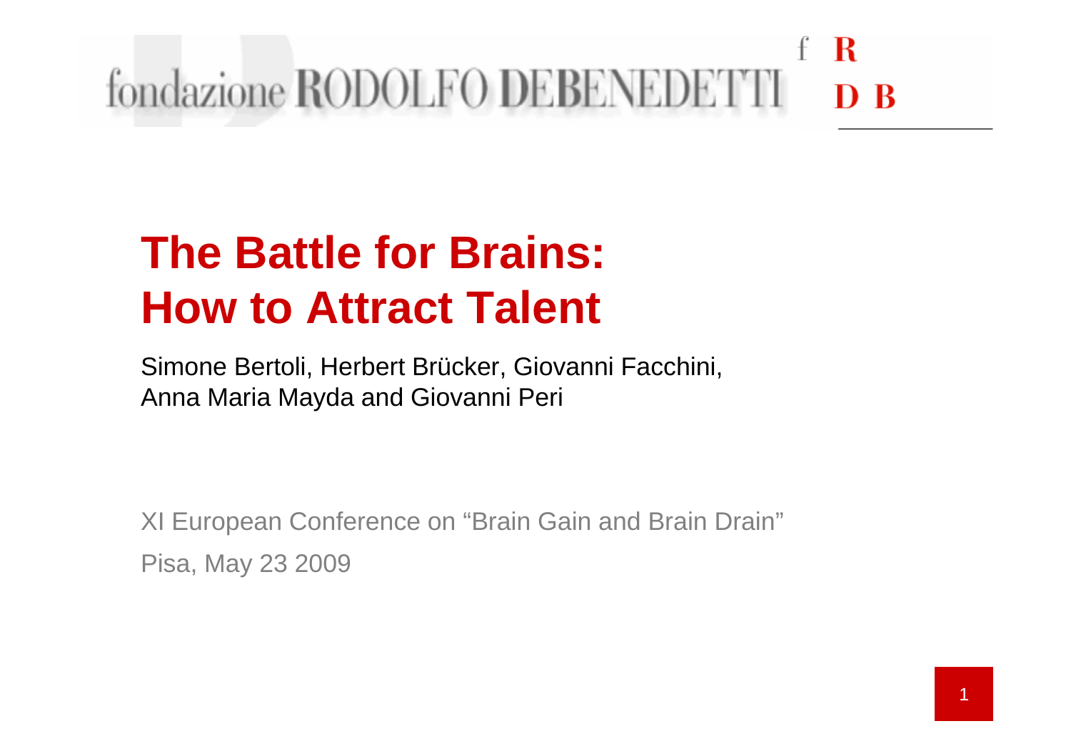fondazione RODOLFO DEBENEDETTI

# The Battle for Brains: How to Attract Talent

Simone Bertoli, Herbert Brücker, Giovanni Facchini, Anna Maria Mayda and Giovanni Peri

XI European Conference on “Brain Gain and Brain Drain”

Pisa, May 23 2009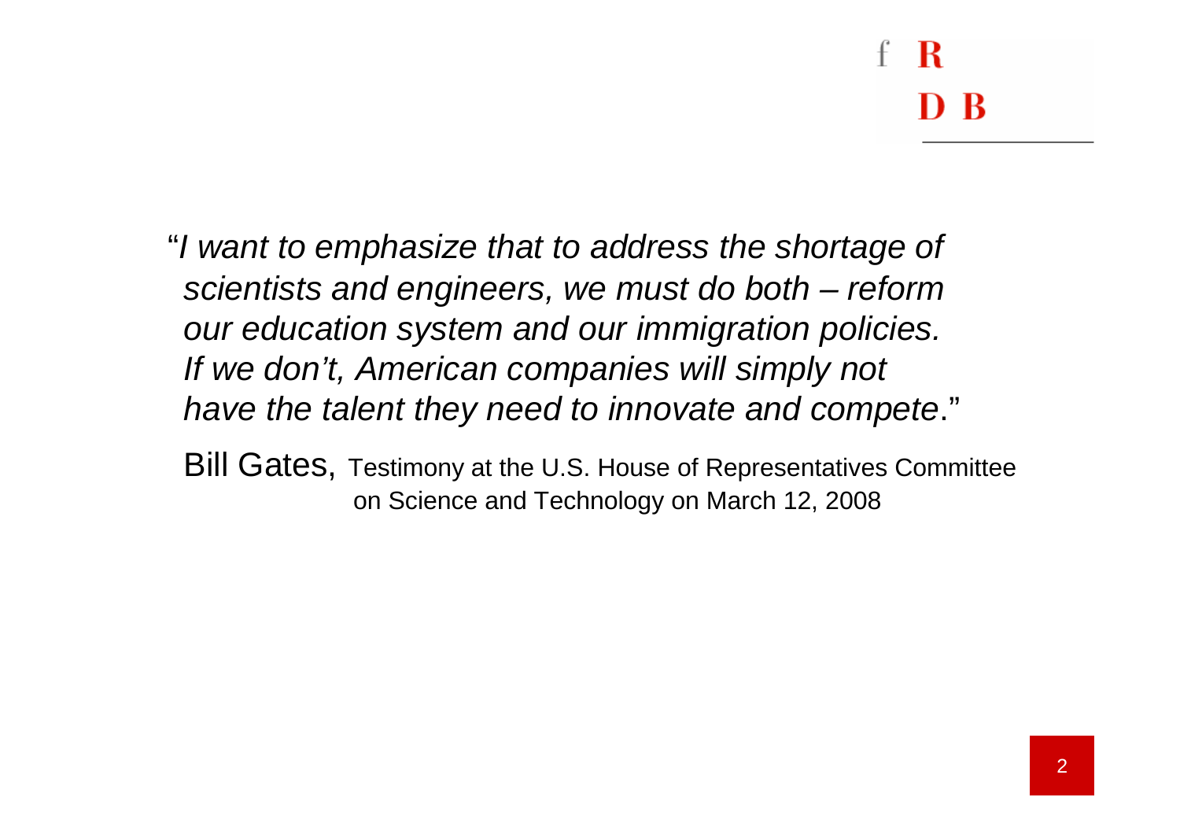"*I want to emphasize that to address the shortage of scientists and engineers, we must do both – reform our education system and our immigration policies. If we don't, American companies will simply not have the talent they need to innovate and compete*."

Bill Gates, Testimony at the U.S. House of Representatives Committee on Science and Technology on March 12, 2008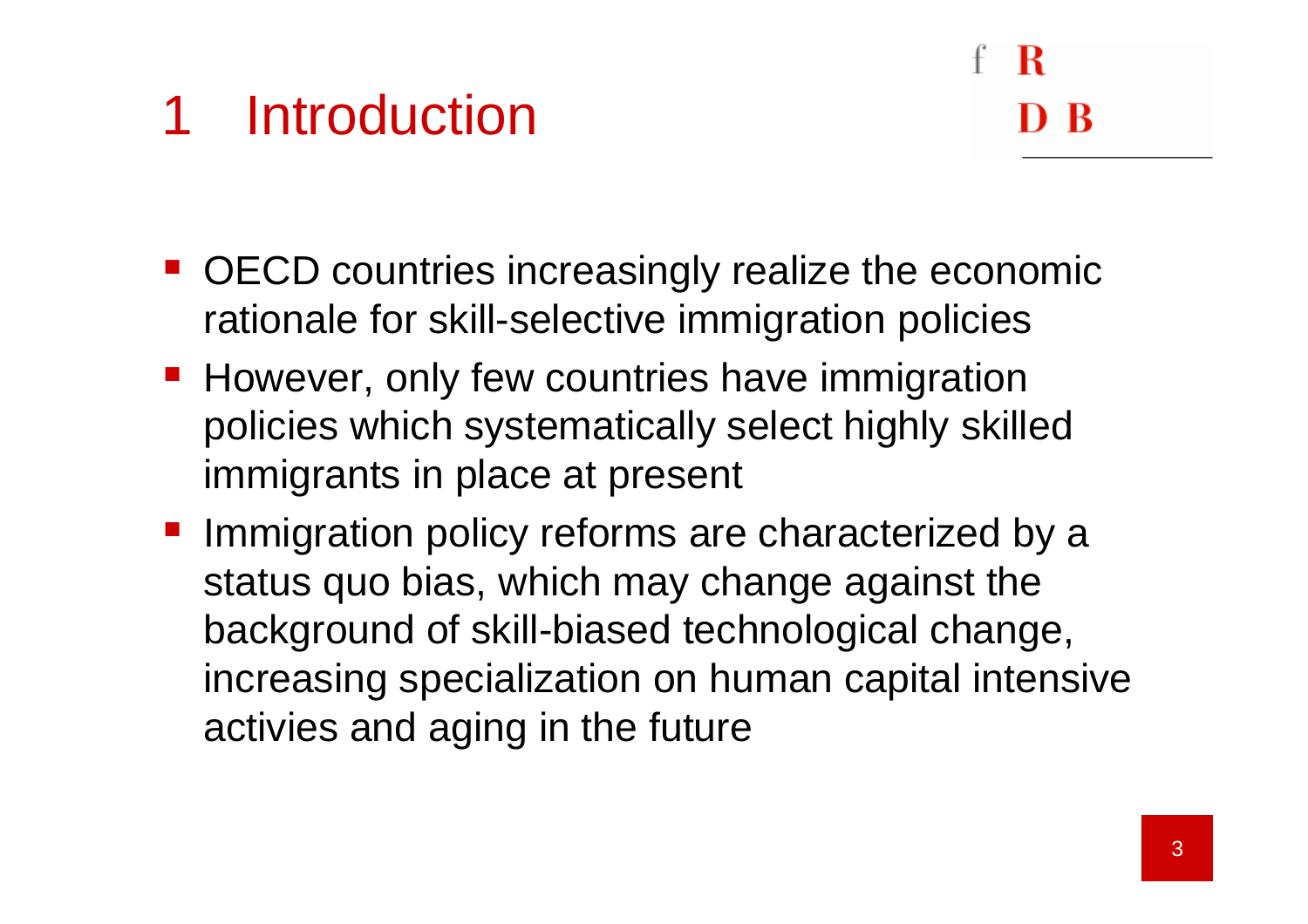# 1 Introduction

- OECD countries increasingly realize the economic rationale for skill-selective immigration policies
- However, only few countries have immigration policies which systematically select highly skilled immigrants in place at present
- Immigration policy reforms are characterized by a status quo bias, which may change against the background of skill-biased technological change, increasing specialization on human capital intensive activies and aging in the future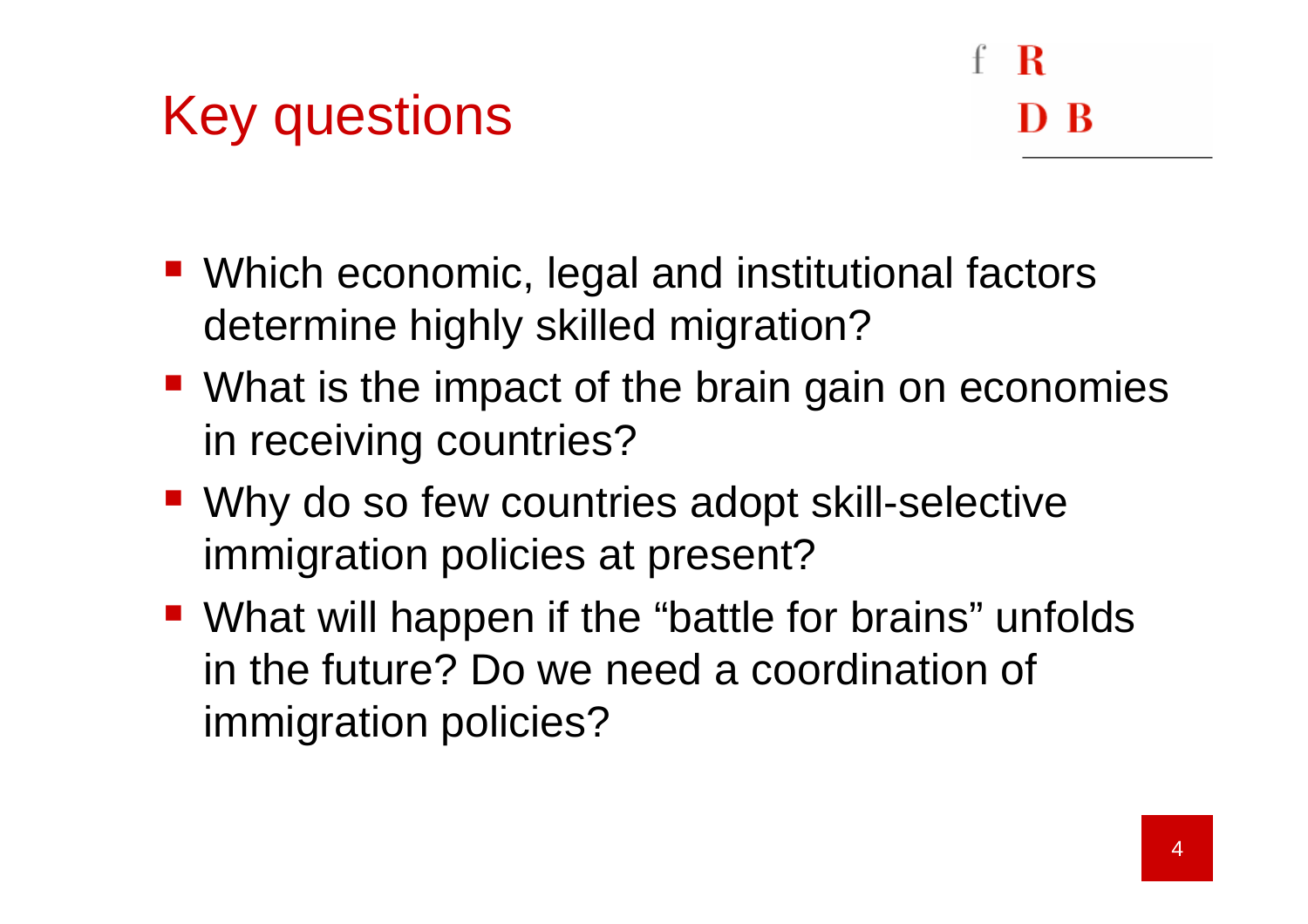# Key questions

- Which economic, legal and institutional factors determine highly skilled migration?
- What is the impact of the brain gain on economies in receiving countries?
- Why do so few countries adopt skill-selective immigration policies at present?
- What will happen if the "battle for brains" unfolds in the future? Do we need a coordination of immigration policies?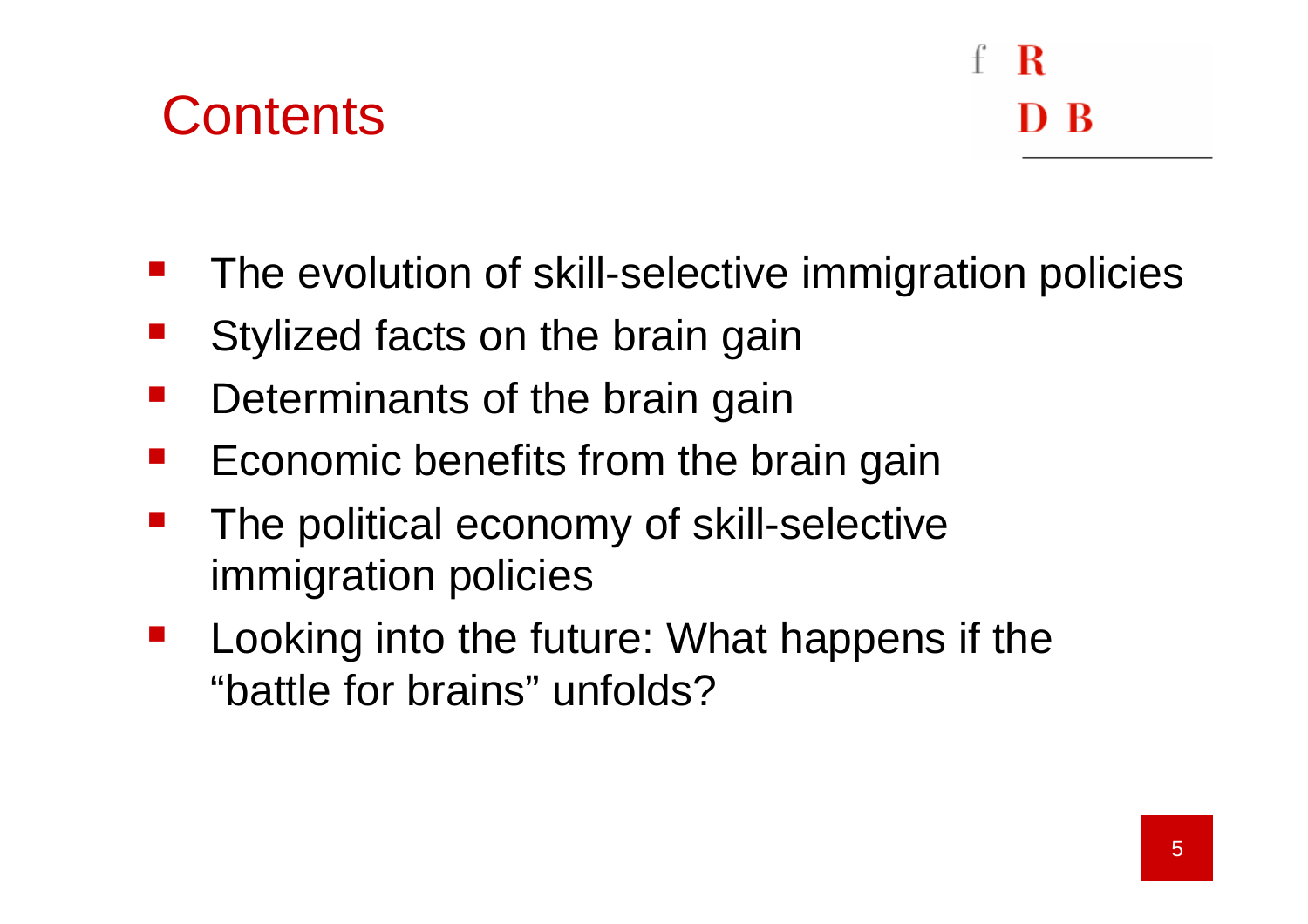# Contents

- The evolution of skill-selective immigration policies
- Stylized facts on the brain gain
- Determinants of the brain gain
- Economic benefits from the brain gain
- The political economy of skill-selective immigration policies
- Looking into the future: What happens if the "battle for brains" unfolds?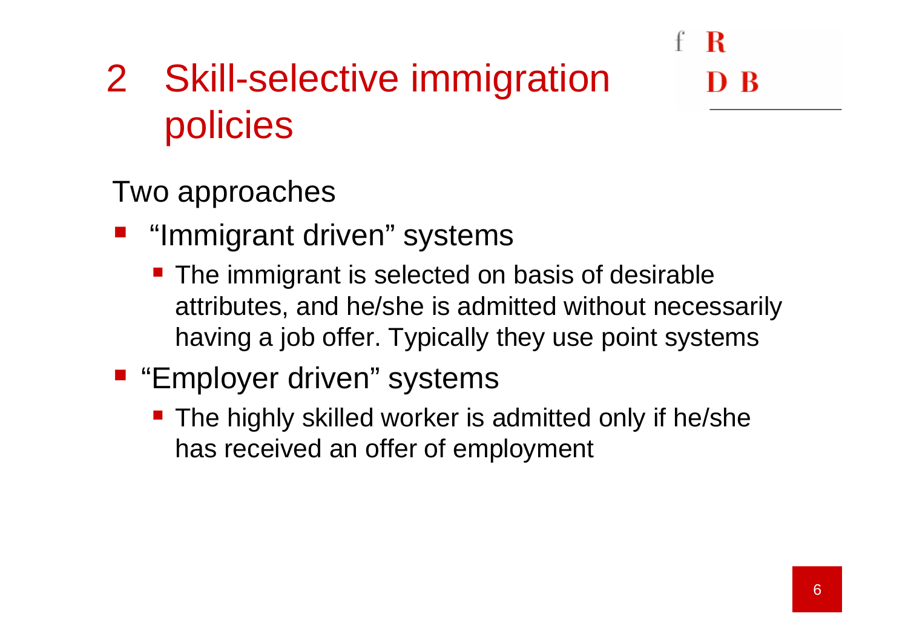# 2 Skill-selective immigration policies

Two approaches

- "Immigrant driven" systems
  - The immigrant is selected on basis of desirable attributes, and he/she is admitted without necessarily having a job offer. Typically they use point systems
- "Employer driven" systems
  - The highly skilled worker is admitted only if he/she has received an offer of employment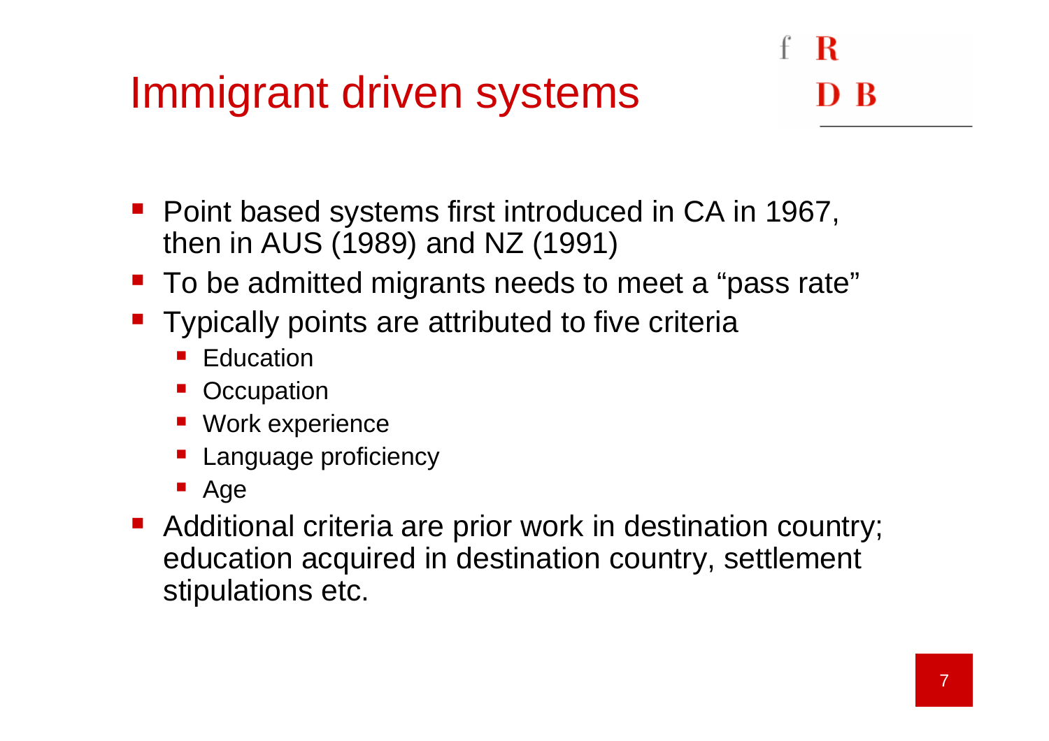# Immigrant driven systems

- Point based systems first introduced in CA in 1967, then in AUS (1989) and NZ (1991)
- To be admitted migrants needs to meet a "pass rate"
- Typically points are attributed to five criteria
  - Education
  - Occupation
  - Work experience
  - Language proficiency
  - Age
- Additional criteria are prior work in destination country; education acquired in destination country, settlement stipulations etc.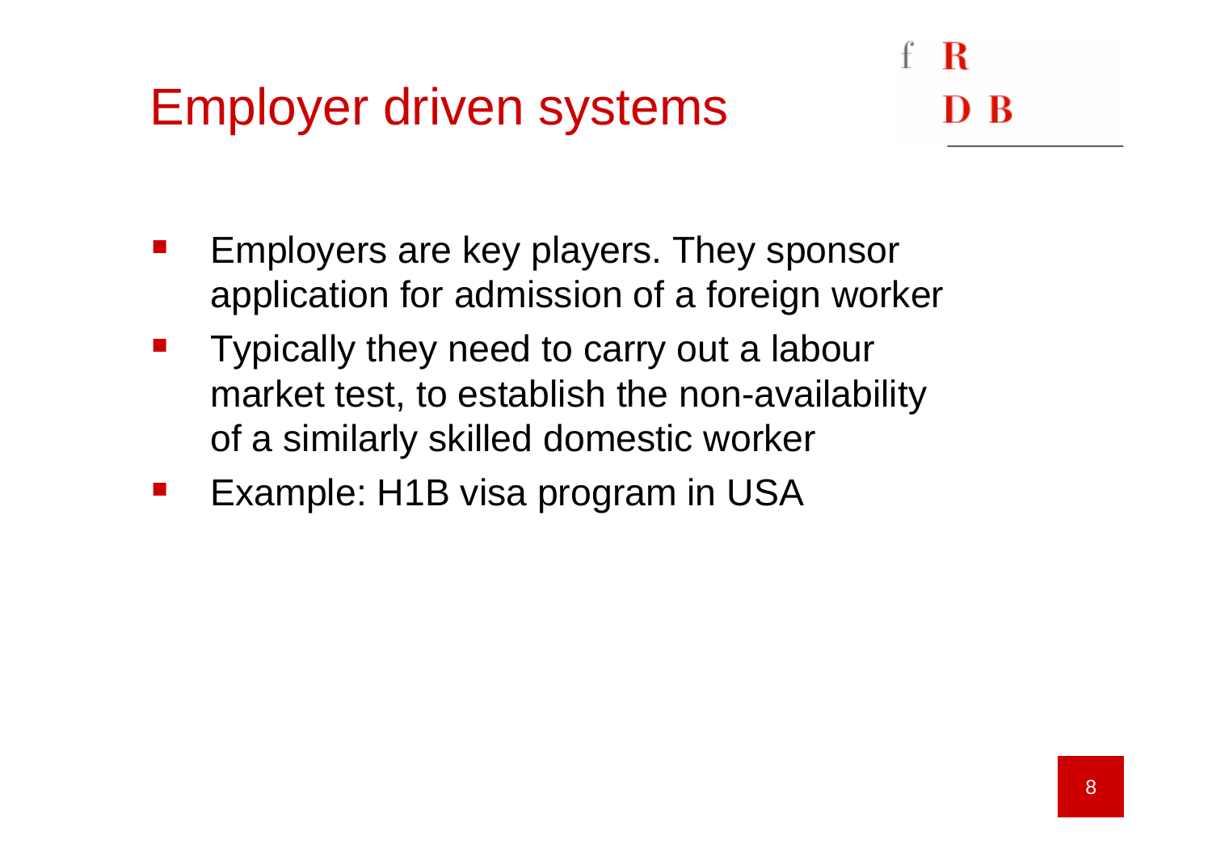# Employer driven systems

- Employers are key players. They sponsor application for admission of a foreign worker
- Typically they need to carry out a labour market test, to establish the non-availability of a similarly skilled domestic worker
- Example: H1B visa program in USA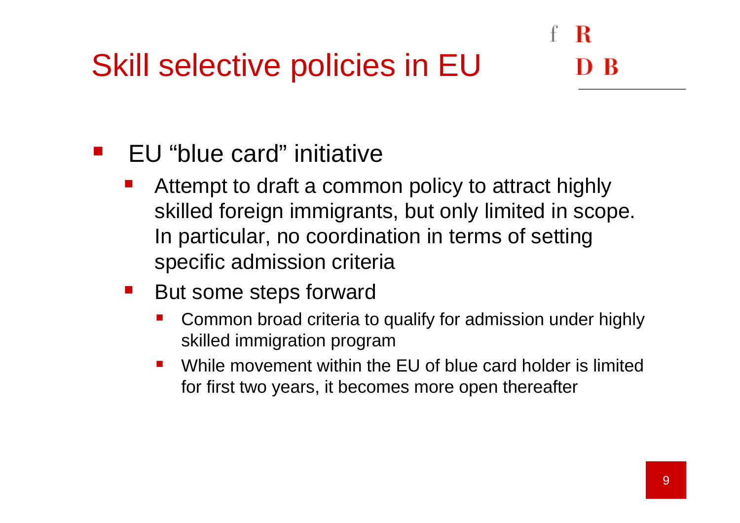# Skill selective policies in EU

- EU “blue card” initiative
  - Attempt to draft a common policy to attract highly skilled foreign immigrants, but only limited in scope. In particular, no coordination in terms of setting specific admission criteria
  - But some steps forward
    - Common broad criteria to qualify for admission under highly skilled immigration program
    - While movement within the EU of blue card holder is limited for first two years, it becomes more open thereafter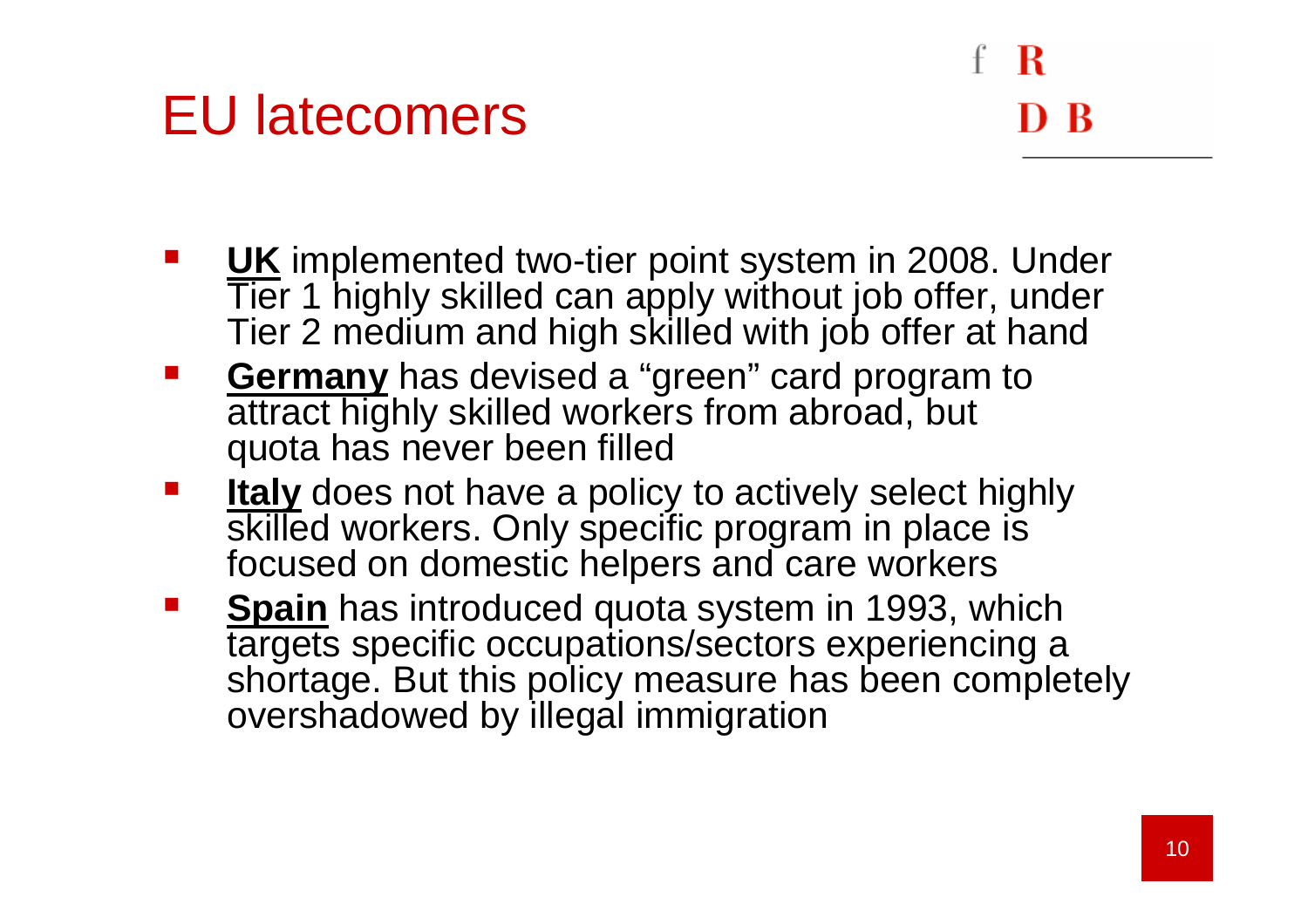# EU latecomers

- **UK** implemented two-tier point system in 2008. Under Tier 1 highly skilled can apply without job offer, under Tier 2 medium and high skilled with job offer at hand
- **Germany** has devised a "green" card program to attract highly skilled workers from abroad, but quota has never been filled
- **Italy** does not have a policy to actively select highly skilled workers. Only specific program in place is focused on domestic helpers and care workers
- **Spain** has introduced quota system in 1993, which targets specific occupations/sectors experiencing a shortage. But this policy measure has been completely overshadowed by illegal immigration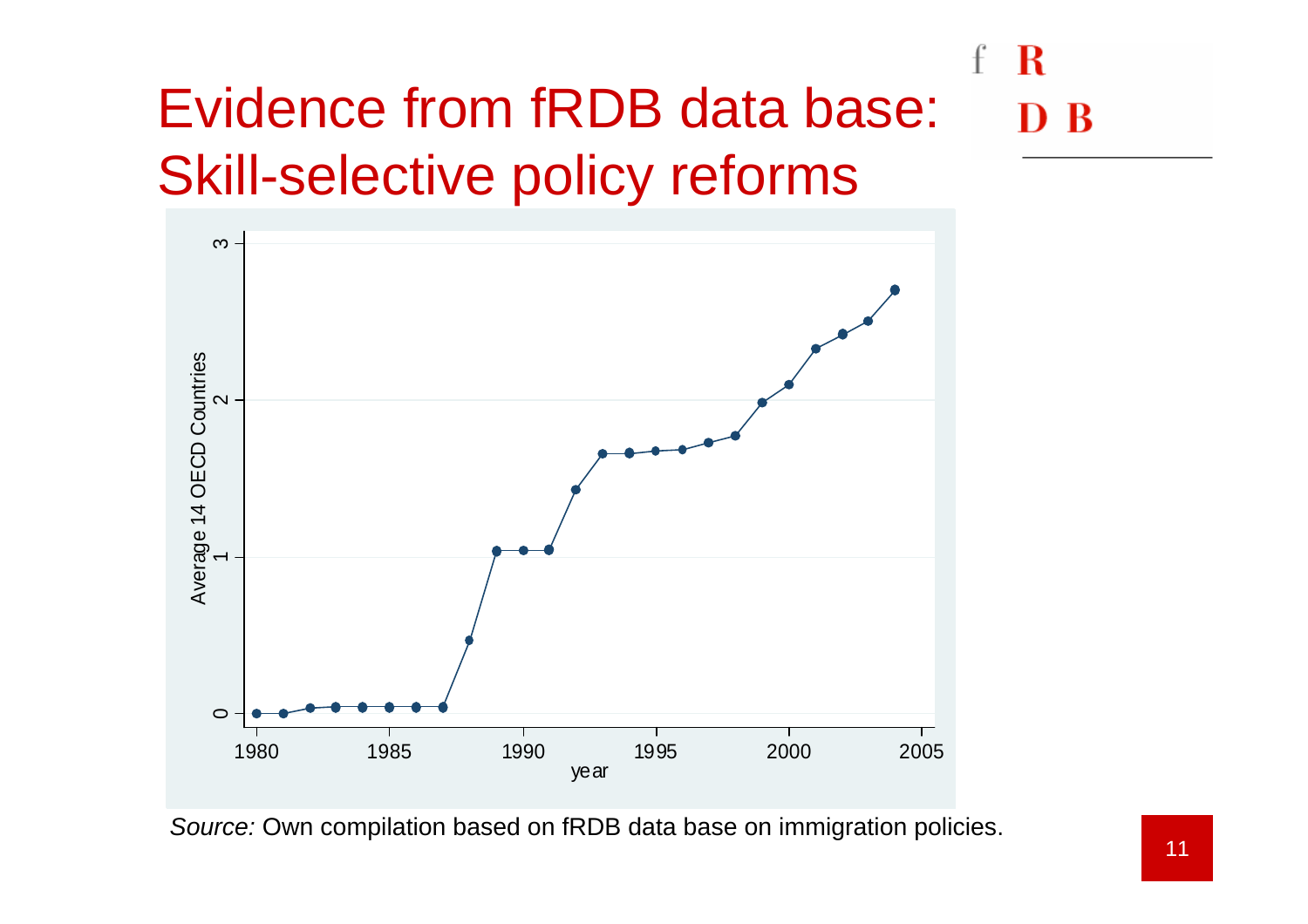# Evidence from fRDB data base: Skill-selective policy reforms

*Source:* Own compilation based on fRDB data base on immigration policies.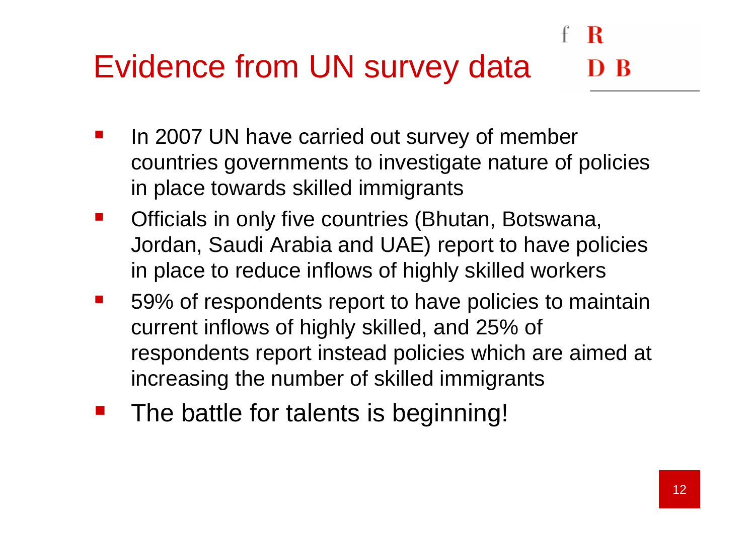# Evidence from UN survey data

- In 2007 UN have carried out survey of member countries governments to investigate nature of policies in place towards skilled immigrants
- Officials in only five countries (Bhutan, Botswana, Jordan, Saudi Arabia and UAE) report to have policies in place to reduce inflows of highly skilled workers
- 59% of respondents report to have policies to maintain current inflows of highly skilled, and 25% of respondents report instead policies which are aimed at increasing the number of skilled immigrants
- The battle for talents is beginning!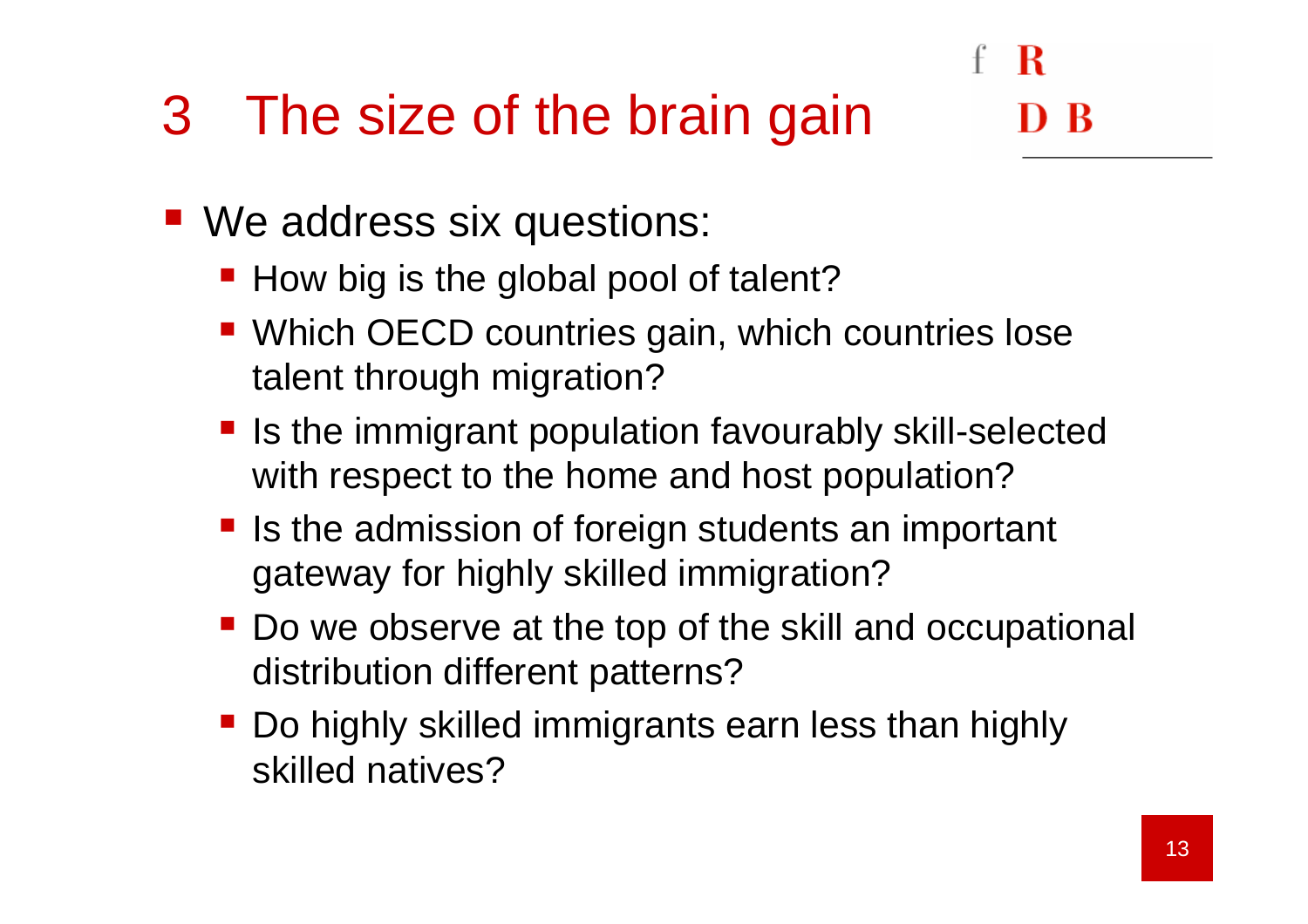# 3 The size of the brain gain

- We address six questions:
  - How big is the global pool of talent?
  - Which OECD countries gain, which countries lose talent through migration?
  - Is the immigrant population favourably skill-selected with respect to the home and host population?
  - Is the admission of foreign students an important gateway for highly skilled immigration?
  - Do we observe at the top of the skill and occupational distribution different patterns?
  - Do highly skilled immigrants earn less than highly skilled natives?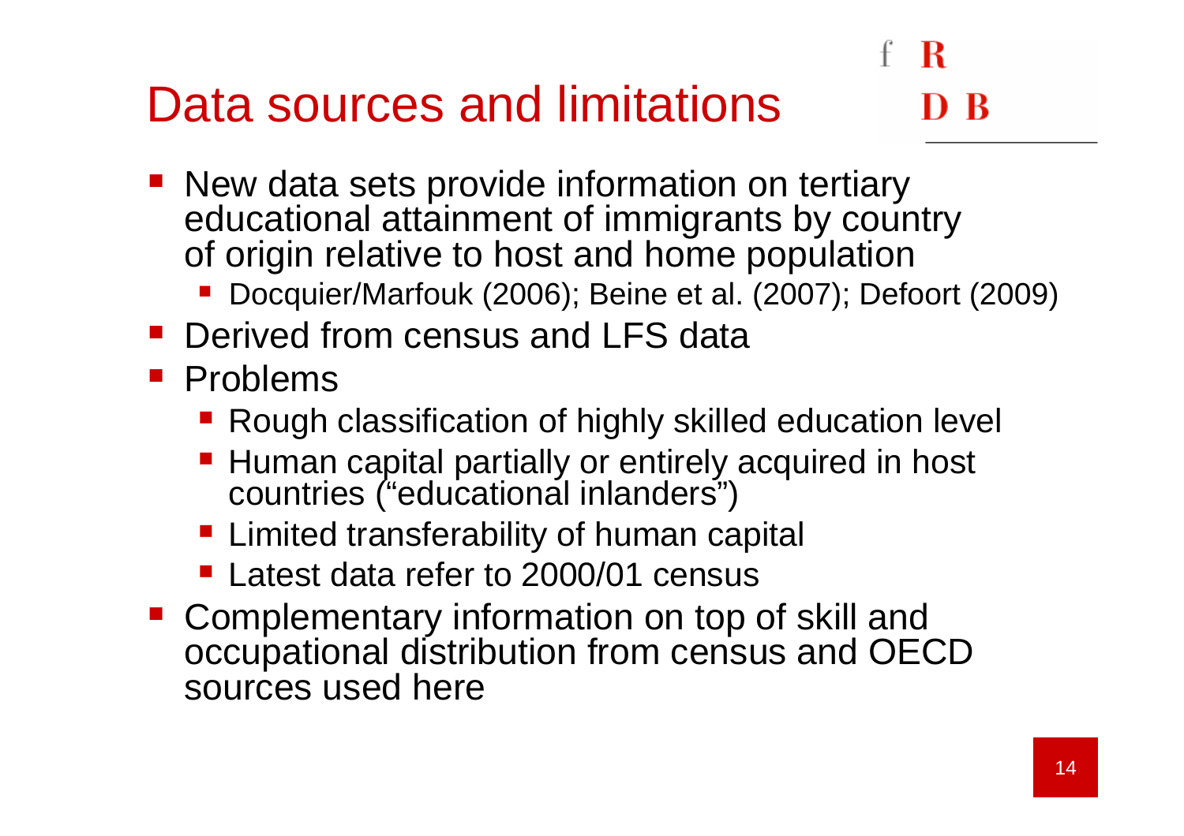# Data sources and limitations

- New data sets provide information on tertiary educational attainment of immigrants by country of origin relative to host and home population
  - Docquier/Marfouk (2006); Beine et al. (2007); Defoort (2009)
- Derived from census and LFS data
- Problems
  - Rough classification of highly skilled education level
  - Human capital partially or entirely acquired in host countries ("educational inlanders")
  - Limited transferability of human capital
  - Latest data refer to 2000/01 census
- Complementary information on top of skill and occupational distribution from census and OECD sources used here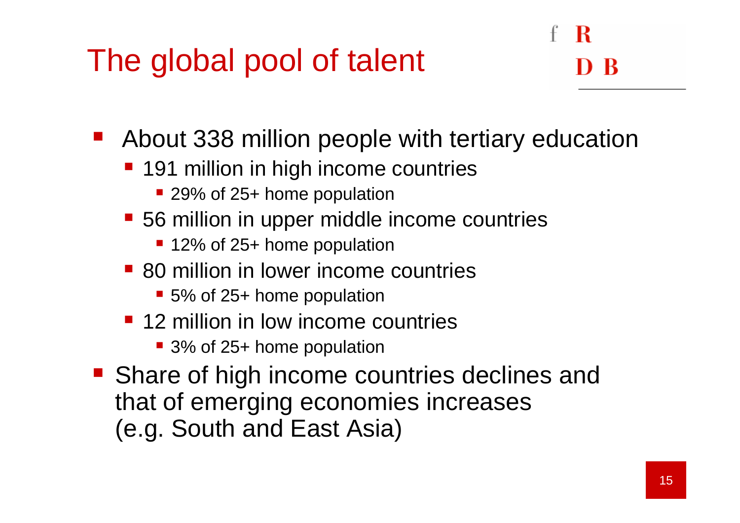# The global pool of talent

- About 338 million people with tertiary education
  - 191 million in high income countries
    - 29% of 25+ home population
  - 56 million in upper middle income countries
    - 12% of 25+ home population
  - 80 million in lower income countries
    - 5% of 25+ home population
  - 12 million in low income countries
    - 3% of 25+ home population
- Share of high income countries declines and that of emerging economies increases (e.g. South and East Asia)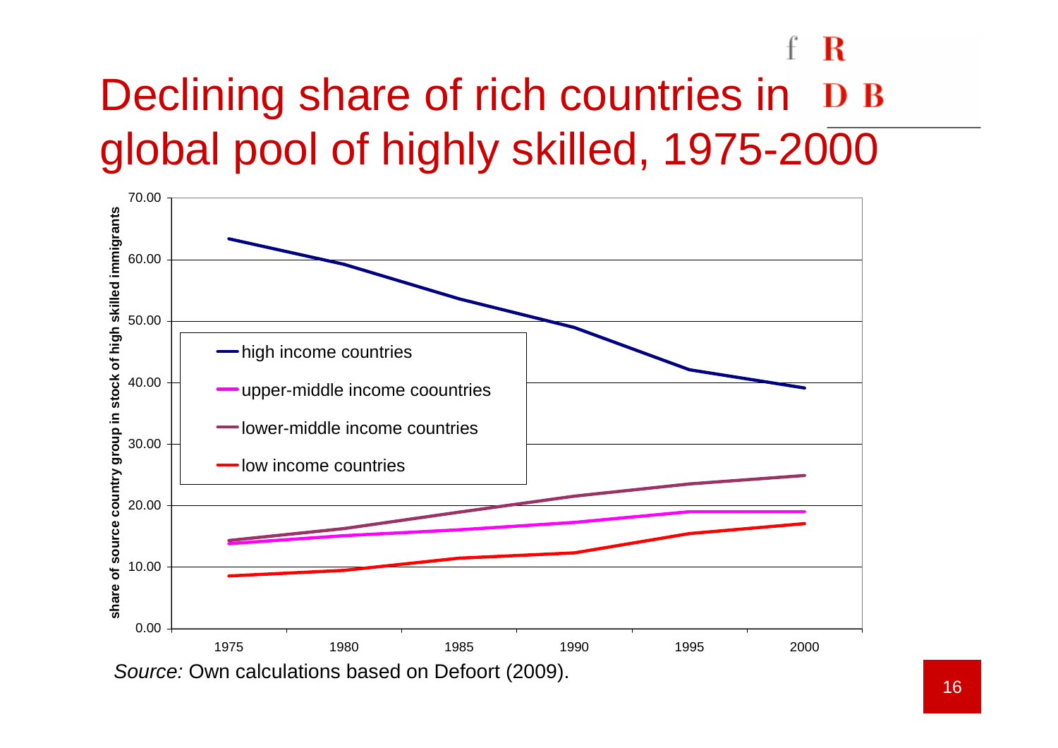# Declining share of rich countries in global pool of highly skilled, 1975-2000

*Source:* Own calculations based on Defoort (2009).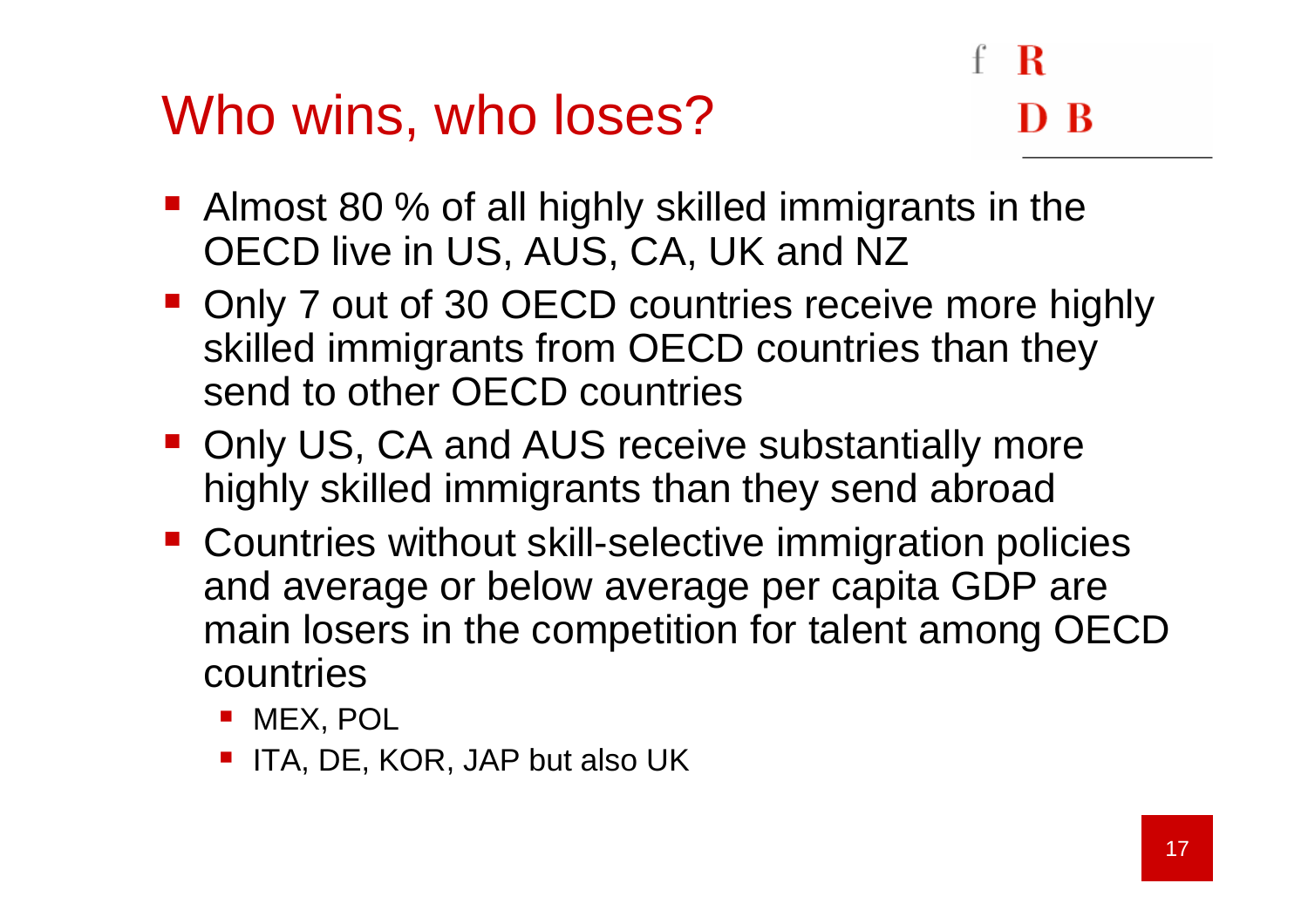# Who wins, who loses?

- Almost 80 % of all highly skilled immigrants in the OECD live in US, AUS, CA, UK and NZ
- Only 7 out of 30 OECD countries receive more highly skilled immigrants from OECD countries than they send to other OECD countries
- Only US, CA and AUS receive substantially more highly skilled immigrants than they send abroad
- Countries without skill-selective immigration policies and average or below average per capita GDP are main losers in the competition for talent among OECD countries
  - MEX, POL
  - ITA, DE, KOR, JAP but also UK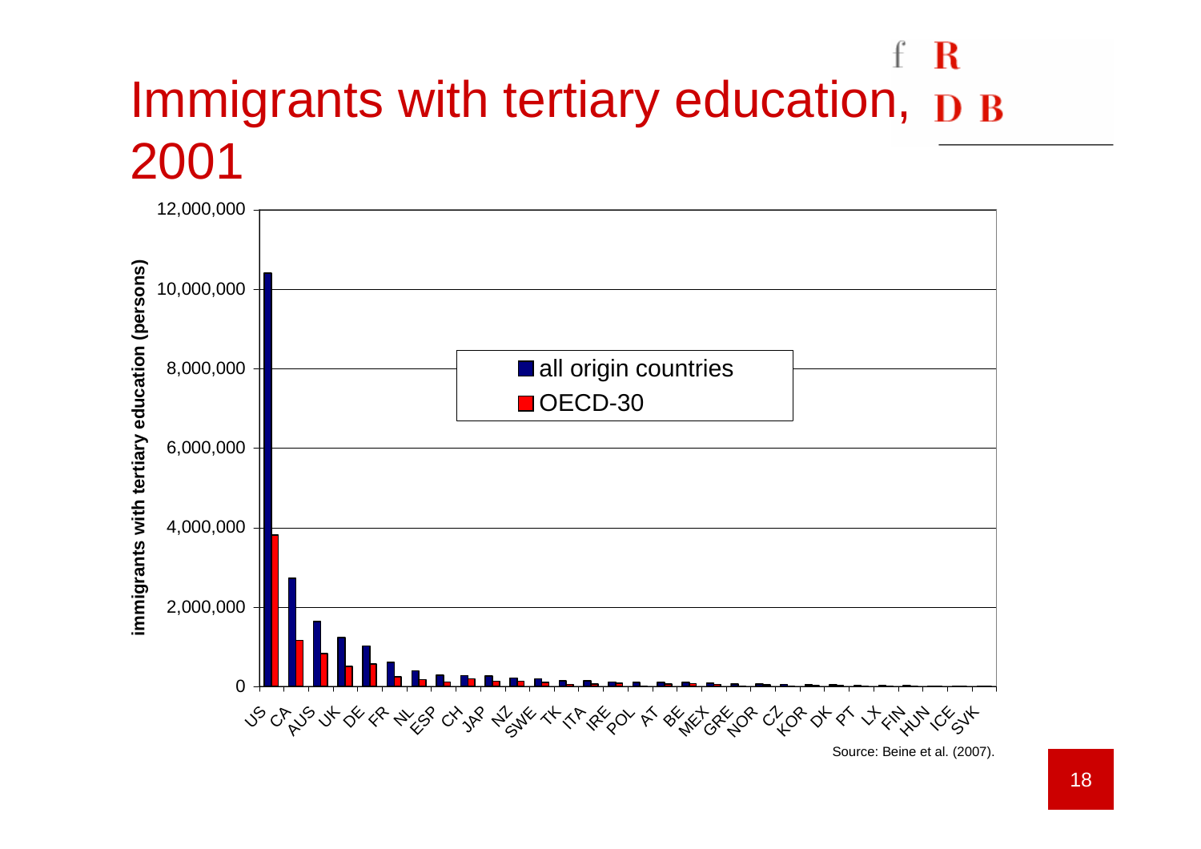# Immigrants with tertiary education, 2001

immigrants with tertiary education (persons)

12,000,000
10,000,000
8,000,000
6,000,000
4,000,000
2,000,000
0

■ all origin countries
■ OECD-30

US CA AUS UK DE FR NL ESP CH JAP NZ SWE TK ITA IRE POL AT BE MEX GRE NOR CZ KOR DK PT LX FIN HUN ICE SVK

Source: Beine et al. (2007).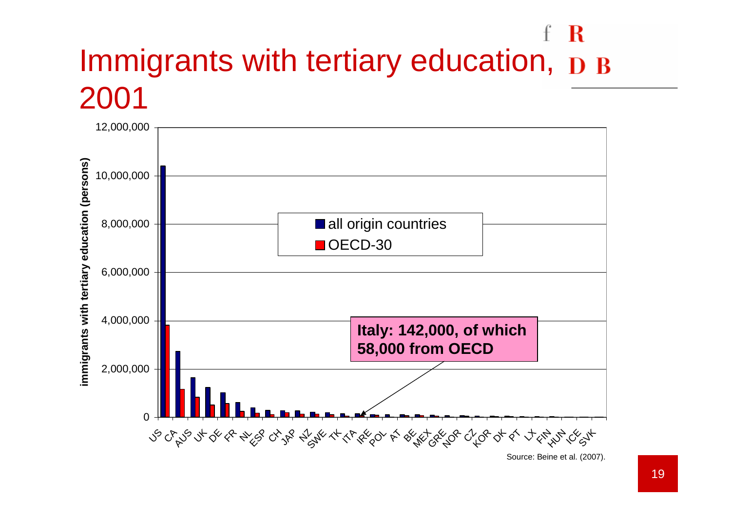# Immigrants with tertiary education, 2001

immigrants with tertiary education (persons)

12,000,000
10,000,000
8,000,000
6,000,000
4,000,000
2,000,000
0

- all origin countries
- OECD-30

**Italy: 142,000, of which 58,000 from OECD**

US CA AUS UK DE FR NL ESP CH JAP NZ SWE TK ITA IRE POL AT BE MEX GRE NOR CZ KOR DK PT LX FIN HUN ICE SVK

Source: Beine et al. (2007).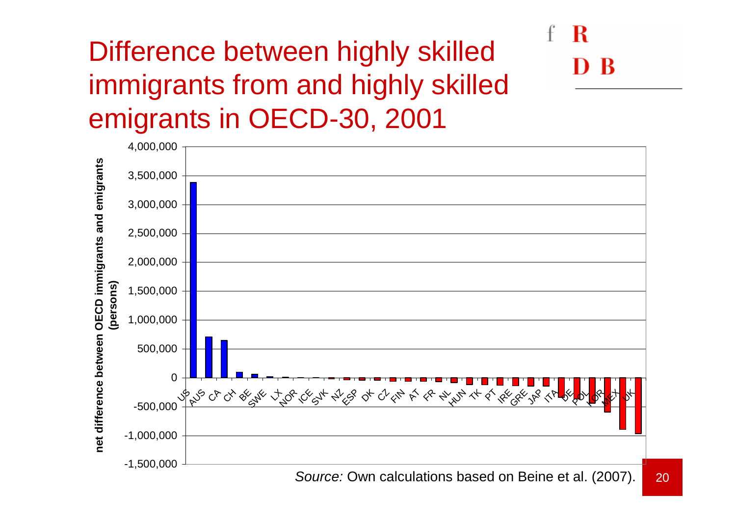# Difference between highly skilled immigrants from and highly skilled emigrants in OECD-30, 2001

*Source:* Own calculations based on Beine et al. (2007).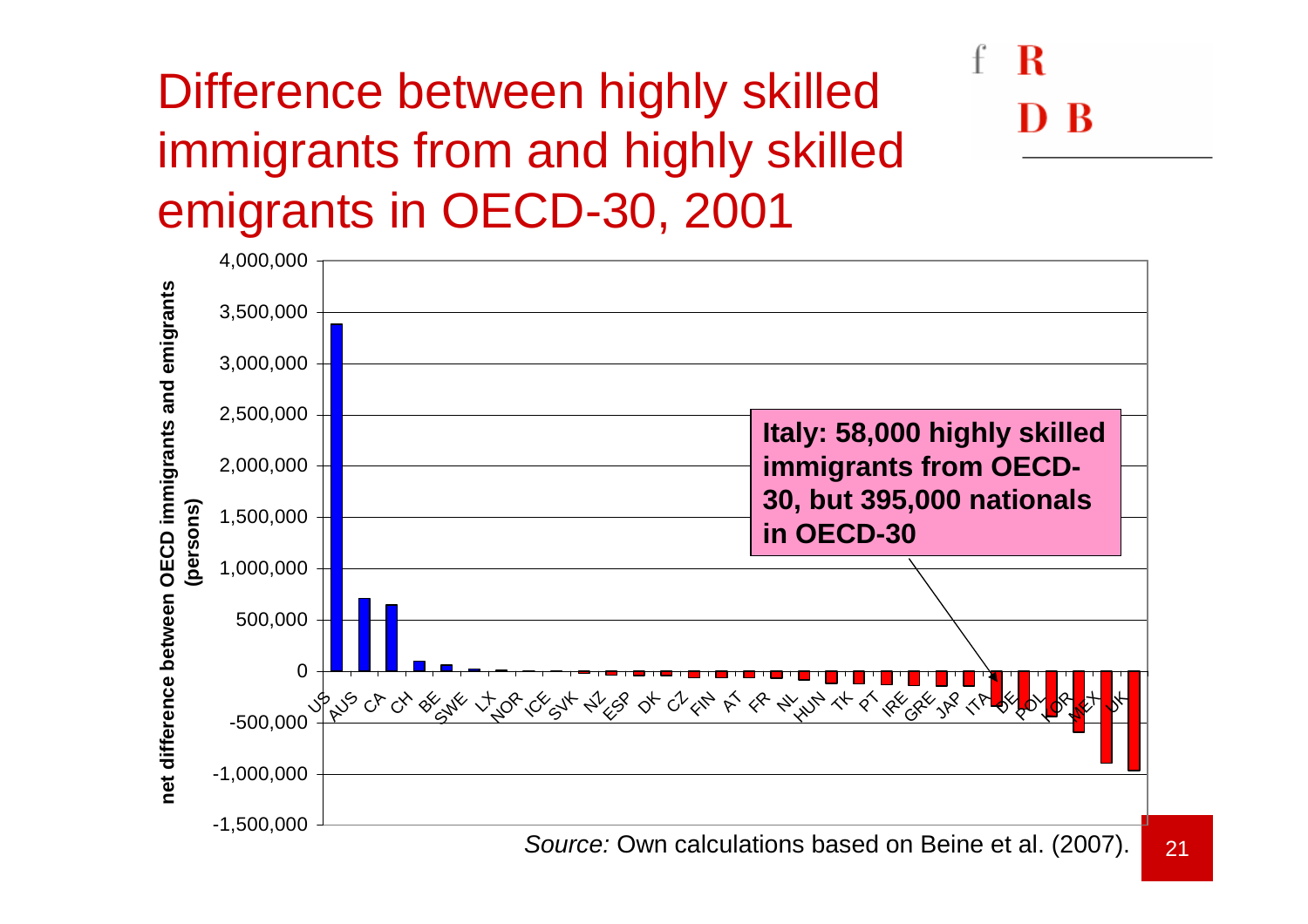# Difference between highly skilled immigrants from and highly skilled emigrants in OECD-30, 2001

net difference between OECD immigrants and emigrants (persons)

4,000,000
3,500,000
3,000,000
2,500,000
2,000,000
1,500,000
1,000,000
500,000
0
-500,000
-1,000,000
-1,500,000

US AUS CA CH BE SWE LX NOR ICE SVK NZ ESP DK CZ FIN AT FR NL HUN TK PT IRE GRE JAP ITA DE POL KOR MEX UK

**Italy: 58,000 highly skilled immigrants from OECD-30, but 395,000 nationals in OECD-30**

*Source:* Own calculations based on Beine et al. (2007).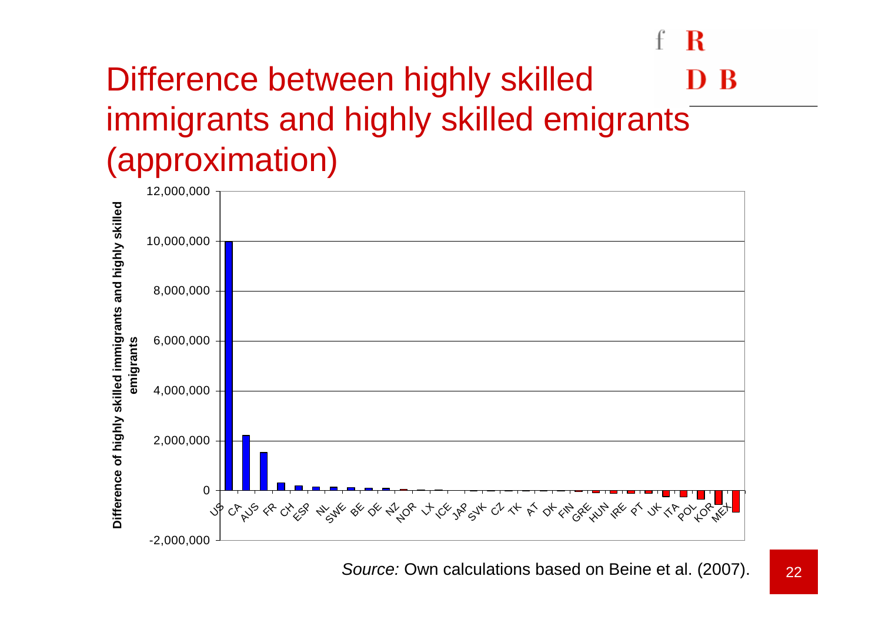# Difference between highly skilled immigrants and highly skilled emigrants (approximation)

*Source:* Own calculations based on Beine et al. (2007).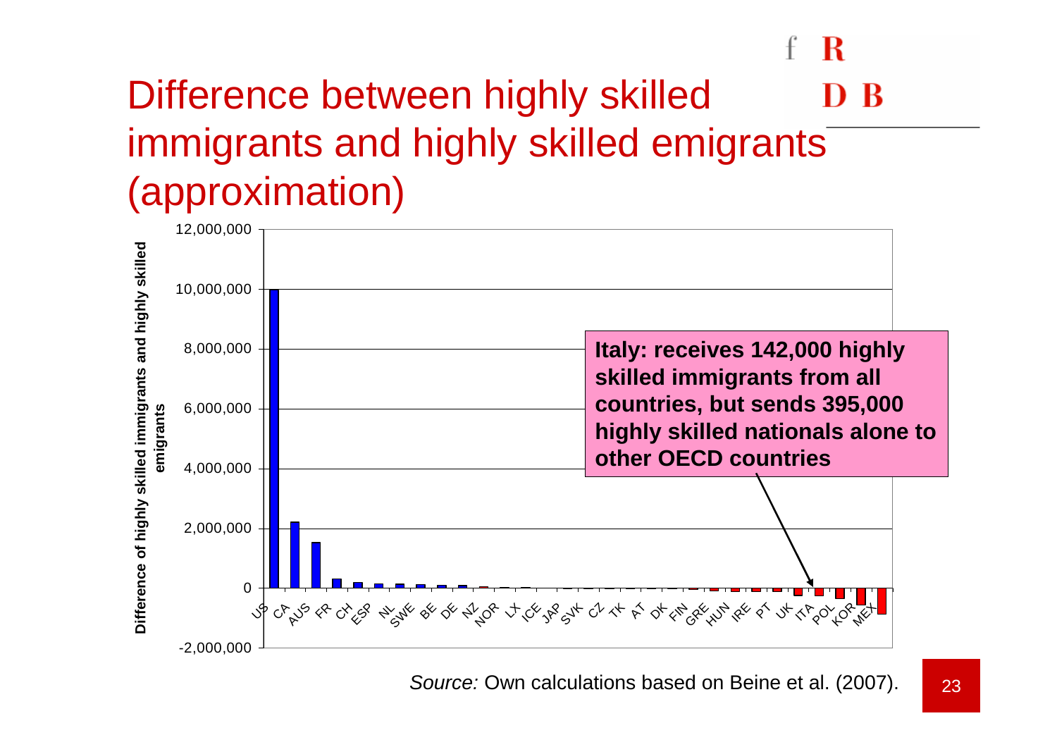# Difference between highly skilled immigrants and highly skilled emigrants (approximation)

Difference of highly skilled immigrants and highly skilled emigrants

12,000,000
10,000,000
8,000,000
6,000,000
4,000,000
2,000,000
0
-2,000,000

US CA AUS FR CH ESP NL SWE BE DE NZ NOR LX ICE JAP SVK CZ TK AT DK FIN GRE HUN IRE PT UK ITA POL KOR MEX

**Italy: receives 142,000 highly skilled immigrants from all countries, but sends 395,000 highly skilled nationals alone to other OECD countries**

*Source:* Own calculations based on Beine et al. (2007).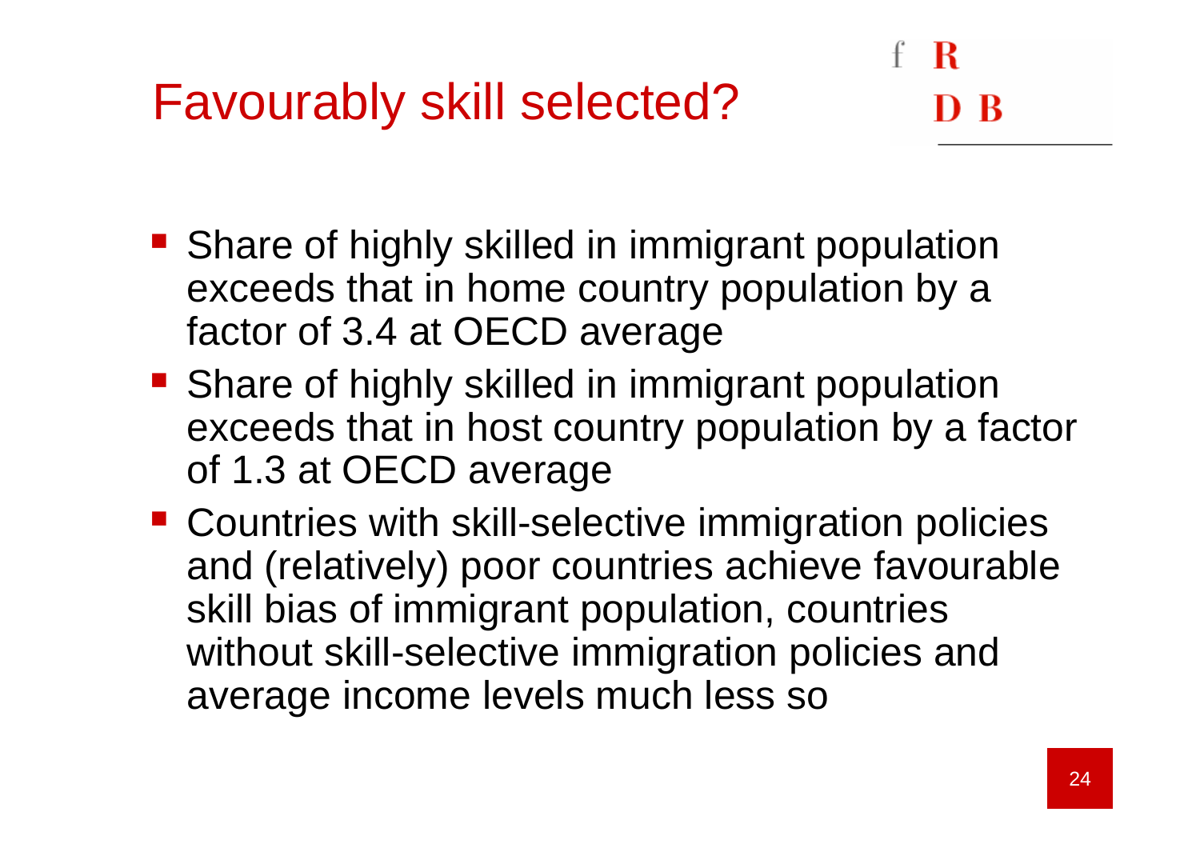# Favourably skill selected?

- Share of highly skilled in immigrant population exceeds that in home country population by a factor of 3.4 at OECD average
- Share of highly skilled in immigrant population exceeds that in host country population by a factor of 1.3 at OECD average
- Countries with skill-selective immigration policies and (relatively) poor countries achieve favourable skill bias of immigrant population, countries without skill-selective immigration policies and average income levels much less so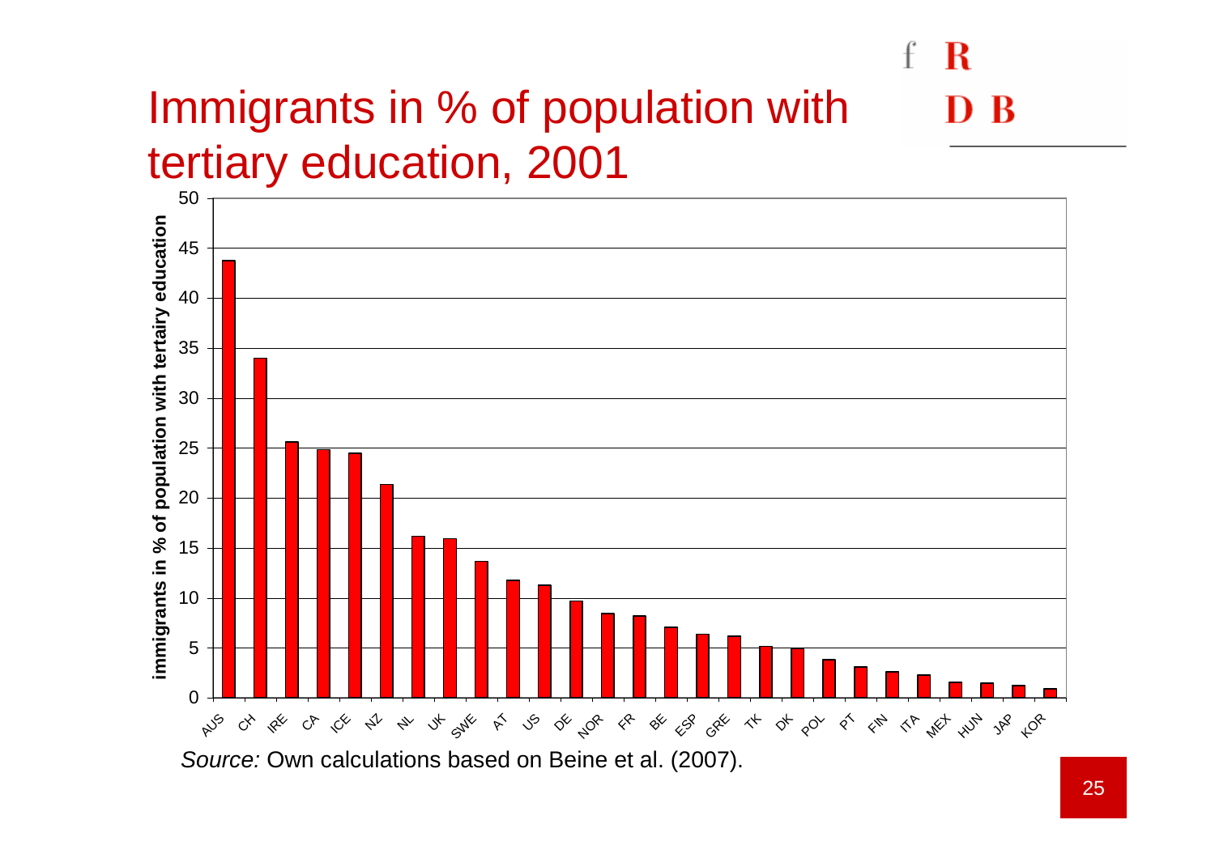# Immigrants in % of population with tertiary education, 2001

*Source:* Own calculations based on Beine et al. (2007).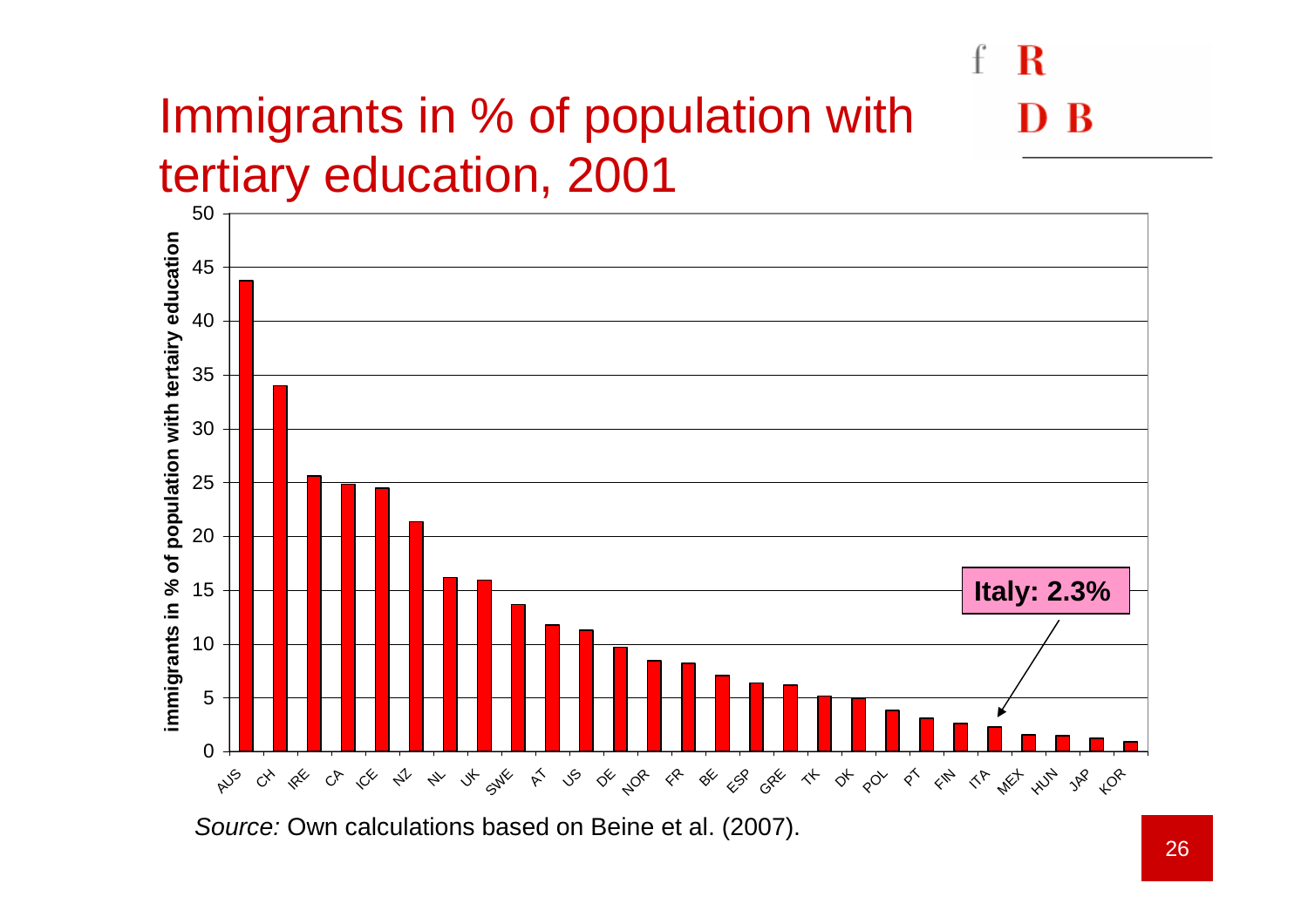# Immigrants in % of population with tertiary education, 2001

*Source:* Own calculations based on Beine et al. (2007).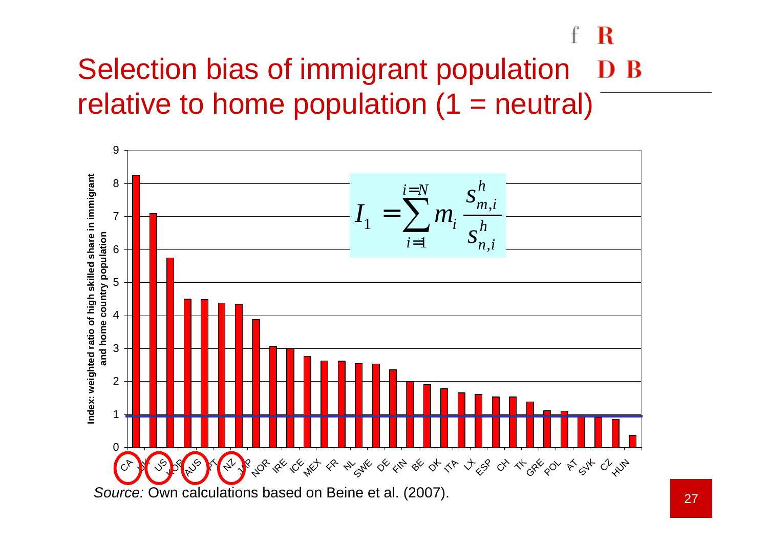# Selection bias of immigrant population relative to home population (1 = neutral)

$$I_1 = \sum_{i=1}^{i=N} m_i \frac{s_{m,i}^h}{s_{n,i}^h}$$

Index: weighted ratio of high skilled share in immigrant and home country population

| Country | Index (approx.) |
|---|---|
| CA | 8.2 |
| UK | 7.1 |
| US | 5.7 |
| KOR | 4.5 |
| AUS | 4.5 |
| PT | 4.4 |
| NZ | 4.3 |
| JAP | 3.9 |
| NOR | 3.1 |
| IRE | 3.0 |
| ICE | 2.8 |
| MEX | 2.6 |
| FR | 2.6 |
| NL | 2.5 |
| SWE | 2.5 |
| DE | 2.4 |
| FIN | 2.0 |
| BE | 1.9 |
| DK | 1.8 |
| ITA | 1.7 |
| LX | 1.6 |
| ESP | 1.5 |
| CH | 1.5 |
| TK | 1.4 |
| GRE | 1.1 |
| POL | 1.1 |
| AT | 0.9 |
| SVK | 0.9 |
| CZ | 0.8 |
| HUN | 0.4 |

*Source:* Own calculations based on Beine et al. (2007).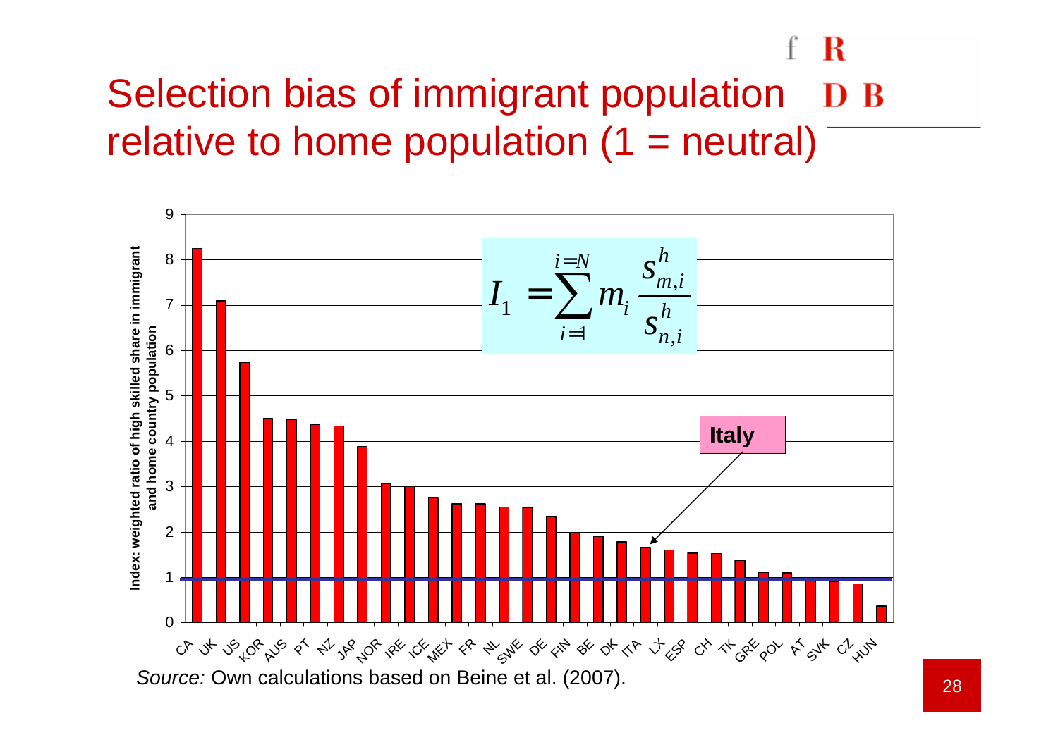# Selection bias of immigrant population relative to home population (1 = neutral)

$$I_1 = \sum_{i=1}^{i=N} m_i \frac{s_{m,i}^h}{s_{n,i}^h}$$

Index: weighted ratio of high skilled share in immigrant and home country population

Countries (left to right): CA, UK, US, KOR, AUS, PT, NZ, JAP, NOR, IRE, ICE, MEX, FR, NL, SWE, DE, FIN, BE, DK, ITA, LX, ESP, CH, TK, GRE, POL, AT, SVK, CZ, HUN

**Italy**

*Source:* Own calculations based on Beine et al. (2007).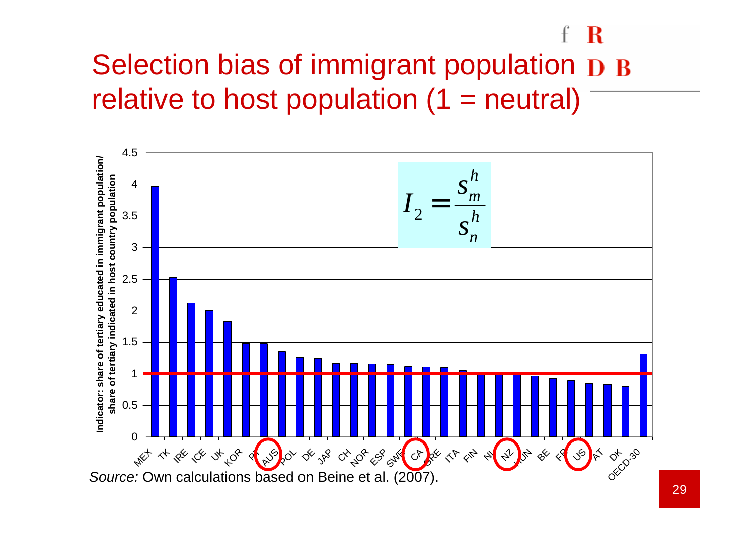# Selection bias of immigrant population relative to host population (1 = neutral)

$$I_2 = \frac{s_m^h}{s_n^h}$$

Indicator: share of tertiary educated in immigrant population/ share of tertiary indicated in host country population

| Country | Indicator |
|---|---|
| MEX | 3.98 |
| TK | 2.53 |
| IRE | 2.12 |
| ICE | 2.01 |
| UK | 1.84 |
| KOR | 1.49 |
| PT | 1.48 |
| AUS | 1.35 |
| POL | 1.26 |
| DE | 1.25 |
| JAP | 1.17 |
| CH | 1.17 |
| NOR | 1.16 |
| ESP | 1.15 |
| SWE | 1.12 |
| CA | 1.11 |
| GRE | 1.10 |
| ITA | 1.06 |
| FIN | 1.03 |
| NL | 1.00 |
| NZ | 1.00 |
| HUN | 0.97 |
| BE | 0.94 |
| FR | 0.90 |
| US | 0.86 |
| AT | 0.84 |
| DK | 0.80 |
| OECD-30 | 1.31 |

*Source:* Own calculations based on Beine et al. (2007).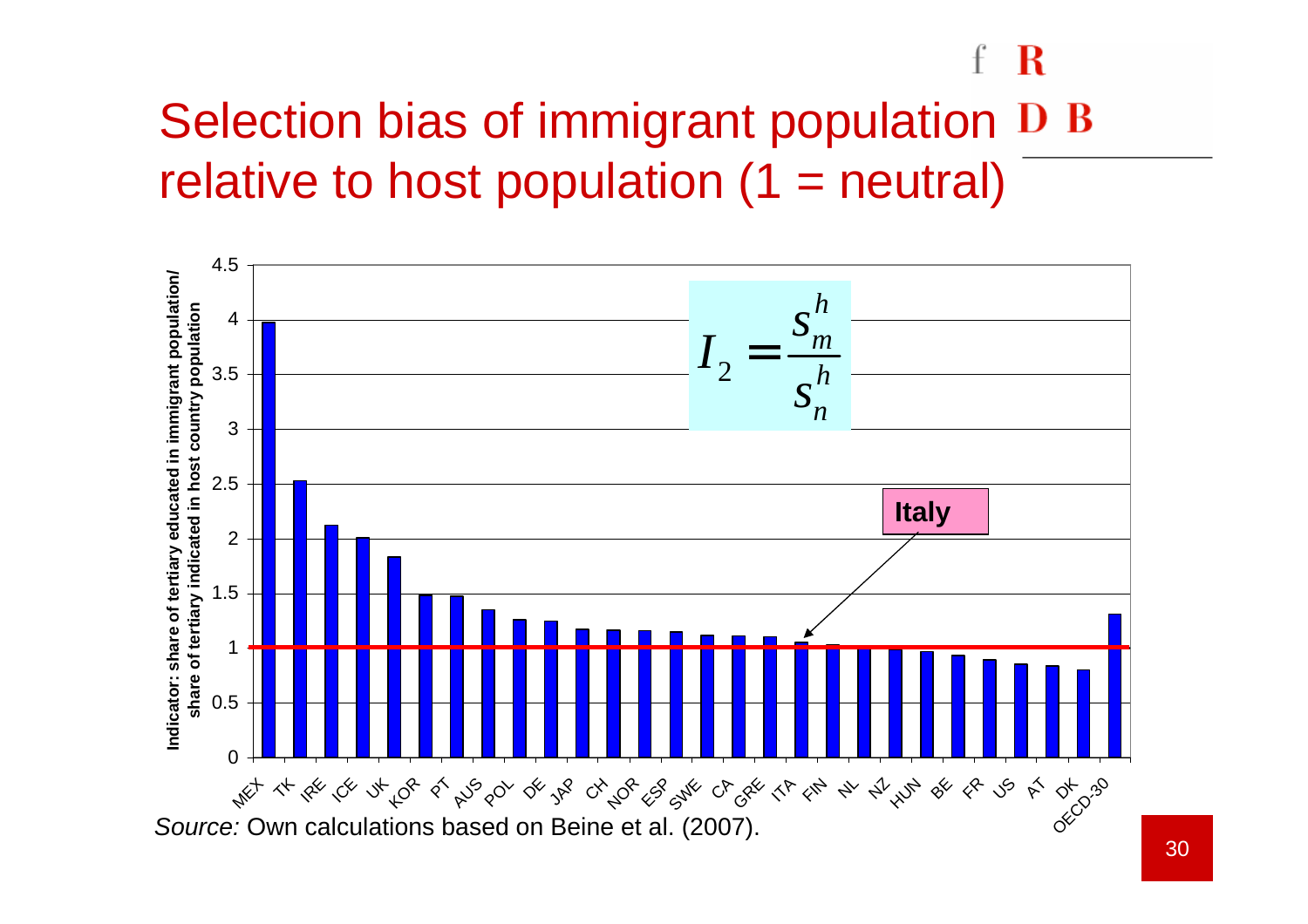# Selection bias of immigrant population relative to host population (1 = neutral)

$$I_2 = \frac{s_m^h}{s_n^h}$$

Indicator: share of tertiary educated in immigrant population/ share of tertiary indicated in host country population

| Country | Indicator (approx.) |
|---|---|
| MEX | 3.98 |
| TK | 2.53 |
| IRE | 2.12 |
| ICE | 2.01 |
| UK | 1.84 |
| KOR | 1.49 |
| PT | 1.48 |
| AUS | 1.35 |
| POL | 1.26 |
| DE | 1.25 |
| JAP | 1.17 |
| CH | 1.16 |
| NOR | 1.16 |
| ESP | 1.15 |
| SWE | 1.12 |
| CA | 1.11 |
| GRE | 1.10 |
| ITA (Italy) | 1.06 |
| FIN | 1.03 |
| NL | 0.99 |
| NZ | 0.99 |
| HUN | 0.97 |
| BE | 0.94 |
| FR | 0.90 |
| US | 0.86 |
| AT | 0.84 |
| DK | 0.80 |
| OECD-30 | 1.31 |

*Source:* Own calculations based on Beine et al. (2007).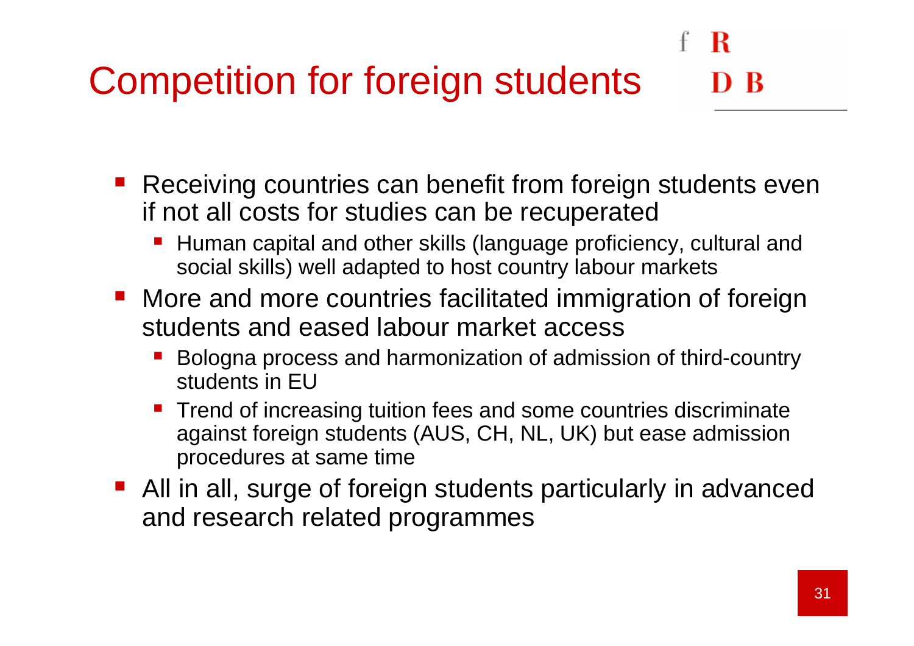# Competition for foreign students

- Receiving countries can benefit from foreign students even if not all costs for studies can be recuperated
  - Human capital and other skills (language proficiency, cultural and social skills) well adapted to host country labour markets
- More and more countries facilitated immigration of foreign students and eased labour market access
  - Bologna process and harmonization of admission of third-country students in EU
  - Trend of increasing tuition fees and some countries discriminate against foreign students (AUS, CH, NL, UK) but ease admission procedures at same time
- All in all, surge of foreign students particularly in advanced and research related programmes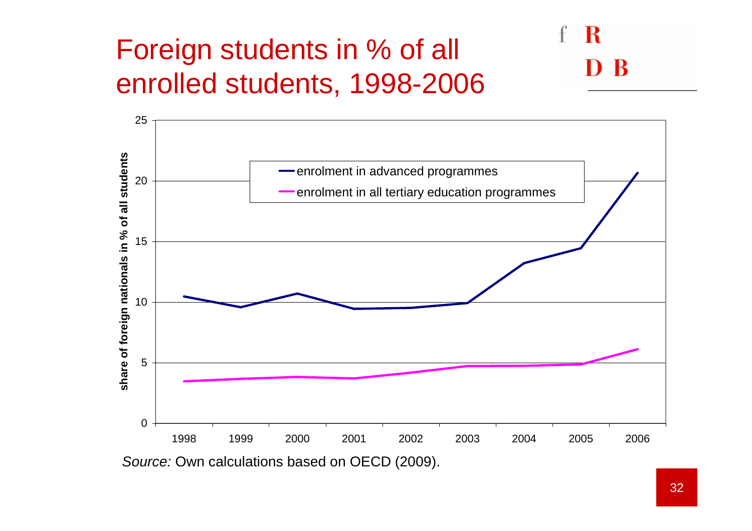# Foreign students in % of all enrolled students, 1998-2006

*Source:* Own calculations based on OECD (2009).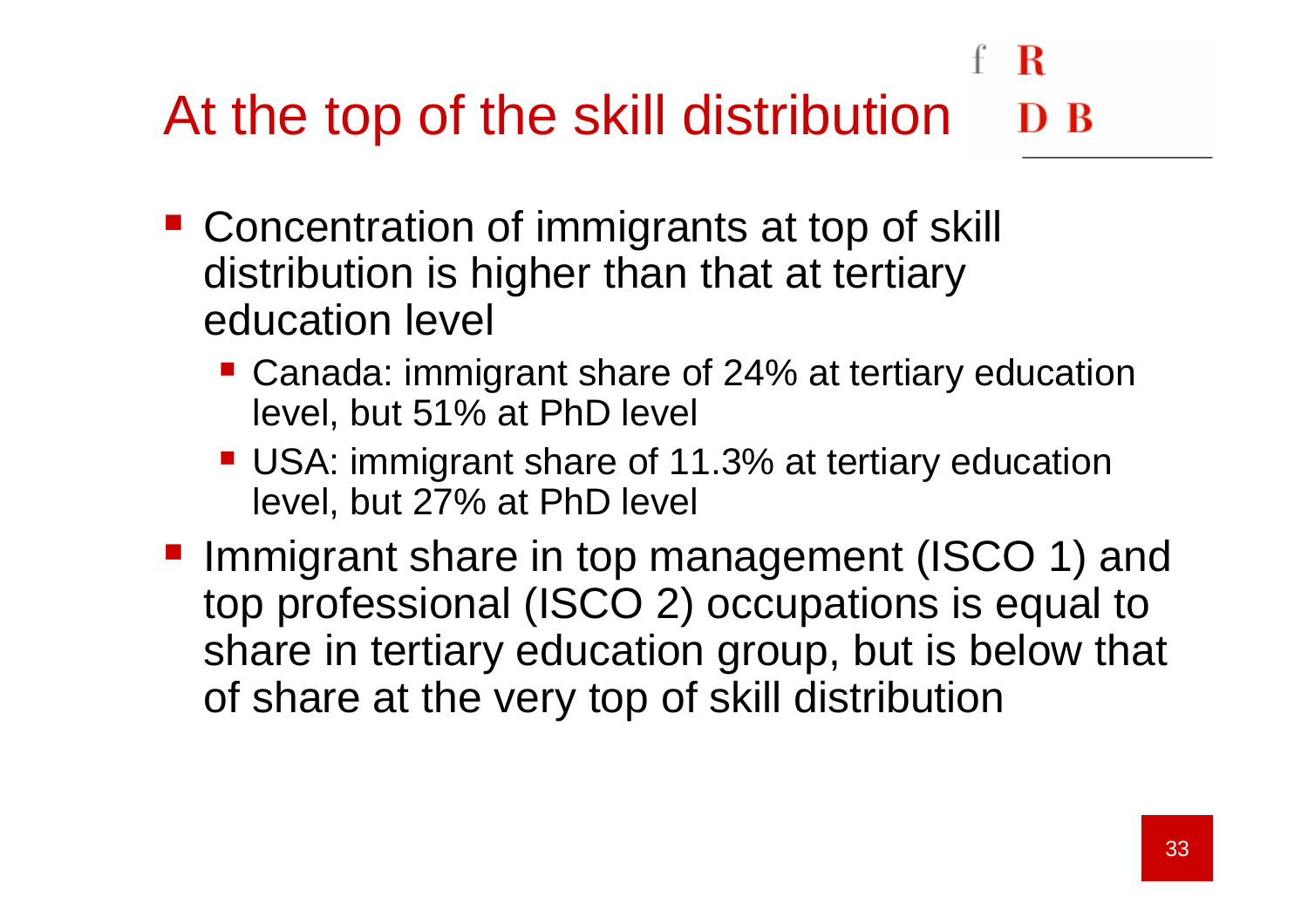# At the top of the skill distribution

- Concentration of immigrants at top of skill distribution is higher than that at tertiary education level
  - Canada: immigrant share of 24% at tertiary education level, but 51% at PhD level
  - USA: immigrant share of 11.3% at tertiary education level, but 27% at PhD level
- Immigrant share in top management (ISCO 1) and top professional (ISCO 2) occupations is equal to share in tertiary education group, but is below that of share at the very top of skill distribution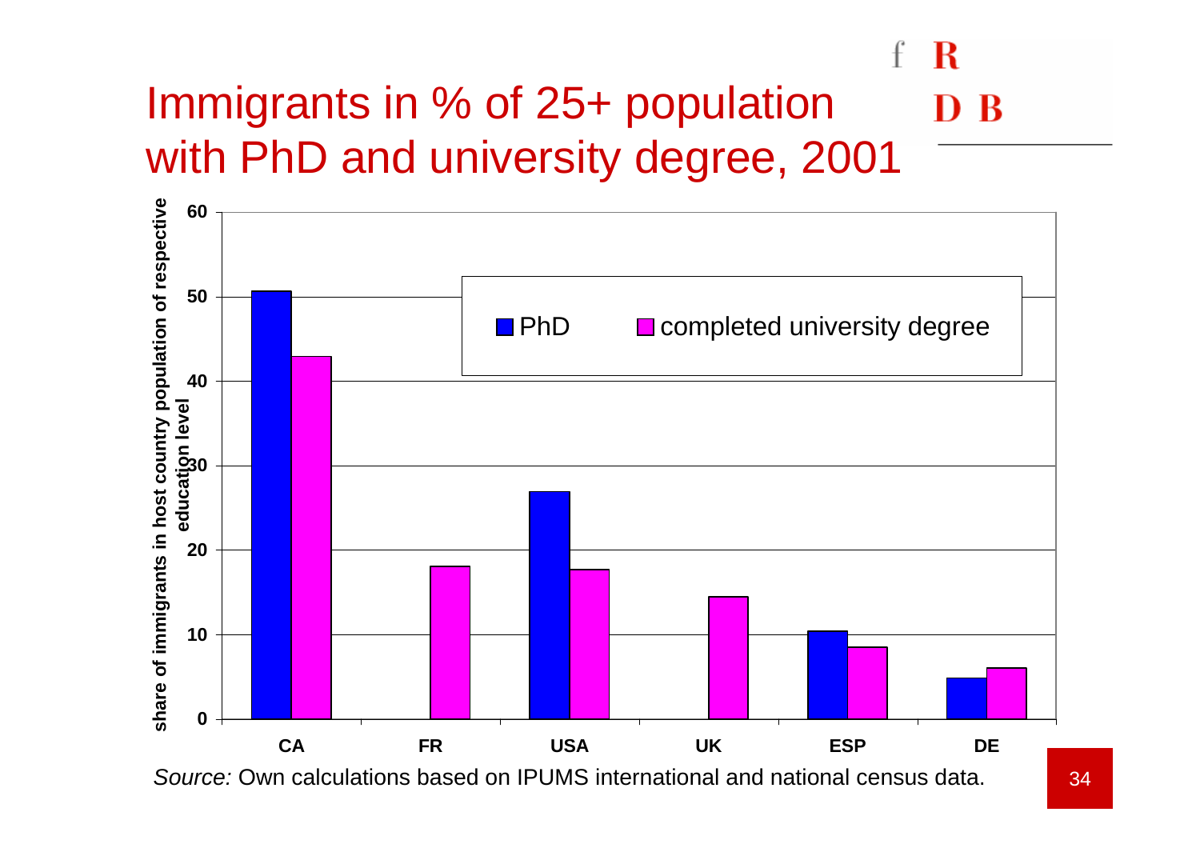# Immigrants in % of 25+ population with PhD and university degree, 2001

share of immigrants in host country population of respective education level

| | PhD | completed university degree |
|---|---|---|
| CA | 50.7 | 43 |
| FR | | 18.1 |
| USA | 26.9 | 17.7 |
| UK | | 14.5 |
| ESP | 10.4 | 8.5 |
| DE | 4.8 | 6 |

*Source:* Own calculations based on IPUMS international and national census data.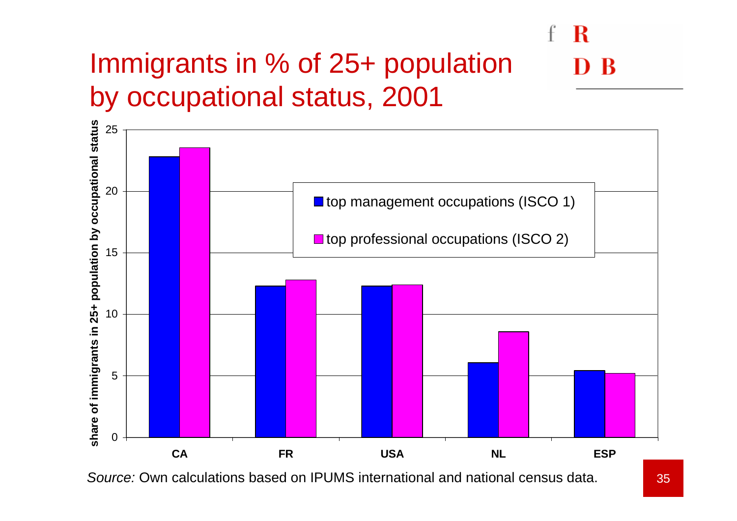# Immigrants in % of 25+ population by occupational status, 2001

| Country | top management occupations (ISCO 1) | top professional occupations (ISCO 2) |
|---|---|---|
| CA | 22.8 | 23.5 |
| FR | 12.3 | 12.8 |
| USA | 12.3 | 12.4 |
| NL | 6.1 | 8.6 |
| ESP | 5.4 | 5.2 |

*Source:* Own calculations based on IPUMS international and national census data.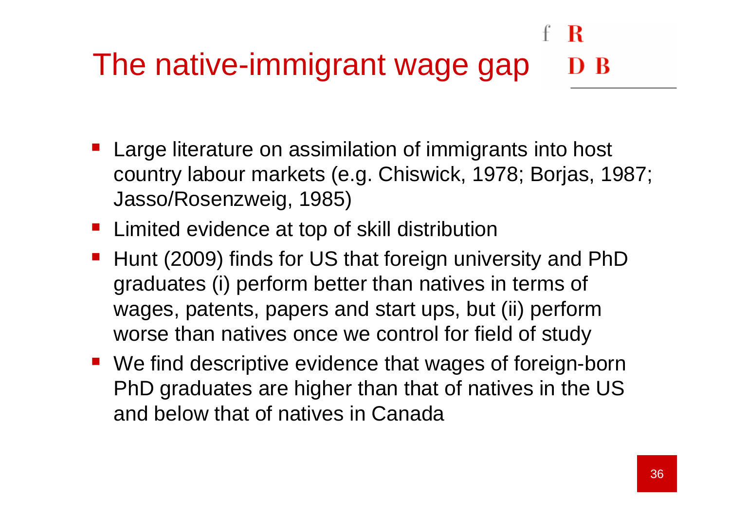# The native-immigrant wage gap

- Large literature on assimilation of immigrants into host country labour markets (e.g. Chiswick, 1978; Borjas, 1987; Jasso/Rosenzweig, 1985)
- Limited evidence at top of skill distribution
- Hunt (2009) finds for US that foreign university and PhD graduates (i) perform better than natives in terms of wages, patents, papers and start ups, but (ii) perform worse than natives once we control for field of study
- We find descriptive evidence that wages of foreign-born PhD graduates are higher than that of natives in the US and below that of natives in Canada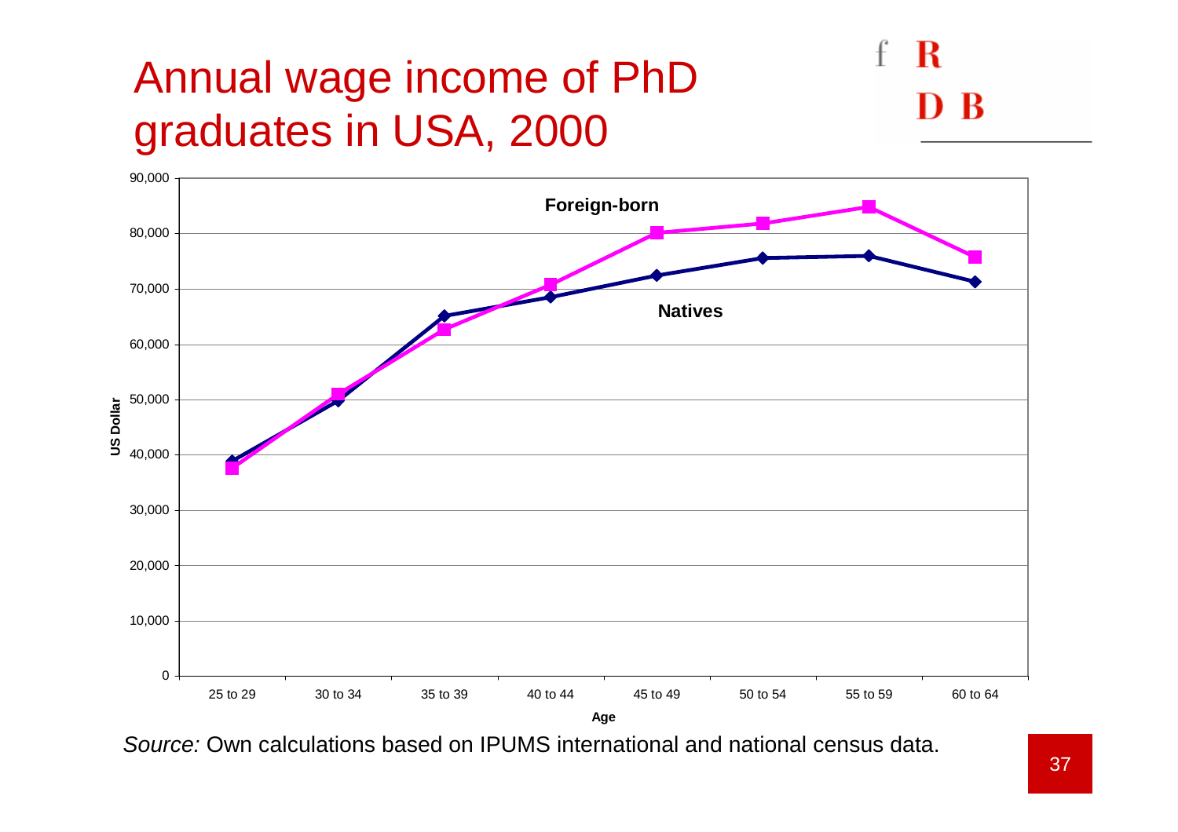# Annual wage income of PhD graduates in USA, 2000

*Source:* Own calculations based on IPUMS international and national census data.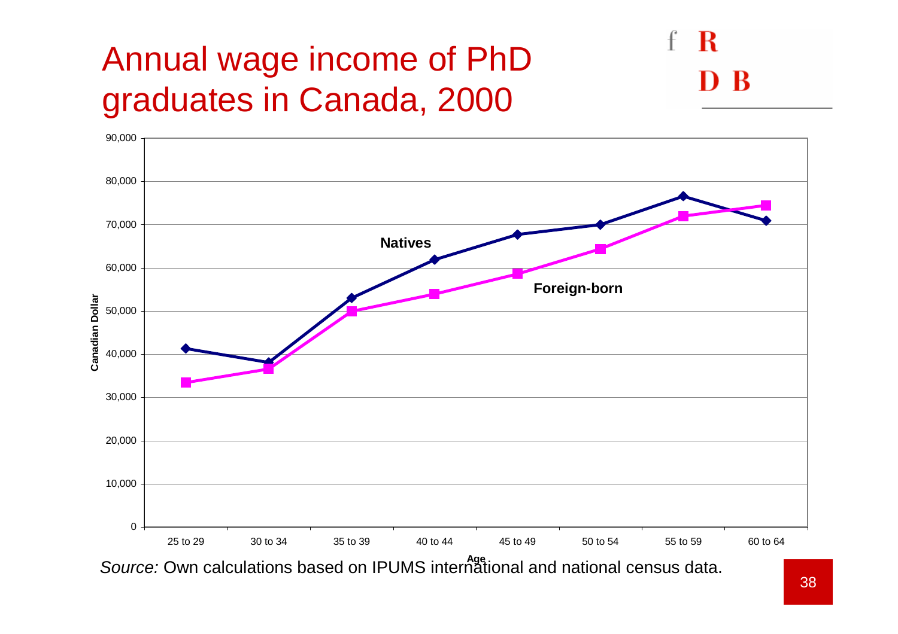# Annual wage income of PhD graduates in Canada, 2000

*Source:* Own calculations based on IPUMS international and national census data.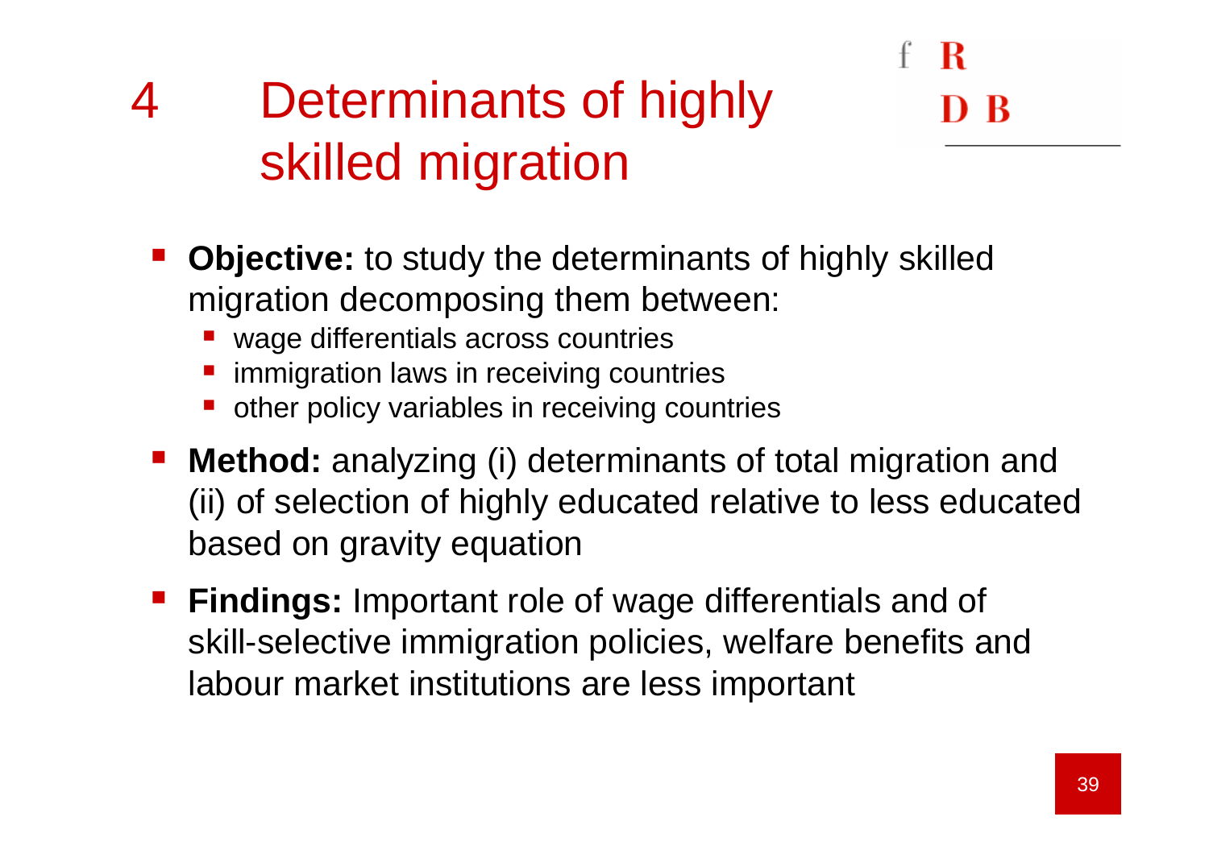# 4 Determinants of highly skilled migration

- **Objective:** to study the determinants of highly skilled migration decomposing them between:
  - wage differentials across countries
  - immigration laws in receiving countries
  - other policy variables in receiving countries
- **Method:** analyzing (i) determinants of total migration and (ii) of selection of highly educated relative to less educated based on gravity equation
- **Findings:** Important role of wage differentials and of skill-selective immigration policies, welfare benefits and labour market institutions are less important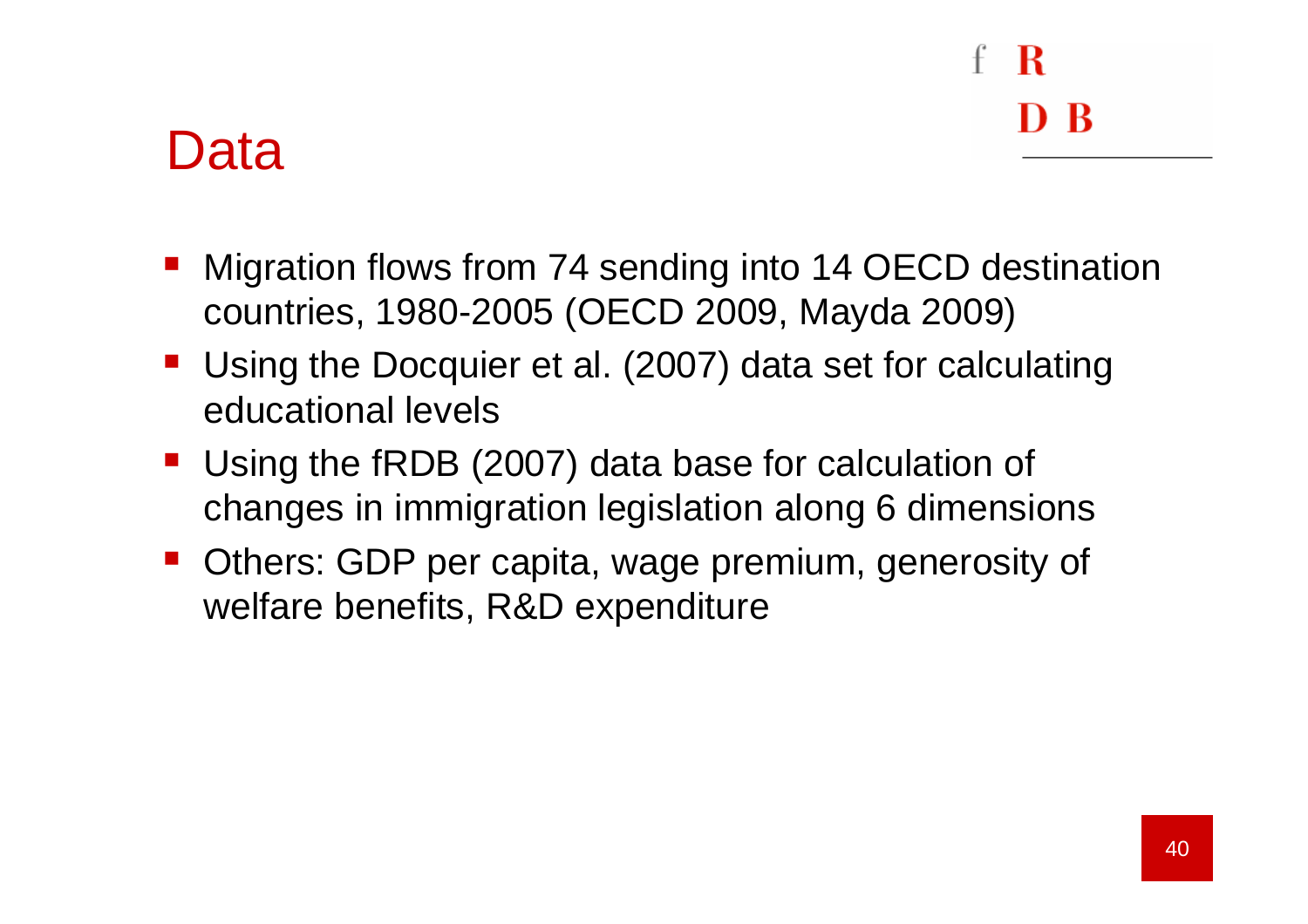# Data

- Migration flows from 74 sending into 14 OECD destination countries, 1980-2005 (OECD 2009, Mayda 2009)
- Using the Docquier et al. (2007) data set for calculating educational levels
- Using the fRDB (2007) data base for calculation of changes in immigration legislation along 6 dimensions
- Others: GDP per capita, wage premium, generosity of welfare benefits, R&D expenditure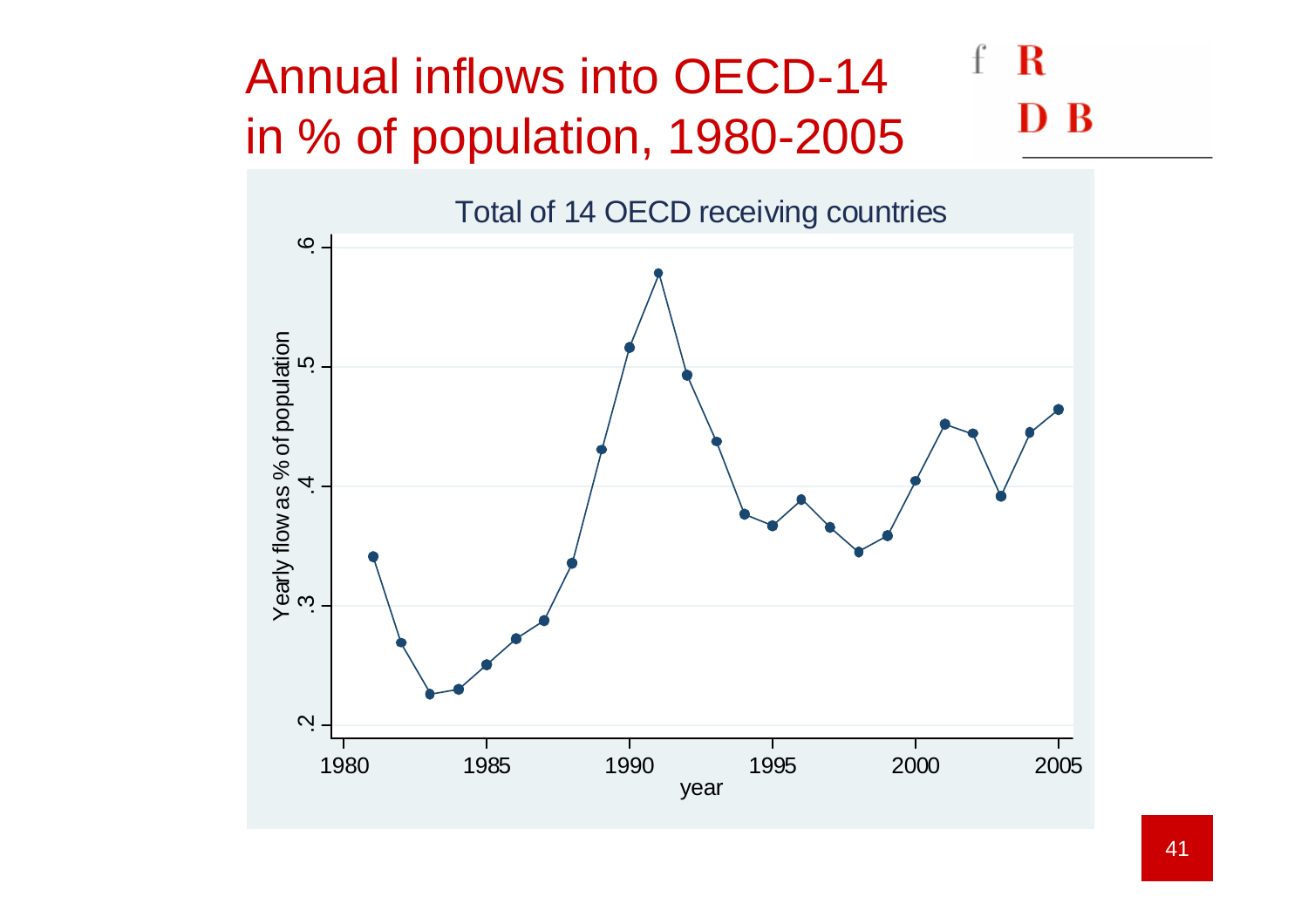# Annual inflows into OECD-14 in % of population, 1980-2005

Total of 14 OECD receiving countries

Yearly flow as % of population

year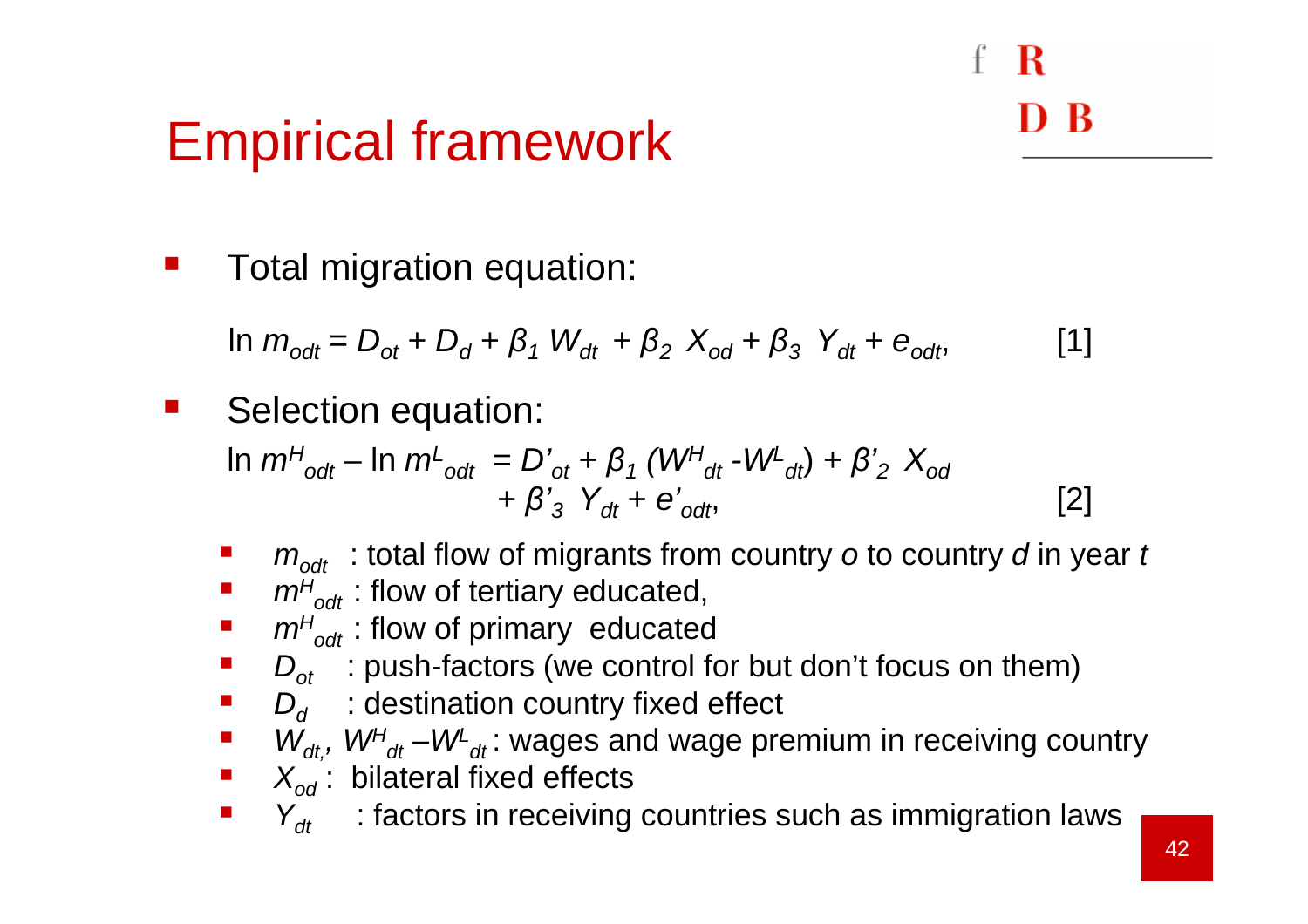# Empirical framework

- Total migration equation:

$$\ln m_{odt} = D_{ot} + D_d + \beta_1 W_{dt} + \beta_2 X_{od} + \beta_3 Y_{dt} + e_{odt}, \qquad [1]$$

- Selection equation:

$$\ln m^H_{odt} - \ln m^L_{odt} = D'_{ot} + \beta_1 (W^H_{dt} - W^L_{dt}) + \beta'_2 X_{od} + \beta'_3 Y_{dt} + e'_{odt}, \qquad [2]$$

  - $m_{odt}$ : total flow of migrants from country *o* to country *d* in year *t*
  - $m^H_{odt}$ : flow of tertiary educated,
  - $m^H_{odt}$ : flow of primary educated
  - $D_{ot}$ : push-factors (we control for but don't focus on them)
  - $D_d$ : destination country fixed effect
  - $W_{dt}$, $W^H_{dt} - W^L_{dt}$ : wages and wage premium in receiving country
  - $X_{od}$ : bilateral fixed effects
  - $Y_{dt}$ : factors in receiving countries such as immigration laws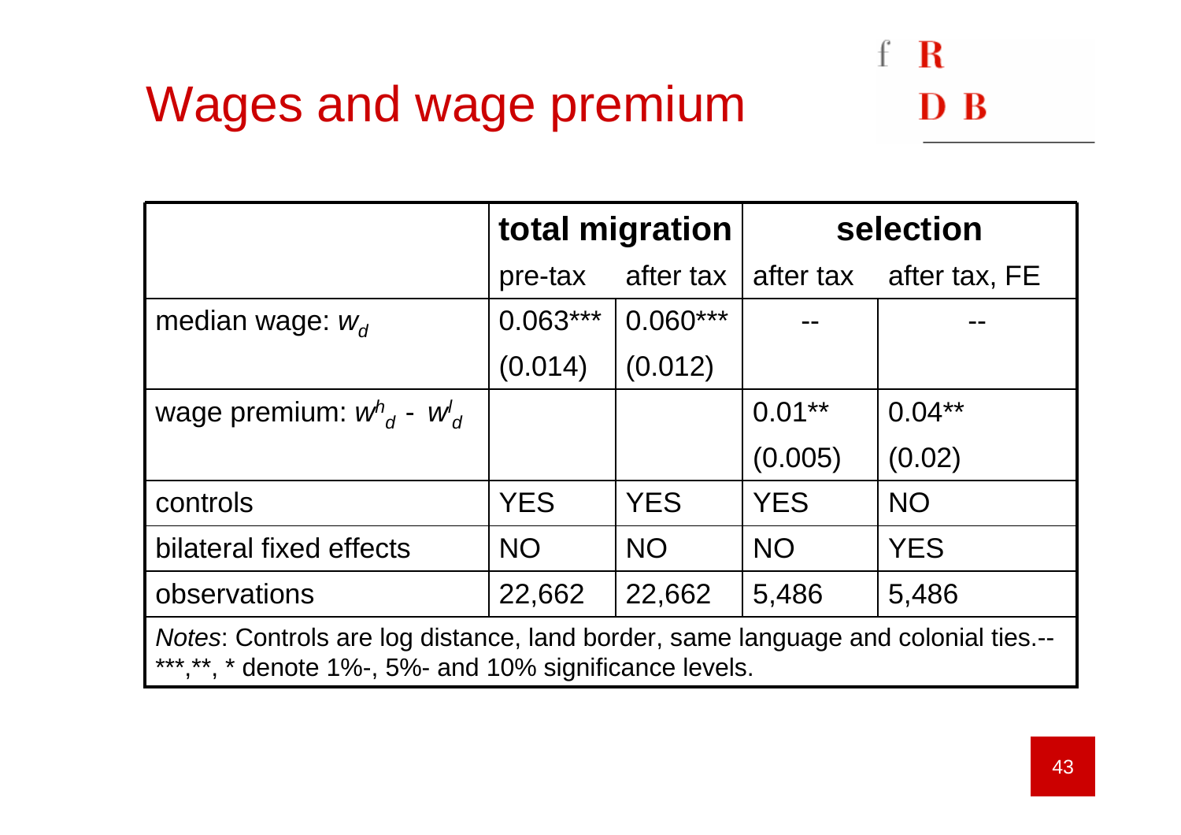# Wages and wage premium

| | total migration | | selection | |
|---|---|---|---|---|
| | pre-tax | after tax | after tax | after tax, FE |
| median wage: $w_d$ | 0.063*** | 0.060*** | -- | -- |
| | (0.014) | (0.012) | | |
| wage premium: $w^h_d$ - $w^l_d$ | | | 0.01** | 0.04** |
| | | | (0.005) | (0.02) |
| controls | YES | YES | YES | NO |
| bilateral fixed effects | NO | NO | NO | YES |
| observations | 22,662 | 22,662 | 5,486 | 5,486 |

*Notes*: Controls are log distance, land border, same language and colonial ties.-- ***,**, * denote 1%-, 5%- and 10% significance levels.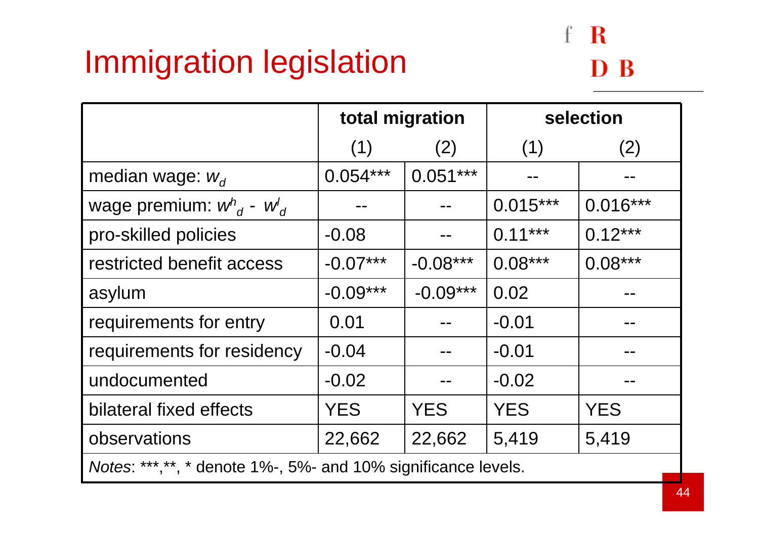# Immigration legislation

| | total migration | | selection | |
|---|---|---|---|---|
| | (1) | (2) | (1) | (2) |
| median wage: $w_d$ | 0.054*** | 0.051*** | -- | -- |
| wage premium: $w^h_d$ - $w^l_d$ | -- | -- | 0.015*** | 0.016*** |
| pro-skilled policies | -0.08 | -- | 0.11*** | 0.12*** |
| restricted benefit access | -0.07*** | -0.08*** | 0.08*** | 0.08*** |
| asylum | -0.09*** | -0.09*** | 0.02 | -- |
| requirements for entry | 0.01 | -- | -0.01 | -- |
| requirements for residency | -0.04 | -- | -0.01 | -- |
| undocumented | -0.02 | -- | -0.02 | -- |
| bilateral fixed effects | YES | YES | YES | YES |
| observations | 22,662 | 22,662 | 5,419 | 5,419 |

*Notes*: ***,**, * denote 1%-, 5%- and 10% significance levels.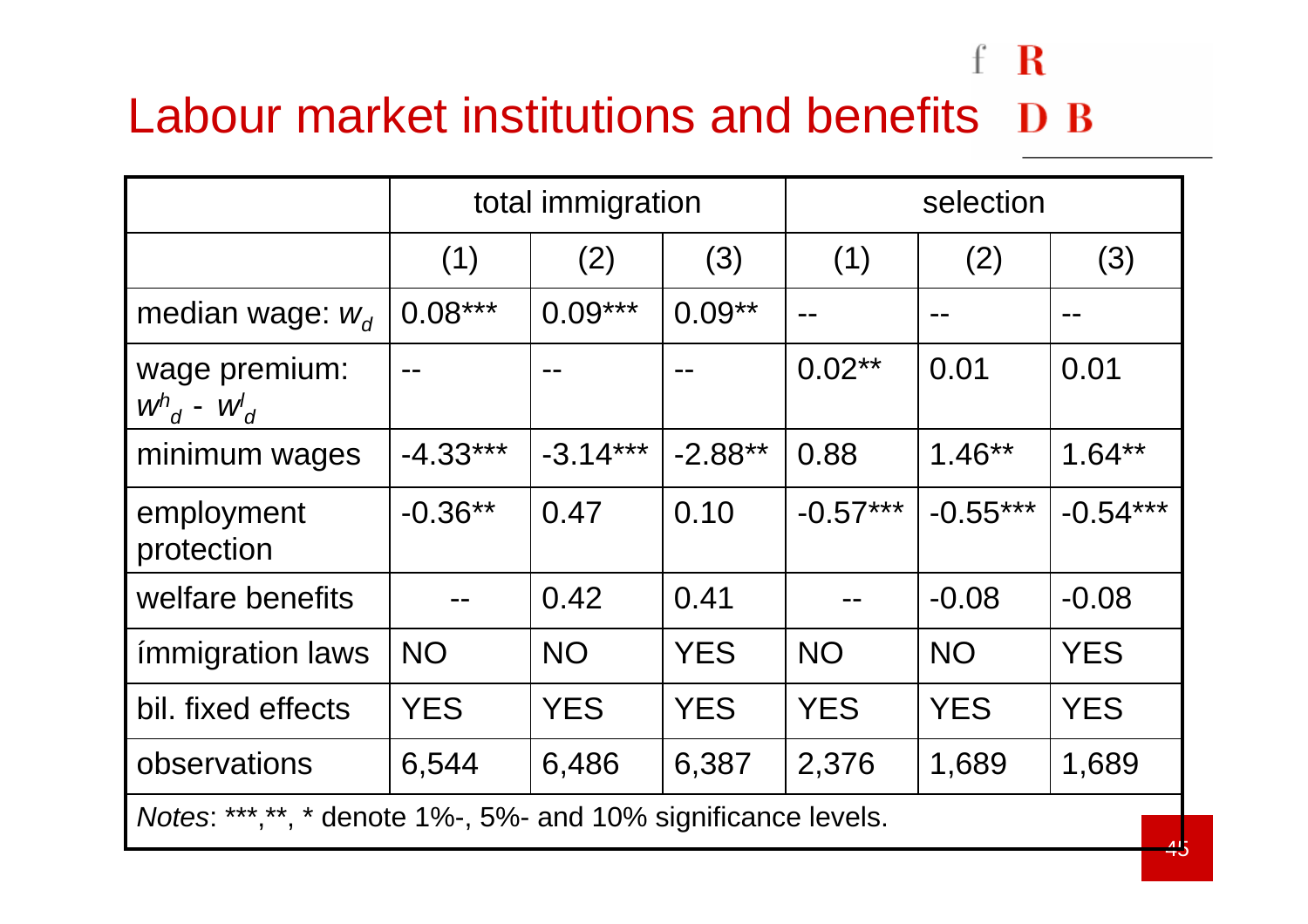# Labour market institutions and benefits

| | total immigration | | | selection | | |
|---|---|---|---|---|---|---|
| | (1) | (2) | (3) | (1) | (2) | (3) |
| median wage: $w_d$ | 0.08*** | 0.09*** | 0.09** | -- | -- | -- |
| wage premium: $w^h_d$ - $w^l_d$ | -- | -- | -- | 0.02** | 0.01 | 0.01 |
| minimum wages | -4.33*** | -3.14*** | -2.88** | 0.88 | 1.46** | 1.64** |
| employment protection | -0.36** | 0.47 | 0.10 | -0.57*** | -0.55*** | -0.54*** |
| welfare benefits | -- | 0.42 | 0.41 | -- | -0.08 | -0.08 |
| ímmigration laws | NO | NO | YES | NO | NO | YES |
| bil. fixed effects | YES | YES | YES | YES | YES | YES |
| observations | 6,544 | 6,486 | 6,387 | 2,376 | 1,689 | 1,689 |

*Notes*: ***,**, * denote 1%-, 5%- and 10% significance levels.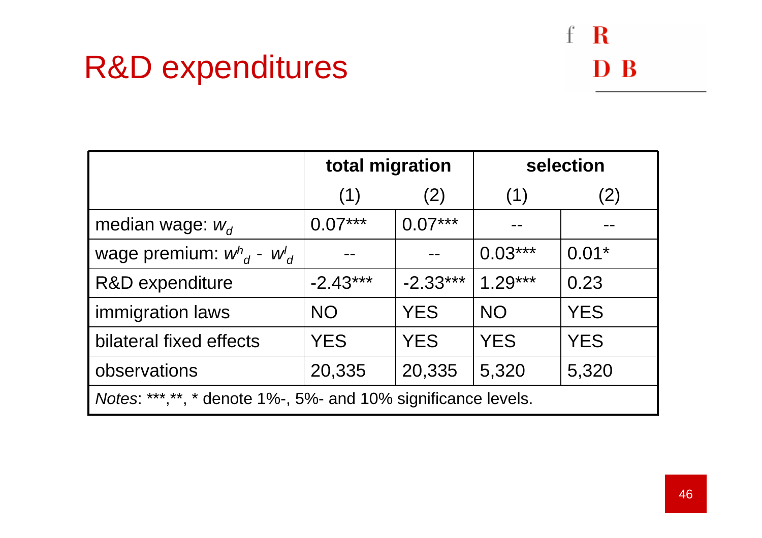# R&D expenditures

| | total migration | | selection | |
|---|---|---|---|---|
| | (1) | (2) | (1) | (2) |
| median wage: $w_d$ | 0.07*** | 0.07*** | -- | -- |
| wage premium: $w^h_d$ - $w^l_d$ | -- | -- | 0.03*** | 0.01* |
| R&D expenditure | -2.43*** | -2.33*** | 1.29*** | 0.23 |
| immigration laws | NO | YES | NO | YES |
| bilateral fixed effects | YES | YES | YES | YES |
| observations | 20,335 | 20,335 | 5,320 | 5,320 |
| *Notes*: ***,**, * denote 1%-, 5%- and 10% significance levels. | | | | |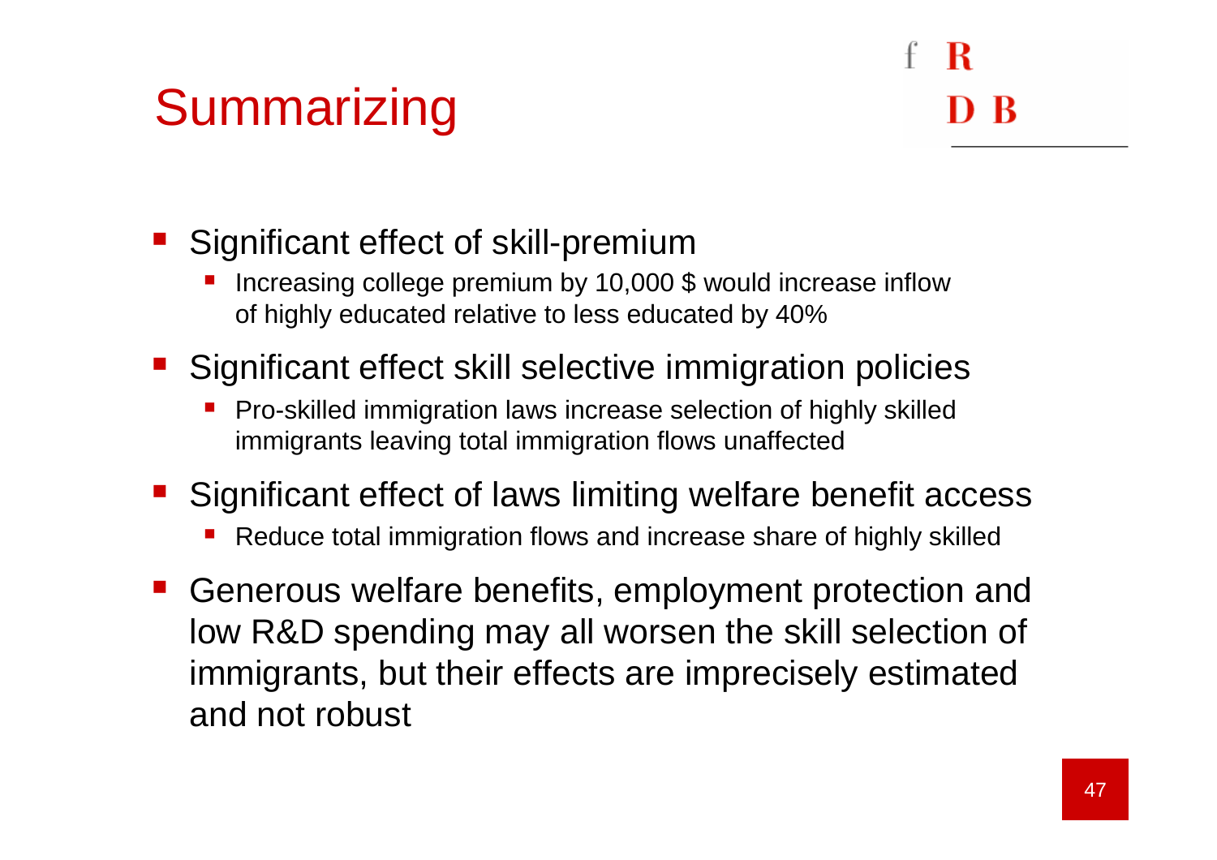# Summarizing

- Significant effect of skill-premium
  - Increasing college premium by 10,000 $ would increase inflow of highly educated relative to less educated by 40%
- Significant effect skill selective immigration policies
  - Pro-skilled immigration laws increase selection of highly skilled immigrants leaving total immigration flows unaffected
- Significant effect of laws limiting welfare benefit access
  - Reduce total immigration flows and increase share of highly skilled
- Generous welfare benefits, employment protection and low R&D spending may all worsen the skill selection of immigrants, but their effects are imprecisely estimated and not robust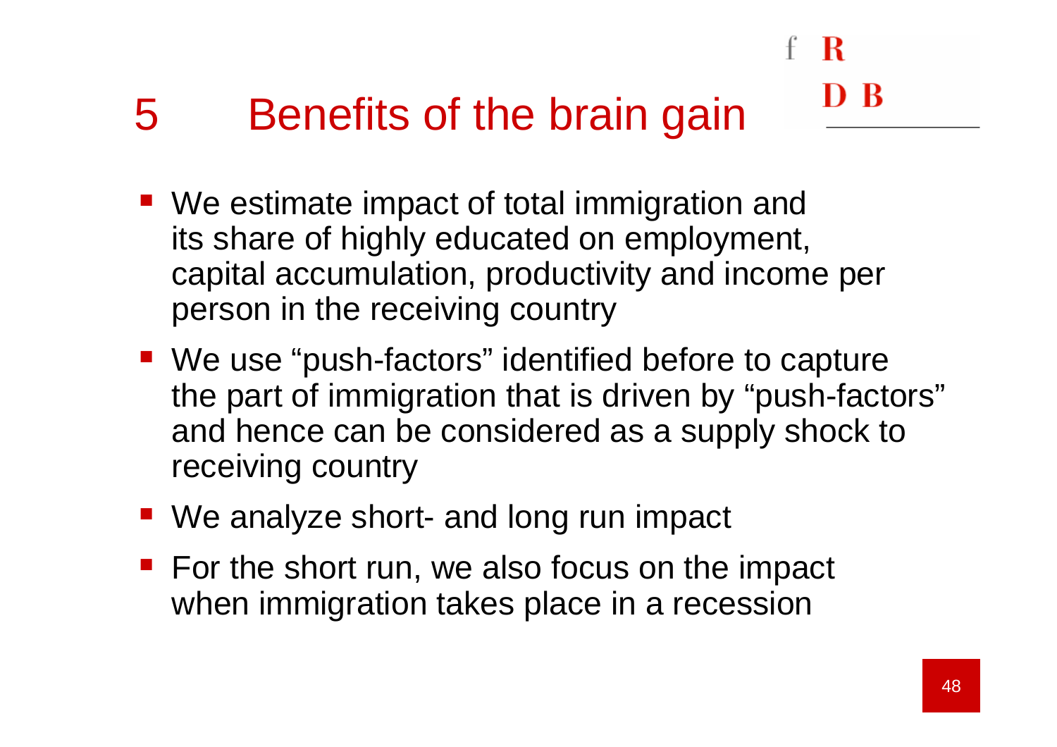# 5 Benefits of the brain gain

- We estimate impact of total immigration and its share of highly educated on employment, capital accumulation, productivity and income per person in the receiving country
- We use “push-factors” identified before to capture the part of immigration that is driven by “push-factors” and hence can be considered as a supply shock to receiving country
- We analyze short- and long run impact
- For the short run, we also focus on the impact when immigration takes place in a recession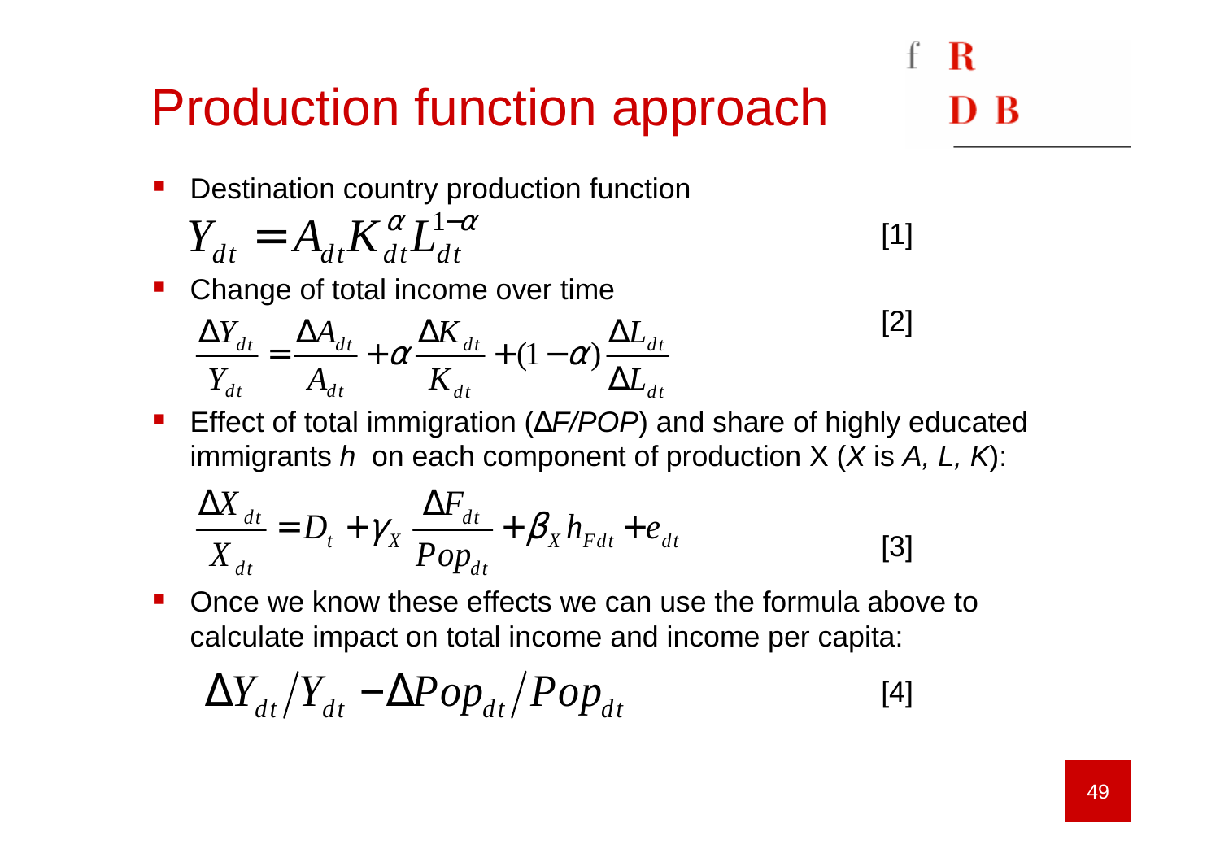# Production function approach

- Destination country production function

$$Y_{dt} = A_{dt} K_{dt}^{\alpha} L_{dt}^{1-\alpha} \quad [1]$$

- Change of total income over time

$$\frac{\Delta Y_{dt}}{Y_{dt}} = \frac{\Delta A_{dt}}{A_{dt}} + \alpha \frac{\Delta K_{dt}}{K_{dt}} + (1-\alpha) \frac{\Delta L_{dt}}{\Delta L_{dt}} \quad [2]$$

- Effect of total immigration ($\Delta F/POP$) and share of highly educated immigrants $h$ on each component of production X ($X$ is $A$, $L$, $K$):

$$\frac{\Delta X_{dt}}{X_{dt}} = D_t + \gamma_X \frac{\Delta F_{dt}}{Pop_{dt}} + \beta_X h_{Fdt} + e_{dt} \quad [3]$$

- Once we know these effects we can use the formula above to calculate impact on total income and income per capita:

$$\Delta Y_{dt} / Y_{dt} - \Delta Pop_{dt} / Pop_{dt} \quad [4]$$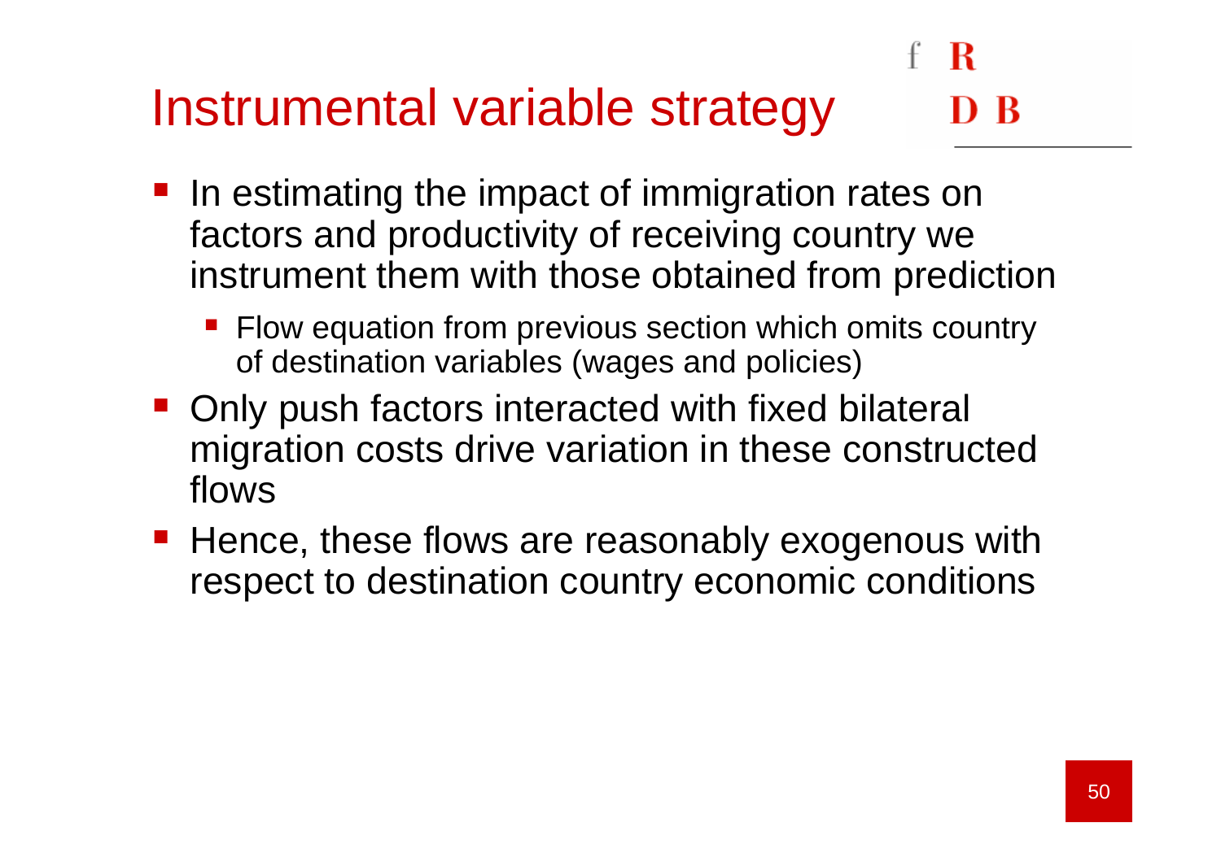# Instrumental variable strategy

- In estimating the impact of immigration rates on factors and productivity of receiving country we instrument them with those obtained from prediction
  - Flow equation from previous section which omits country of destination variables (wages and policies)
- Only push factors interacted with fixed bilateral migration costs drive variation in these constructed flows
- Hence, these flows are reasonably exogenous with respect to destination country economic conditions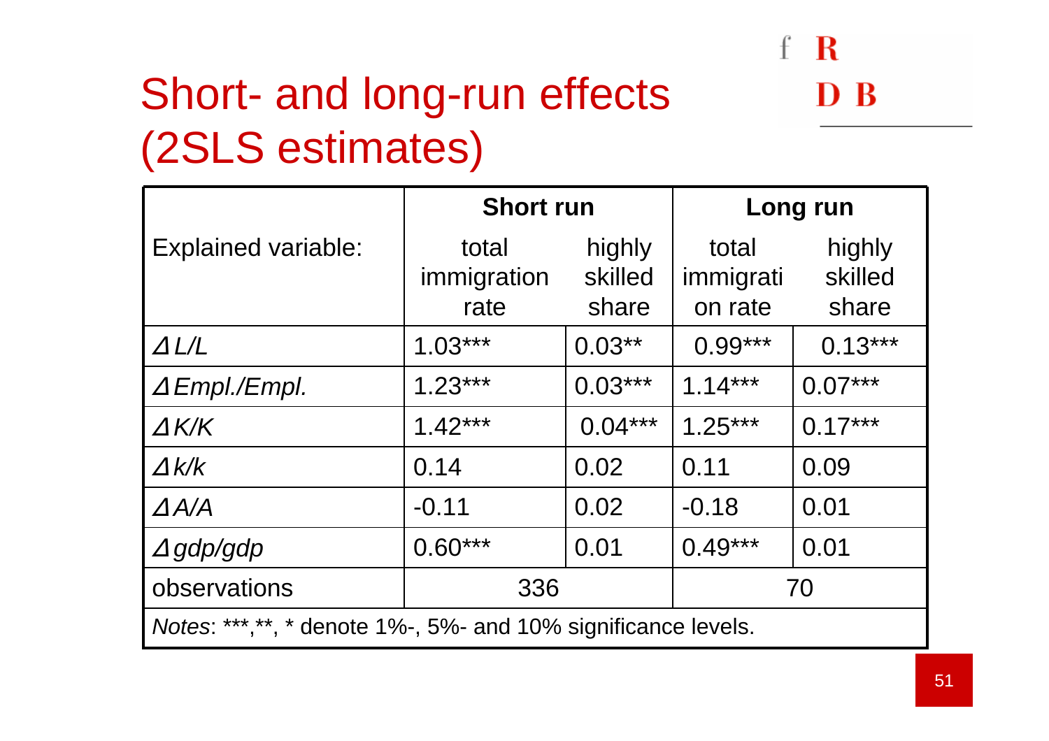# Short- and long-run effects (2SLS estimates)

| | Short run | | Long run | |
|---|---|---|---|---|
| Explained variable: | total immigration rate | highly skilled share | total immigration rate | highly skilled share |
| *Δ L/L* | 1.03*** | 0.03** | 0.99*** | 0.13*** |
| *Δ Empl./Empl.* | 1.23*** | 0.03*** | 1.14*** | 0.07*** |
| *Δ K/K* | 1.42*** | 0.04*** | 1.25*** | 0.17*** |
| *Δ k/k* | 0.14 | 0.02 | 0.11 | 0.09 |
| *Δ A/A* | -0.11 | 0.02 | -0.18 | 0.01 |
| *Δ gdp/gdp* | 0.60*** | 0.01 | 0.49*** | 0.01 |
| observations | 336 | | 70 | |

*Notes*: ***,**, * denote 1%-, 5%- and 10% significance levels.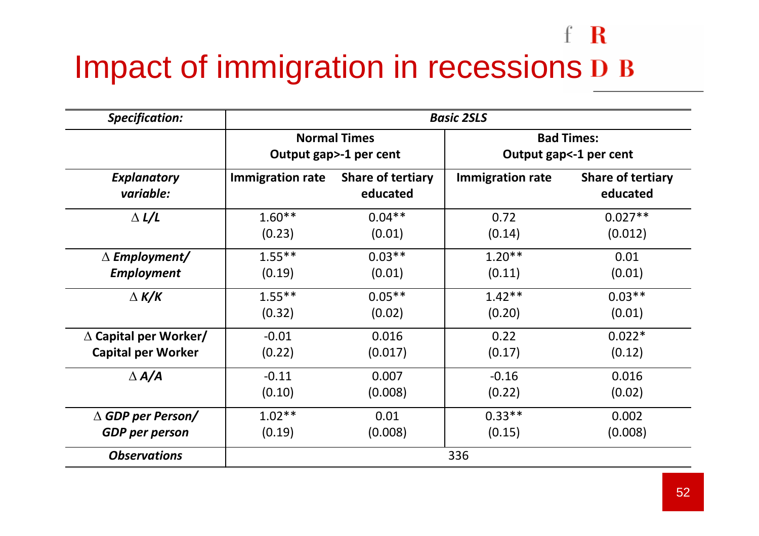# Impact of immigration in recessions

| *Specification:* | *Basic 2SLS* | | | |
|---|---|---|---|---|
| | **Normal Times Output gap>-1 per cent** | | **Bad Times: Output gap<-1 per cent** | |
| *Explanatory variable:* | **Immigration rate** | **Share of tertiary educated** | **Immigration rate** | **Share of tertiary educated** |
| $\Delta$ ***L/L*** | 1.60** (0.23) | 0.04** (0.01) | 0.72 (0.14) | 0.027** (0.012) |
| $\Delta$ ***Employment/ Employment*** | 1.55** (0.19) | 0.03** (0.01) | 1.20** (0.11) | 0.01 (0.01) |
| $\Delta$ ***K/K*** | 1.55** (0.32) | 0.05** (0.02) | 1.42** (0.20) | 0.03** (0.01) |
| $\Delta$ **Capital per Worker/ Capital per Worker** | -0.01 (0.22) | 0.016 (0.017) | 0.22 (0.17) | 0.022* (0.12) |
| $\Delta$ ***A/A*** | -0.11 (0.10) | 0.007 (0.008) | -0.16 (0.22) | 0.016 (0.02) |
| $\Delta$ ***GDP per Person/ GDP per person*** | 1.02** (0.19) | 0.01 (0.008) | 0.33** (0.15) | 0.002 (0.008) |
| ***Observations*** | 336 | | | |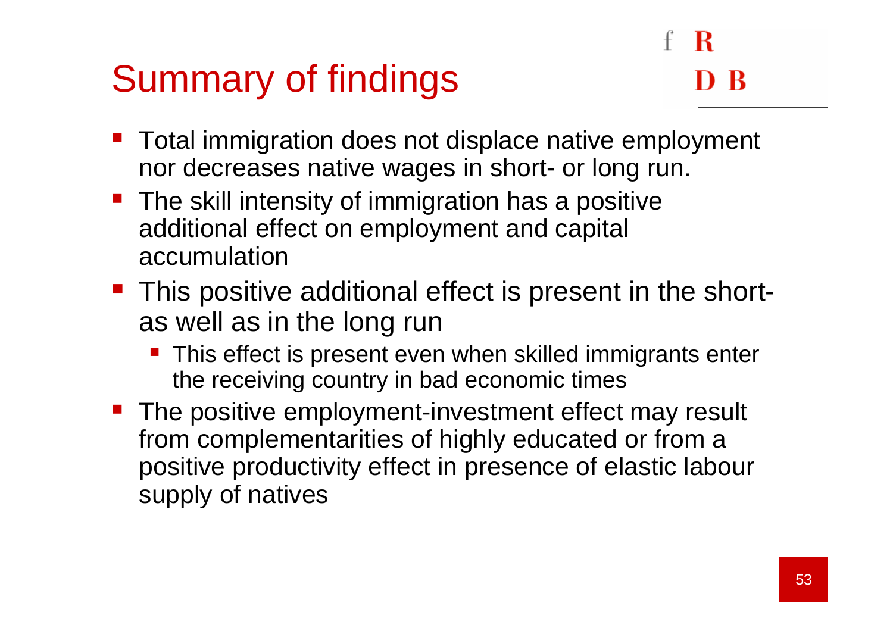# Summary of findings

- Total immigration does not displace native employment nor decreases native wages in short- or long run.
- The skill intensity of immigration has a positive additional effect on employment and capital accumulation
- This positive additional effect is present in the short- as well as in the long run
  - This effect is present even when skilled immigrants enter the receiving country in bad economic times
- The positive employment-investment effect may result from complementarities of highly educated or from a positive productivity effect in presence of elastic labour supply of natives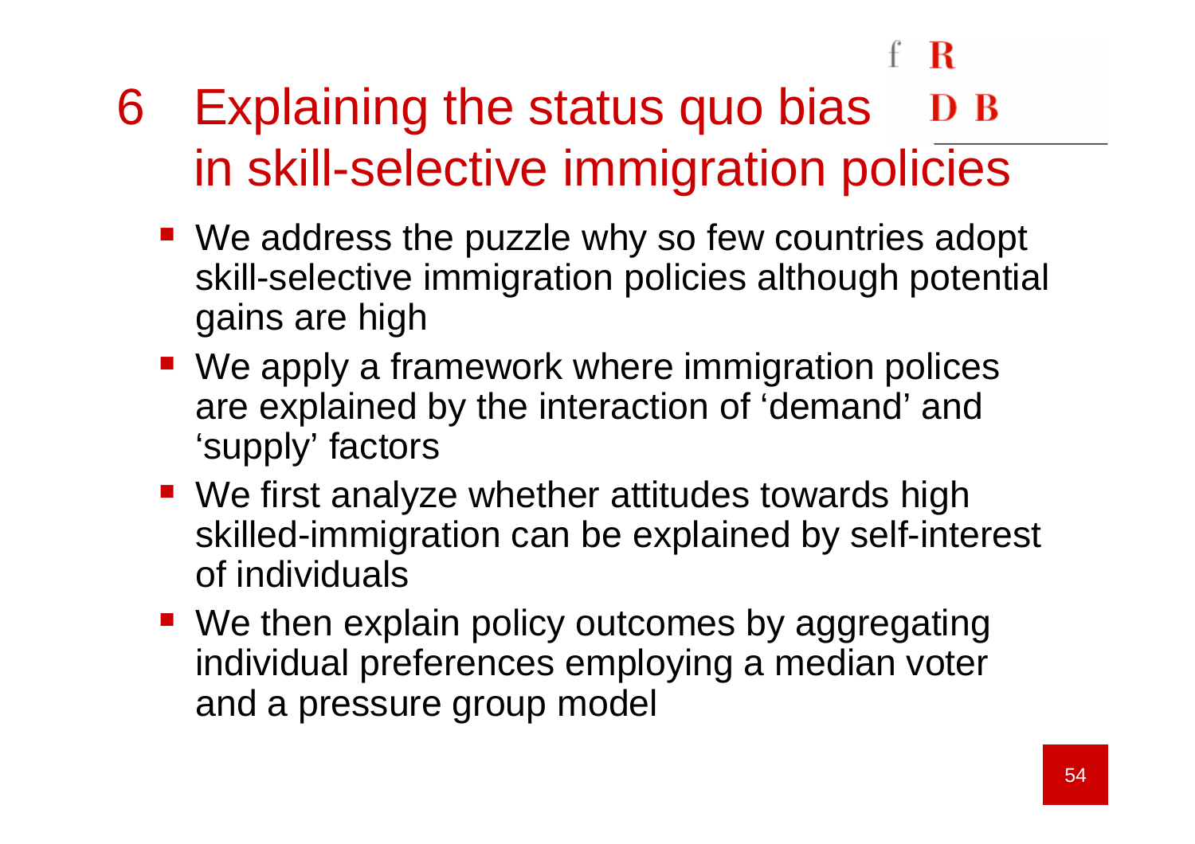# 6 Explaining the status quo bias in skill-selective immigration policies

- We address the puzzle why so few countries adopt skill-selective immigration policies although potential gains are high
- We apply a framework where immigration polices are explained by the interaction of 'demand' and 'supply' factors
- We first analyze whether attitudes towards high skilled-immigration can be explained by self-interest of individuals
- We then explain policy outcomes by aggregating individual preferences employing a median voter and a pressure group model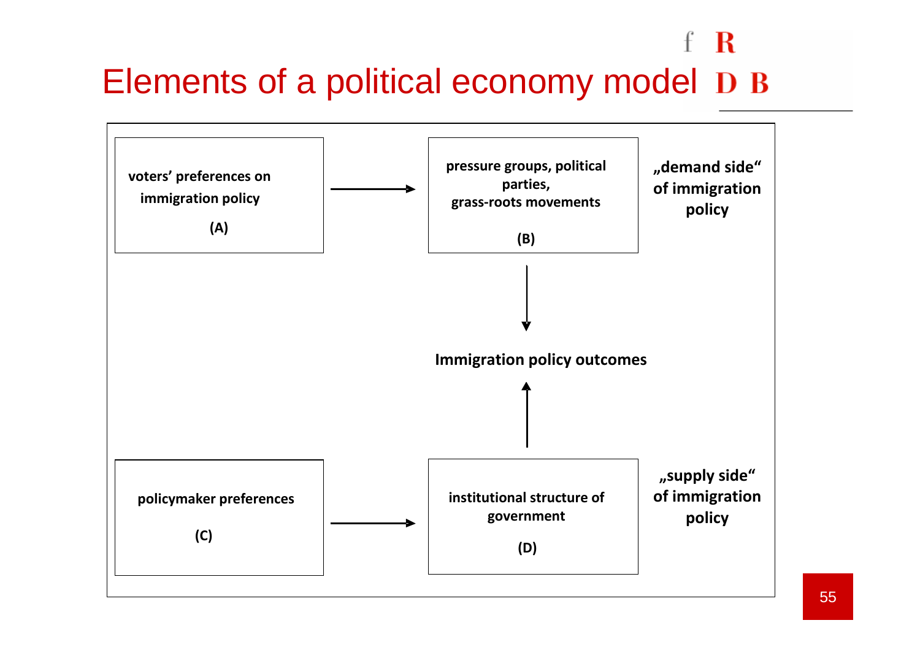# Elements of a political economy model

**voters' preferences on immigration policy**

**(A)**

→

**pressure groups, political parties, grass-roots movements**

**(B)**

**„demand side" of immigration policy**

↓

**Immigration policy outcomes**

↑

**policymaker preferences**

**(C)**

→

**institutional structure of government**

**(D)**

**„supply side" of immigration policy**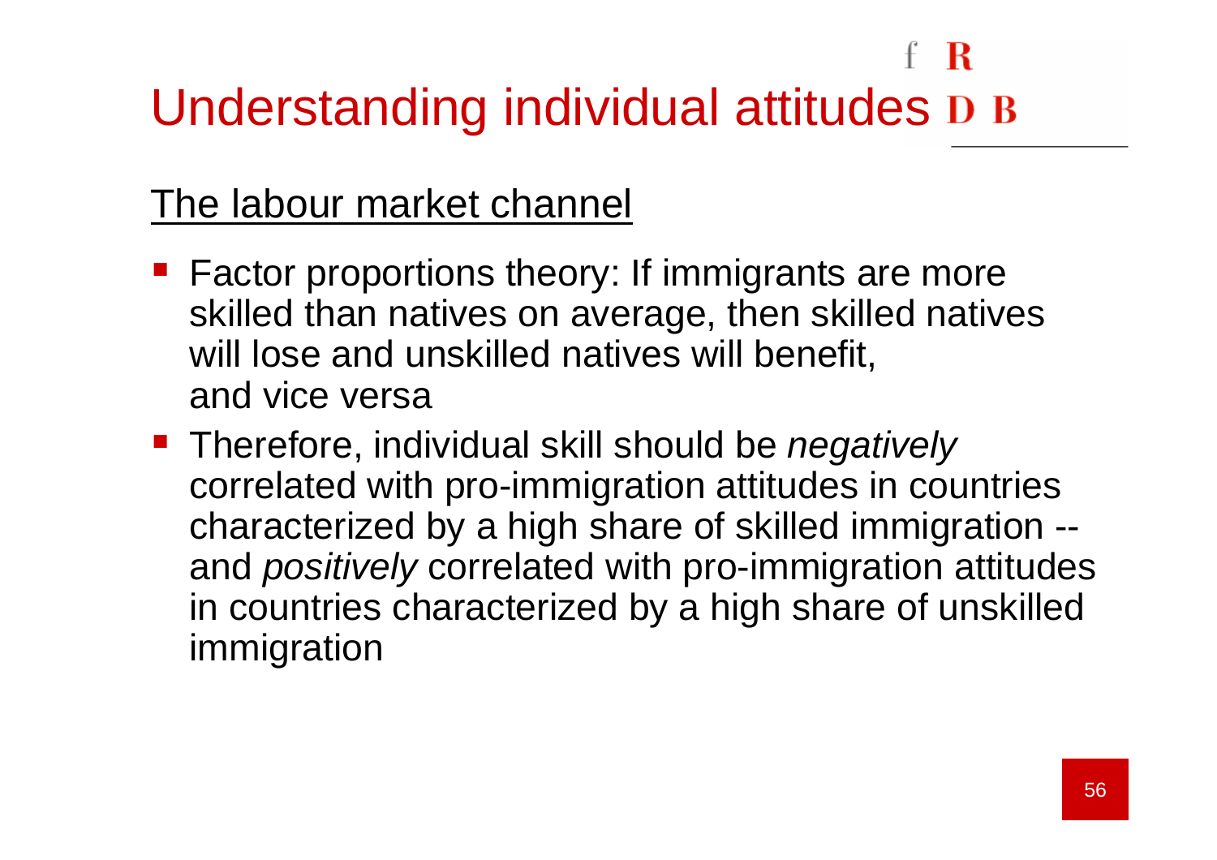# Understanding individual attitudes

## The labour market channel

- Factor proportions theory: If immigrants are more skilled than natives on average, then skilled natives will lose and unskilled natives will benefit, and vice versa
- Therefore, individual skill should be *negatively* correlated with pro-immigration attitudes in countries characterized by a high share of skilled immigration -- and *positively* correlated with pro-immigration attitudes in countries characterized by a high share of unskilled immigration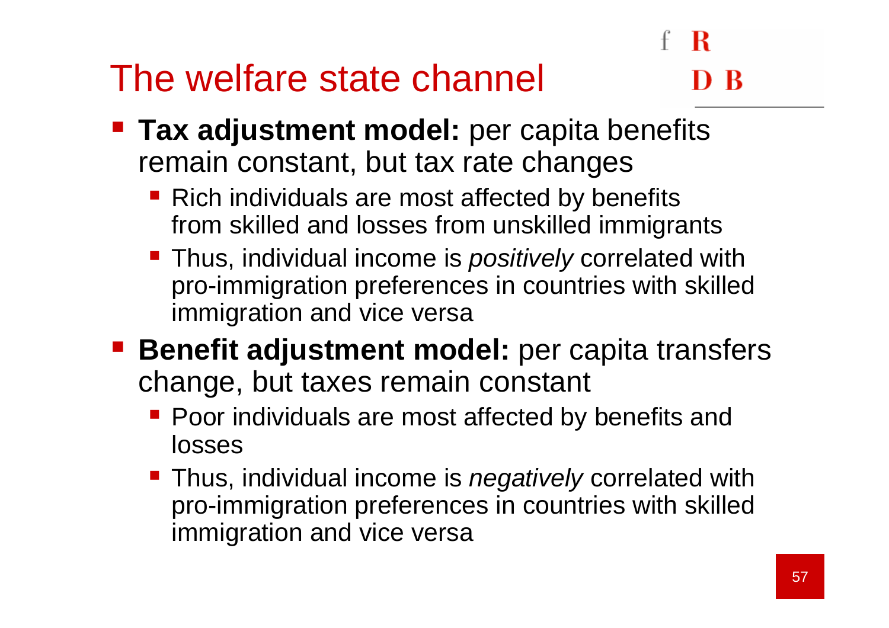# The welfare state channel

- **Tax adjustment model:** per capita benefits remain constant, but tax rate changes
  - Rich individuals are most affected by benefits from skilled and losses from unskilled immigrants
  - Thus, individual income is *positively* correlated with pro-immigration preferences in countries with skilled immigration and vice versa
- **Benefit adjustment model:** per capita transfers change, but taxes remain constant
  - Poor individuals are most affected by benefits and losses
  - Thus, individual income is *negatively* correlated with pro-immigration preferences in countries with skilled immigration and vice versa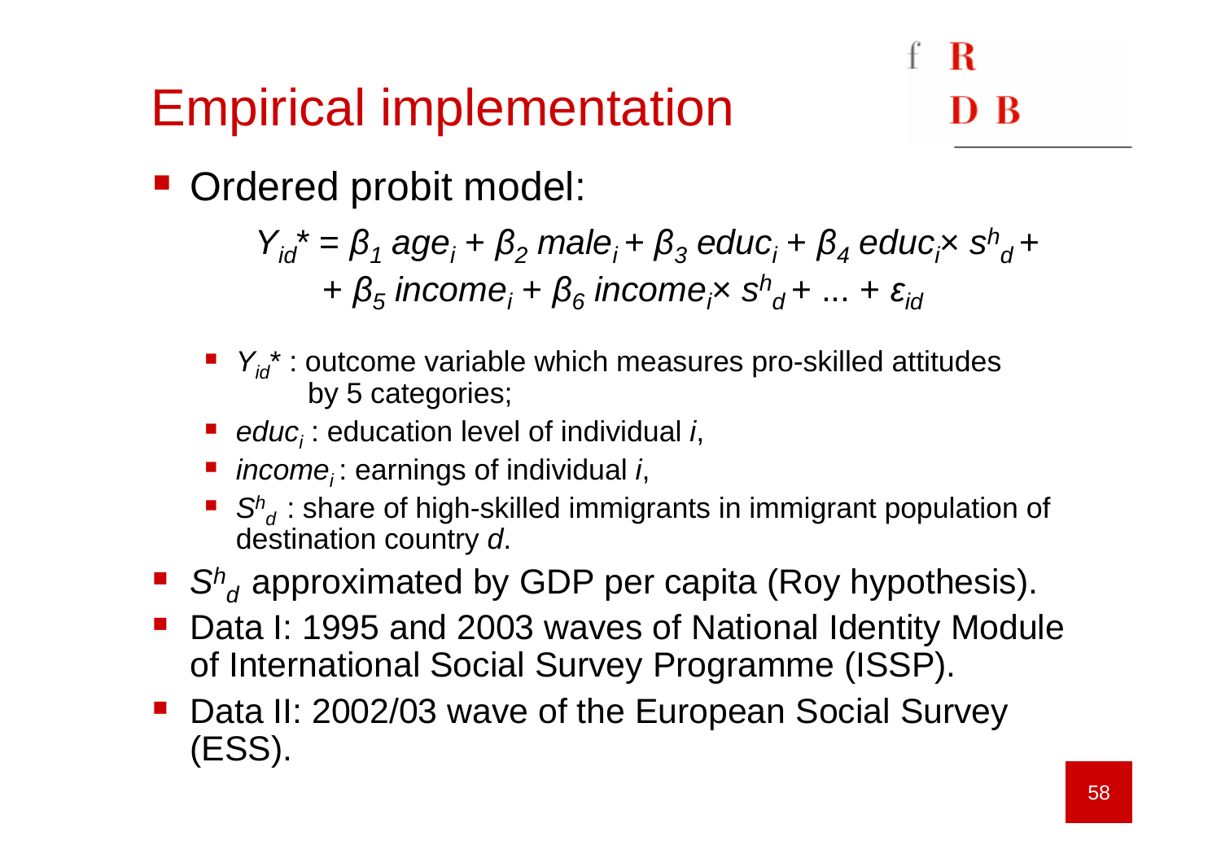# Empirical implementation

- Ordered probit model:

$$Y_{id}^* = \beta_1\, age_i + \beta_2\, male_i + \beta_3\, educ_i + \beta_4\, educ_i \times s^h_d + \\ + \beta_5\, income_i + \beta_6\, income_i \times s^h_d + \ldots + \varepsilon_{id}$$

  - $Y_{id}^*$ : outcome variable which measures pro-skilled attitudes by 5 categories;
  - $educ_i$ : education level of individual $i$,
  - $income_i$ : earnings of individual $i$,
  - $S^h_d$ : share of high-skilled immigrants in immigrant population of destination country $d$.
- $S^h_d$ approximated by GDP per capita (Roy hypothesis).
- Data I: 1995 and 2003 waves of National Identity Module of International Social Survey Programme (ISSP).
- Data II: 2002/03 wave of the European Social Survey (ESS).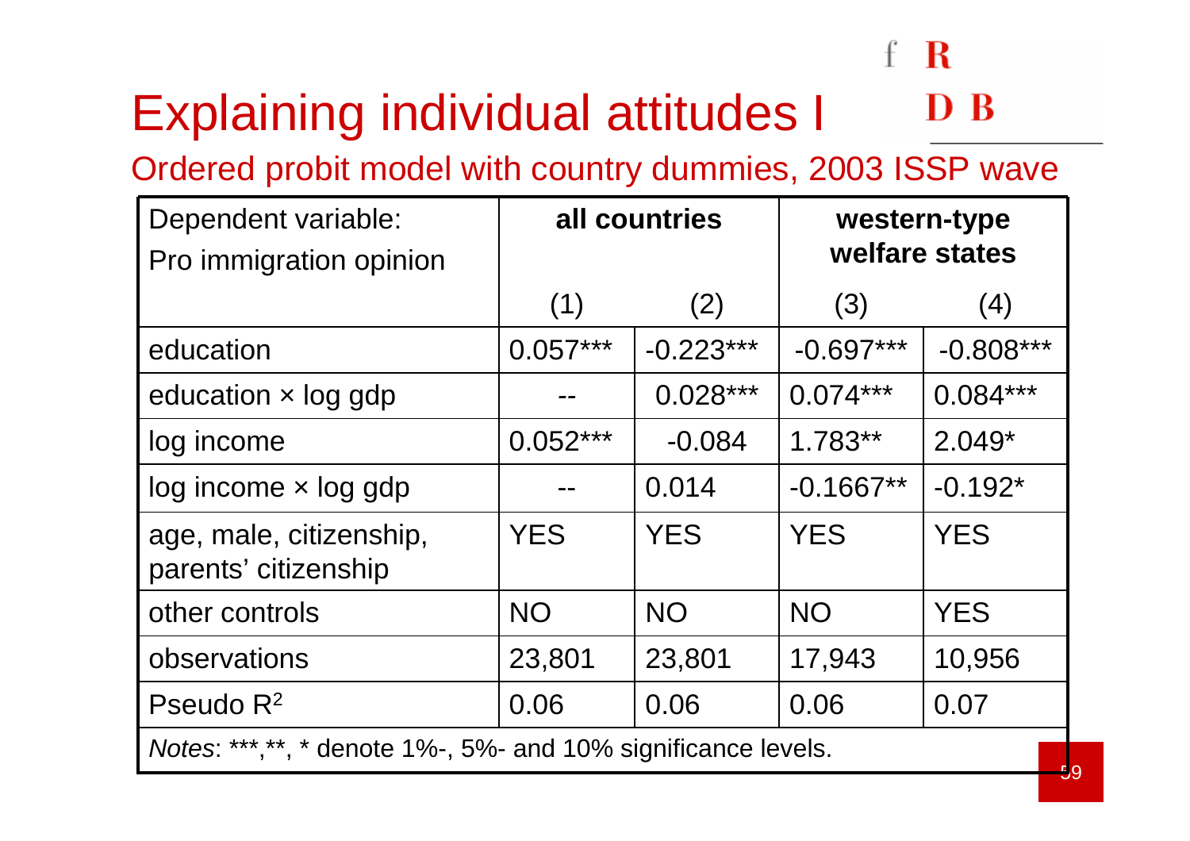# Explaining individual attitudes I

## Ordered probit model with country dummies, 2003 ISSP wave

| Dependent variable: Pro immigration opinion | all countries | | western-type welfare states | |
|---|---|---|---|---|
| | (1) | (2) | (3) | (4) |
| education | 0.057*** | -0.223*** | -0.697*** | -0.808*** |
| education × log gdp | -- | 0.028*** | 0.074*** | 0.084*** |
| log income | 0.052*** | -0.084 | 1.783** | 2.049* |
| log income × log gdp | -- | 0.014 | -0.1667** | -0.192* |
| age, male, citizenship, parents' citizenship | YES | YES | YES | YES |
| other controls | NO | NO | NO | YES |
| observations | 23,801 | 23,801 | 17,943 | 10,956 |
| Pseudo $R^2$ | 0.06 | 0.06 | 0.06 | 0.07 |

*Notes*: ***,**, * denote 1%-, 5%- and 10% significance levels.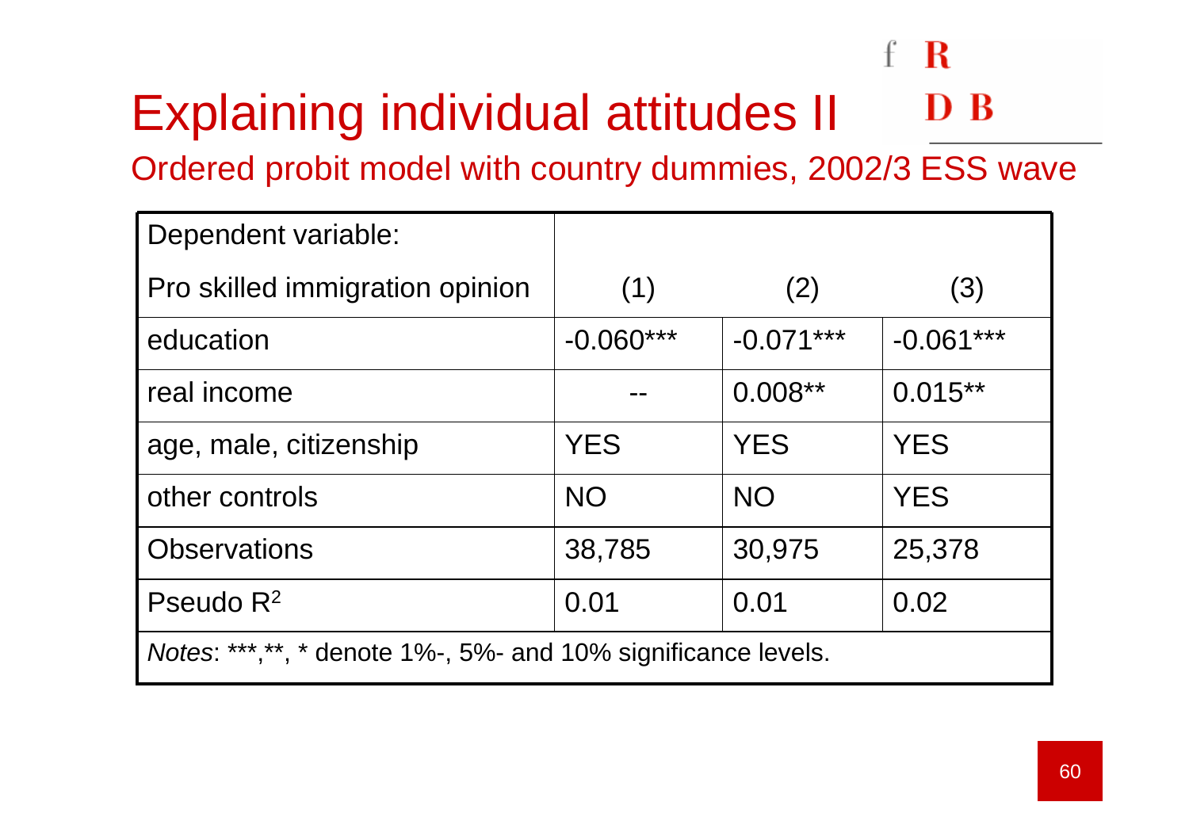# Explaining individual attitudes II

## Ordered probit model with country dummies, 2002/3 ESS wave

| Dependent variable: Pro skilled immigration opinion | (1) | (2) | (3) |
|---|---|---|---|
| education | -0.060*** | -0.071*** | -0.061*** |
| real income | -- | 0.008** | 0.015** |
| age, male, citizenship | YES | YES | YES |
| other controls | NO | NO | YES |
| Observations | 38,785 | 30,975 | 25,378 |
| Pseudo $R^2$ | 0.01 | 0.01 | 0.02 |
| *Notes*: ***,**, * denote 1%-, 5%- and 10% significance levels. | | | |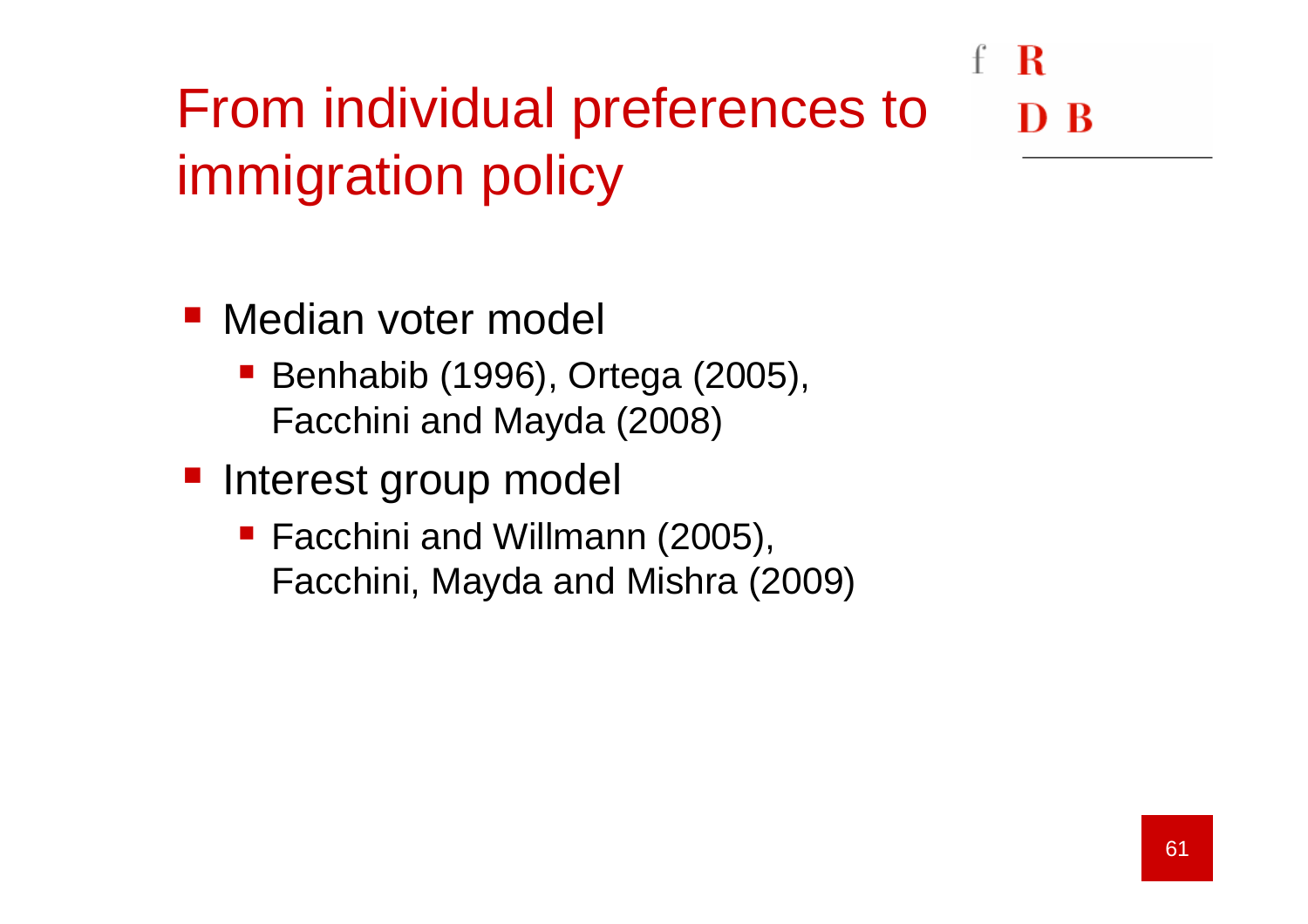# From individual preferences to immigration policy

- Median voter model
  - Benhabib (1996), Ortega (2005), Facchini and Mayda (2008)
- Interest group model
  - Facchini and Willmann (2005), Facchini, Mayda and Mishra (2009)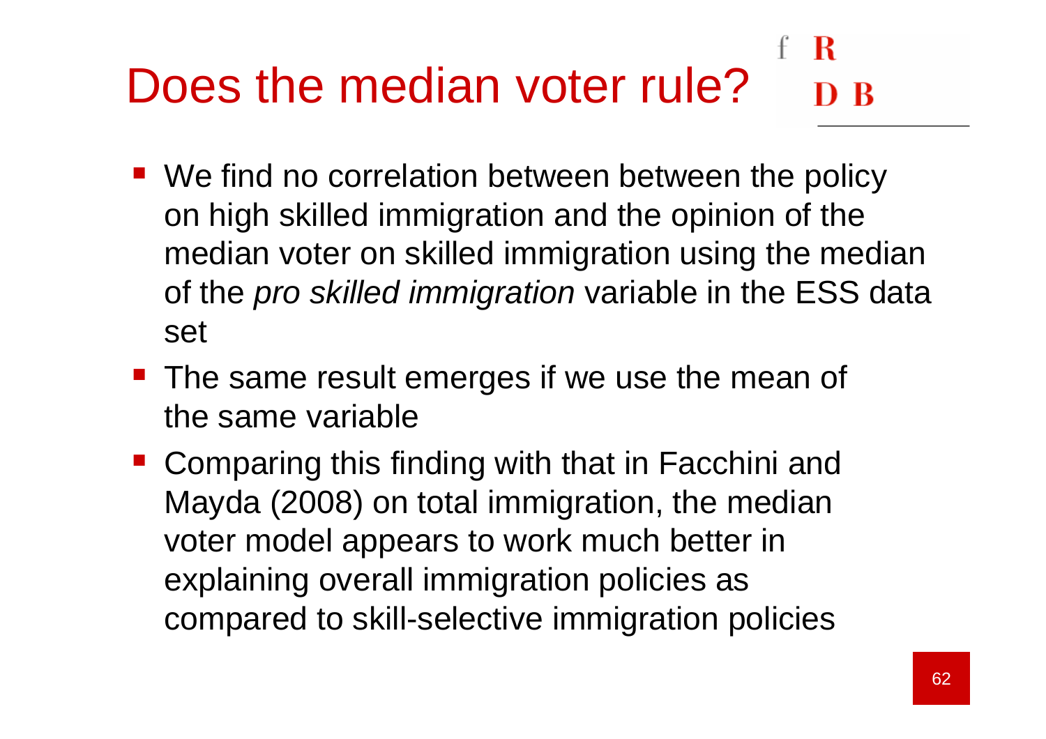# Does the median voter rule?

- We find no correlation between between the policy on high skilled immigration and the opinion of the median voter on skilled immigration using the median of the *pro skilled immigration* variable in the ESS data set
- The same result emerges if we use the mean of the same variable
- Comparing this finding with that in Facchini and Mayda (2008) on total immigration, the median voter model appears to work much better in explaining overall immigration policies as compared to skill-selective immigration policies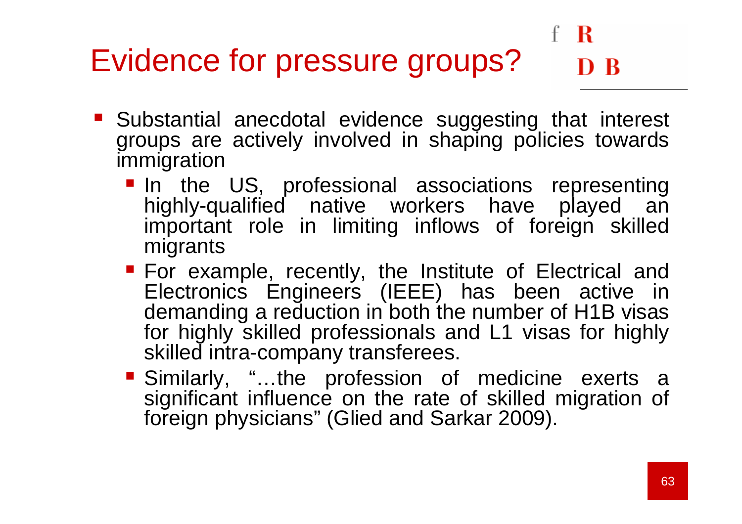# Evidence for pressure groups?

- Substantial anecdotal evidence suggesting that interest groups are actively involved in shaping policies towards immigration
  - In the US, professional associations representing highly-qualified native workers have played an important role in limiting inflows of foreign skilled migrants
  - For example, recently, the Institute of Electrical and Electronics Engineers (IEEE) has been active in demanding a reduction in both the number of H1B visas for highly skilled professionals and L1 visas for highly skilled intra-company transferees.
  - Similarly, "…the profession of medicine exerts a significant influence on the rate of skilled migration of foreign physicians" (Glied and Sarkar 2009).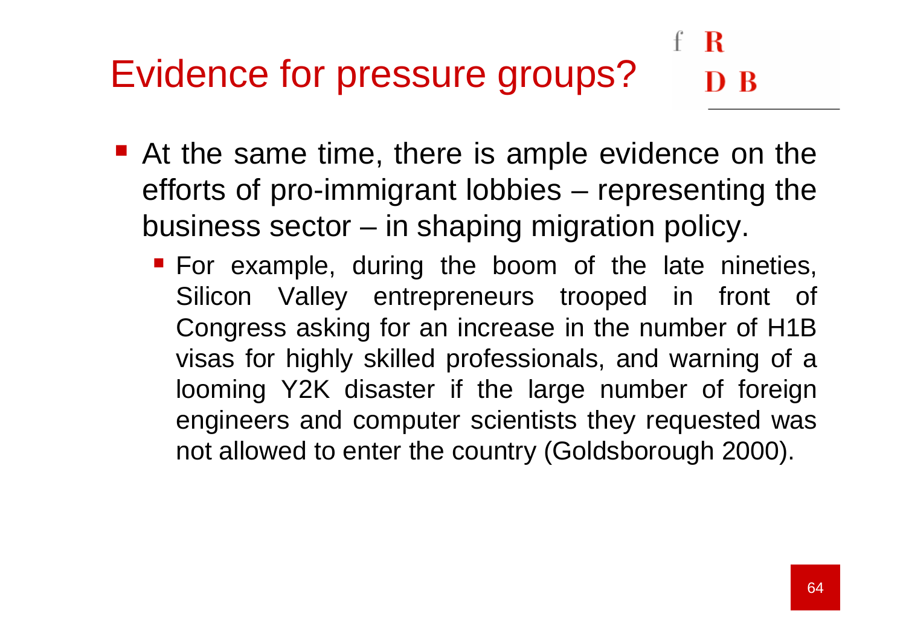# Evidence for pressure groups?

- At the same time, there is ample evidence on the efforts of pro-immigrant lobbies – representing the business sector – in shaping migration policy.
  - For example, during the boom of the late nineties, Silicon Valley entrepreneurs trooped in front of Congress asking for an increase in the number of H1B visas for highly skilled professionals, and warning of a looming Y2K disaster if the large number of foreign engineers and computer scientists they requested was not allowed to enter the country (Goldsborough 2000).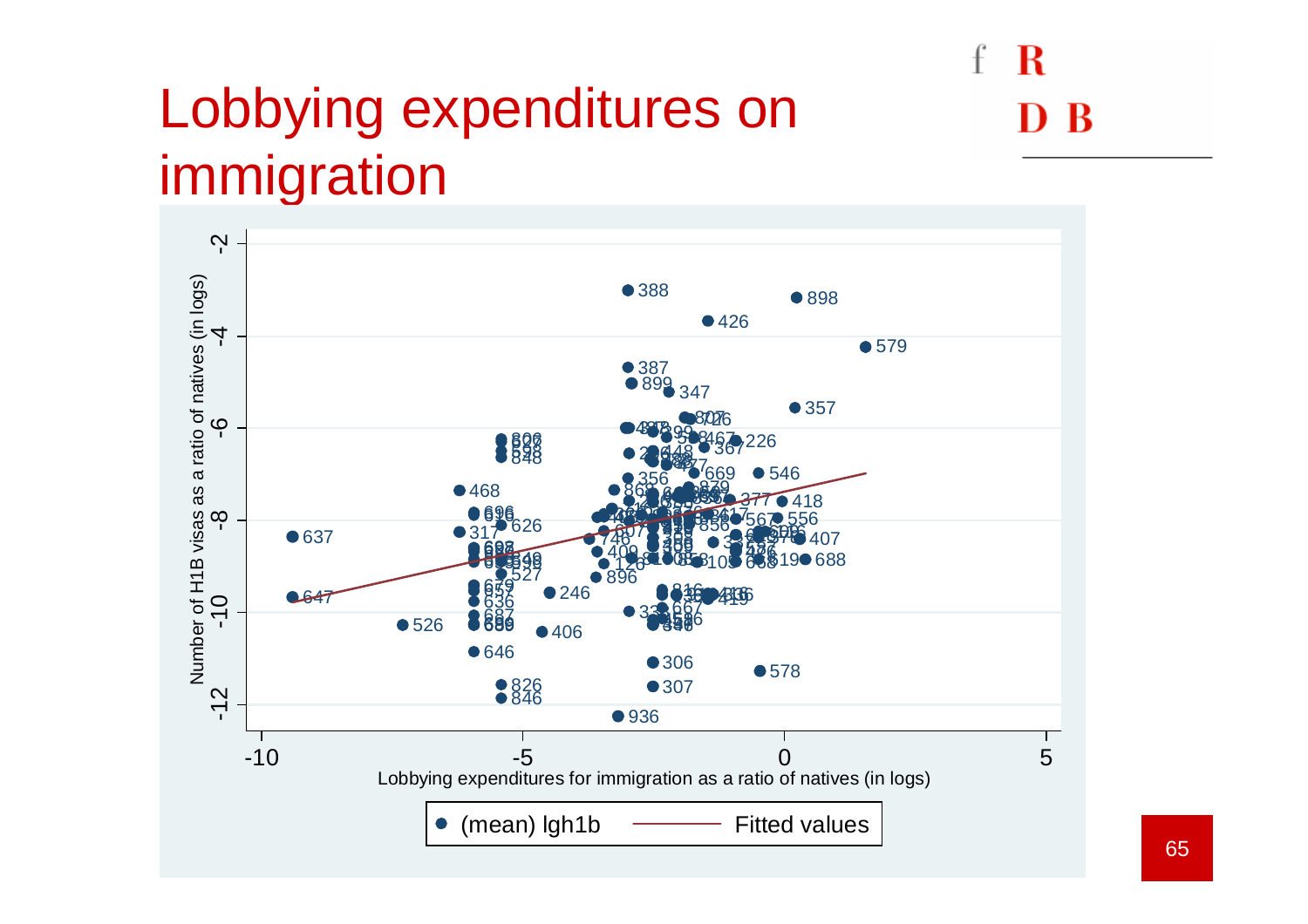# Lobbying expenditures on immigration

Number of H1B visas as a ratio of natives (in logs)

Lobbying expenditures for immigration as a ratio of natives (in logs)

● (mean) lgh1b — Fitted values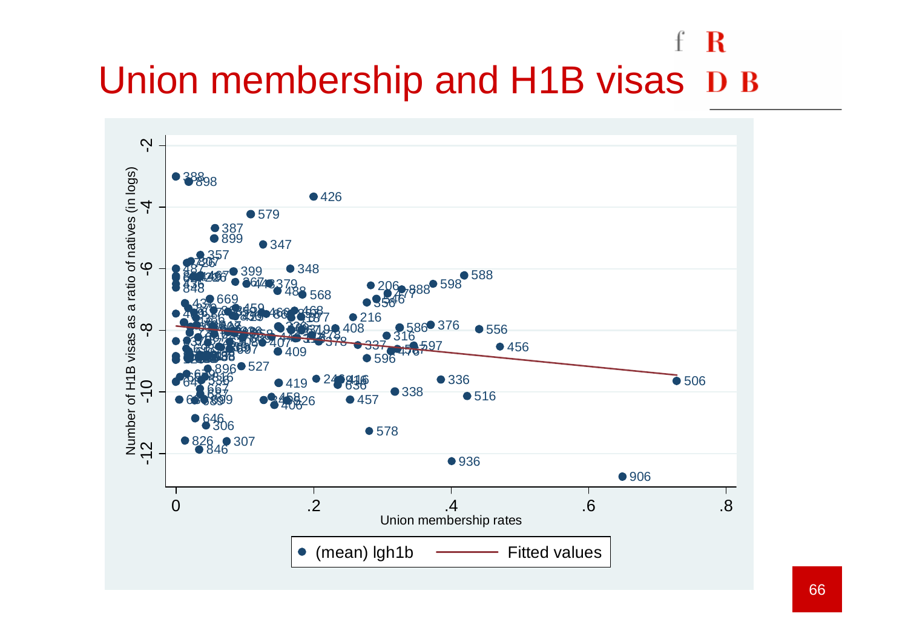# Union membership and H1B visas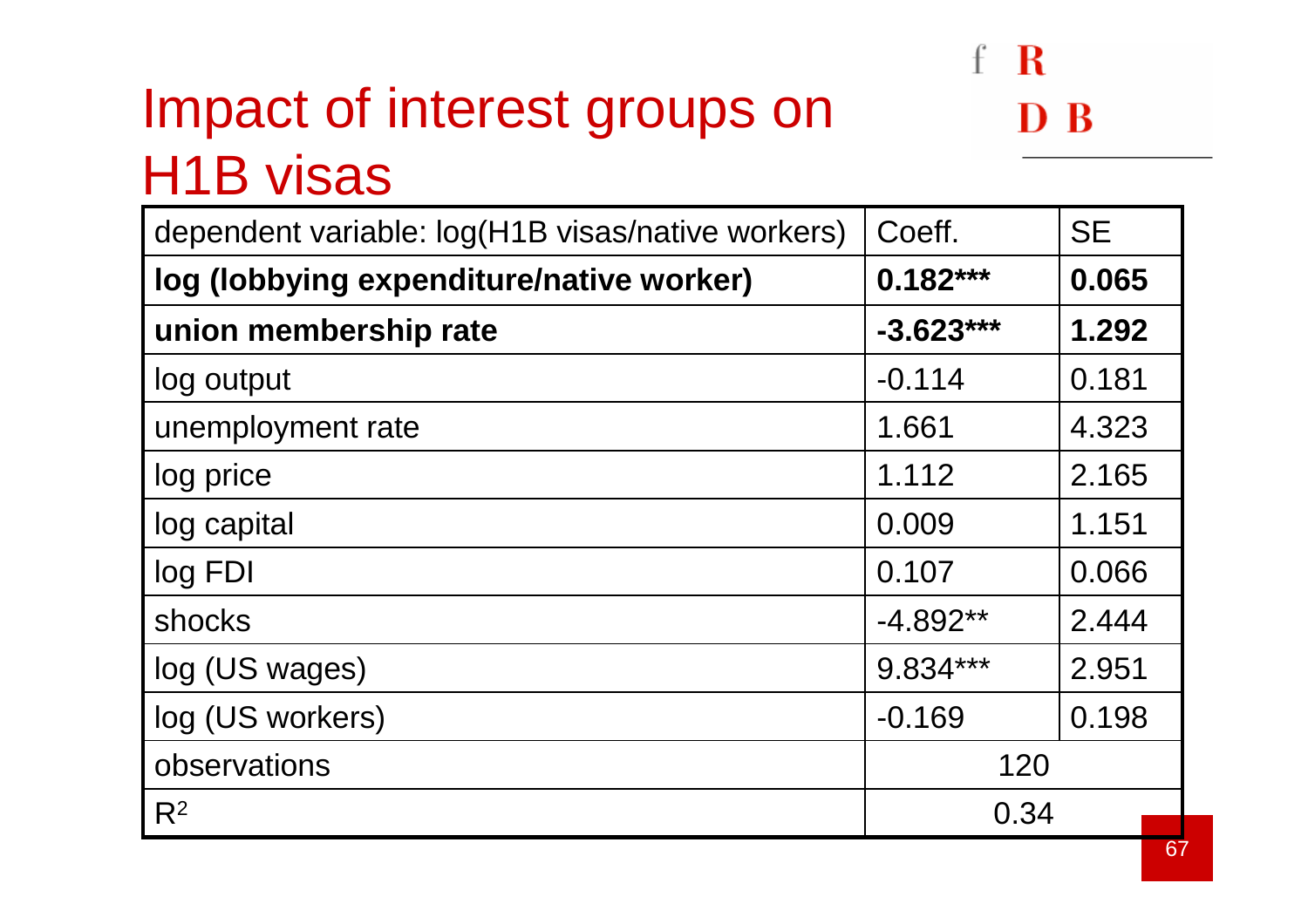# Impact of interest groups on H1B visas

| dependent variable: log(H1B visas/native workers) | Coeff. | SE |
|---|---|---|
| **log (lobbying expenditure/native worker)** | **0.182*** ** | **0.065** |
| **union membership rate** | **-3.623*** ** | **1.292** |
| log output | -0.114 | 0.181 |
| unemployment rate | 1.661 | 4.323 |
| log price | 1.112 | 2.165 |
| log capital | 0.009 | 1.151 |
| log FDI | 0.107 | 0.066 |
| shocks | -4.892** | 2.444 |
| log (US wages) | 9.834*** | 2.951 |
| log (US workers) | -0.169 | 0.198 |
| observations | 120 | |
| $R^2$ | 0.34 | |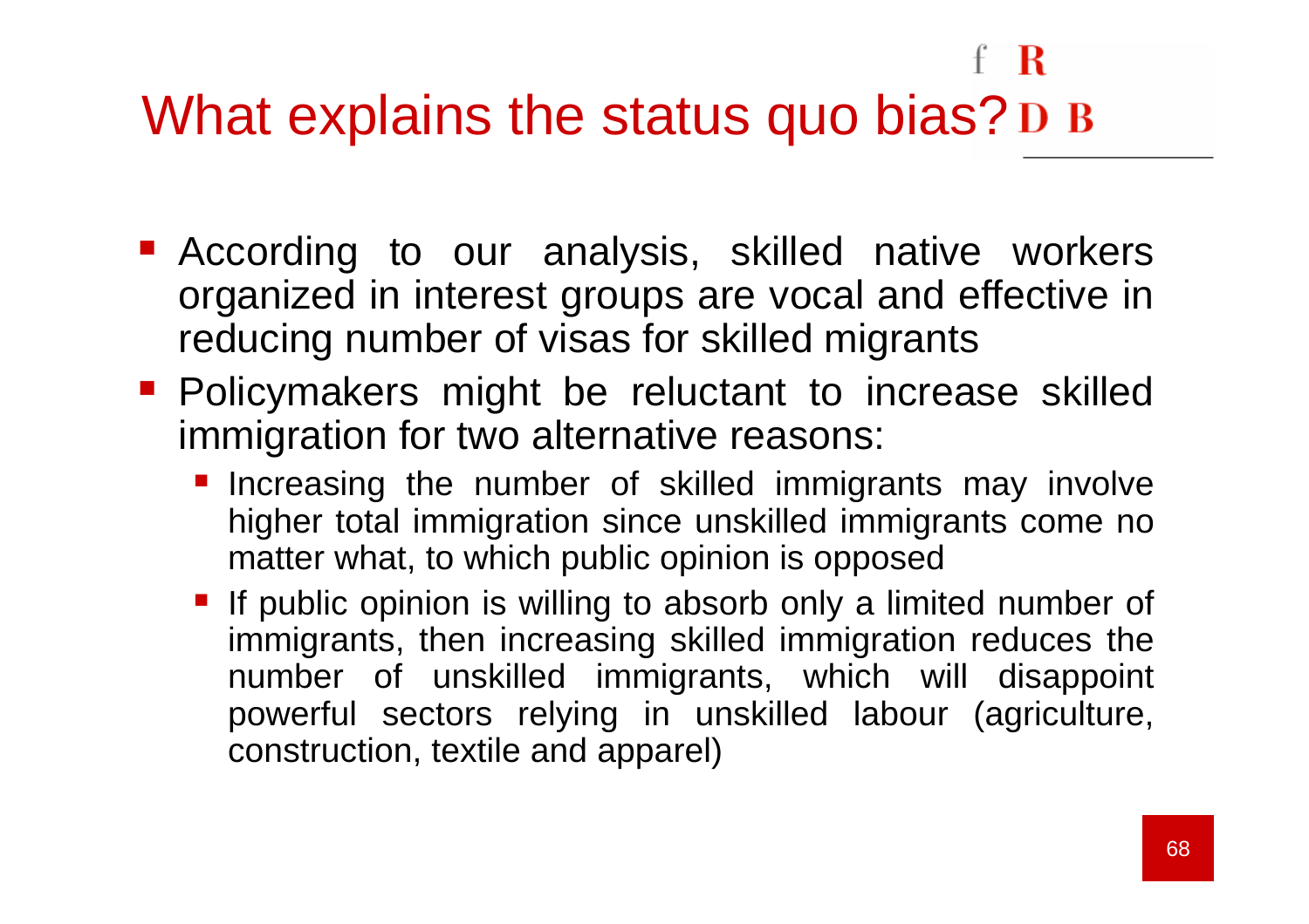# What explains the status quo bias?

- According to our analysis, skilled native workers organized in interest groups are vocal and effective in reducing number of visas for skilled migrants
- Policymakers might be reluctant to increase skilled immigration for two alternative reasons:
  - Increasing the number of skilled immigrants may involve higher total immigration since unskilled immigrants come no matter what, to which public opinion is opposed
  - If public opinion is willing to absorb only a limited number of immigrants, then increasing skilled immigration reduces the number of unskilled immigrants, which will disappoint powerful sectors relying in unskilled labour (agriculture, construction, textile and apparel)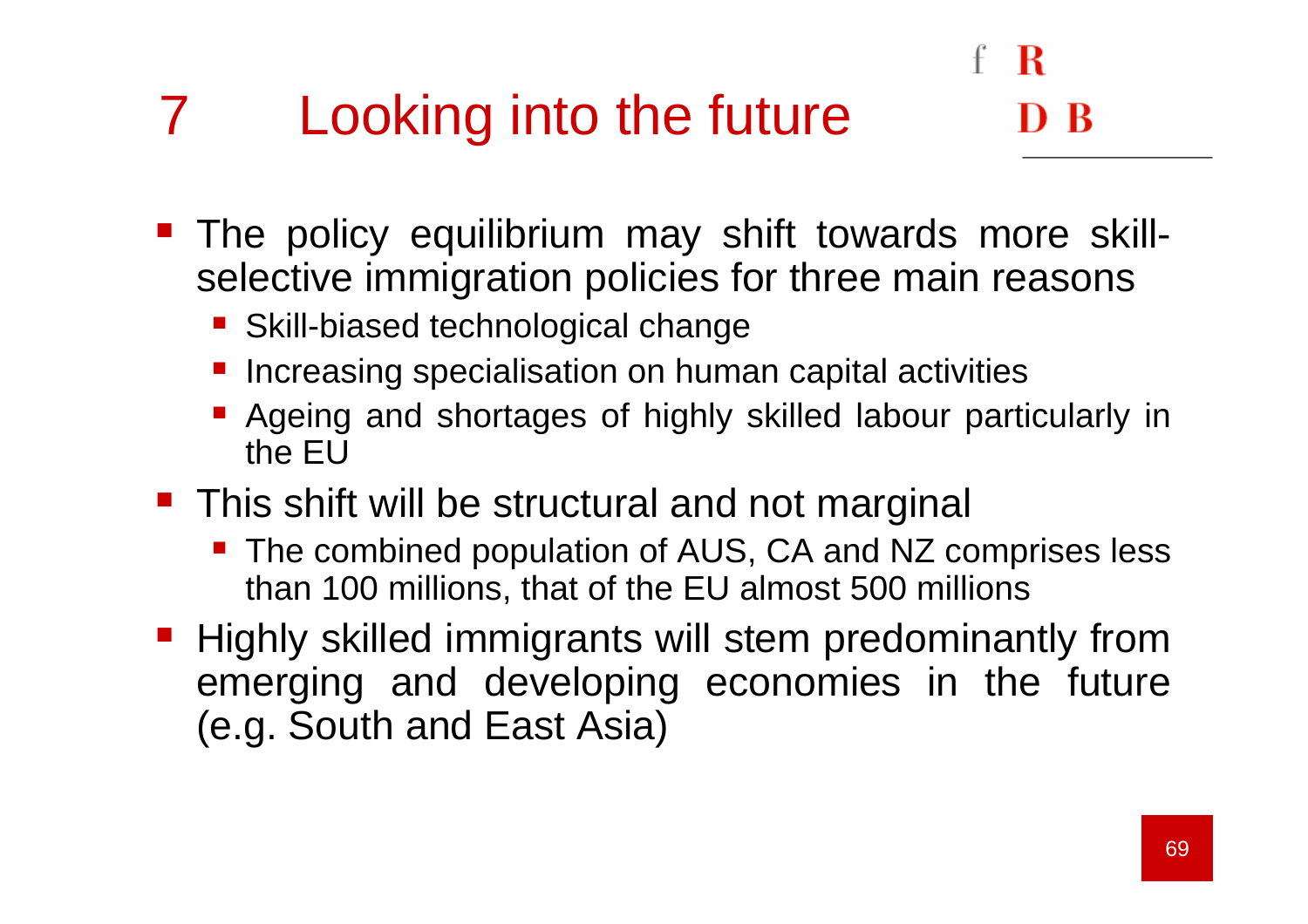# 7 Looking into the future

- The policy equilibrium may shift towards more skill-selective immigration policies for three main reasons
  - Skill-biased technological change
  - Increasing specialisation on human capital activities
  - Ageing and shortages of highly skilled labour particularly in the EU
- This shift will be structural and not marginal
  - The combined population of AUS, CA and NZ comprises less than 100 millions, that of the EU almost 500 millions
- Highly skilled immigrants will stem predominantly from emerging and developing economies in the future (e.g. South and East Asia)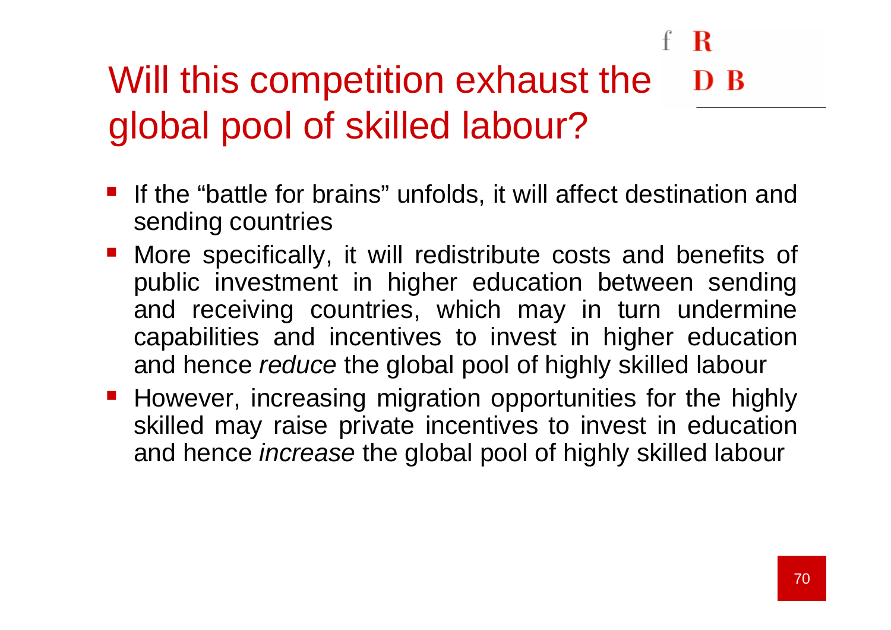# Will this competition exhaust the global pool of skilled labour?

- If the "battle for brains" unfolds, it will affect destination and sending countries
- More specifically, it will redistribute costs and benefits of public investment in higher education between sending and receiving countries, which may in turn undermine capabilities and incentives to invest in higher education and hence *reduce* the global pool of highly skilled labour
- However, increasing migration opportunities for the highly skilled may raise private incentives to invest in education and hence *increase* the global pool of highly skilled labour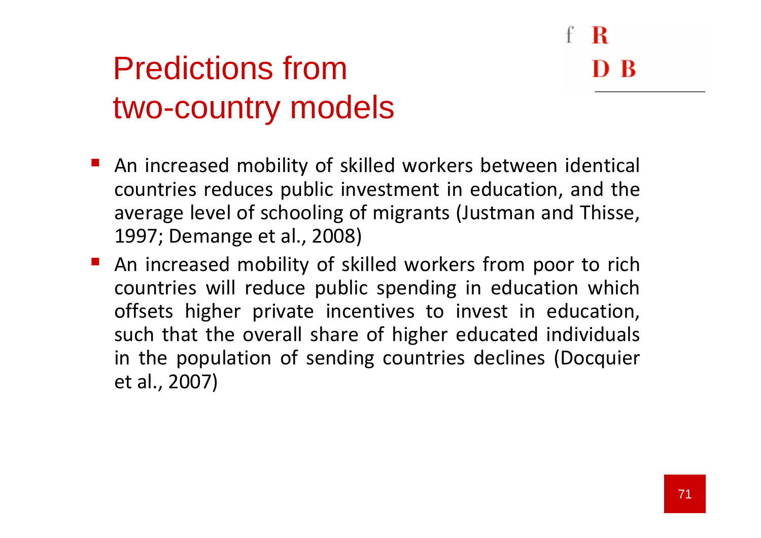# Predictions from two-country models

- An increased mobility of skilled workers between identical countries reduces public investment in education, and the average level of schooling of migrants (Justman and Thisse, 1997; Demange et al., 2008)
- An increased mobility of skilled workers from poor to rich countries will reduce public spending in education which offsets higher private incentives to invest in education, such that the overall share of higher educated individuals in the population of sending countries declines (Docquier et al., 2007)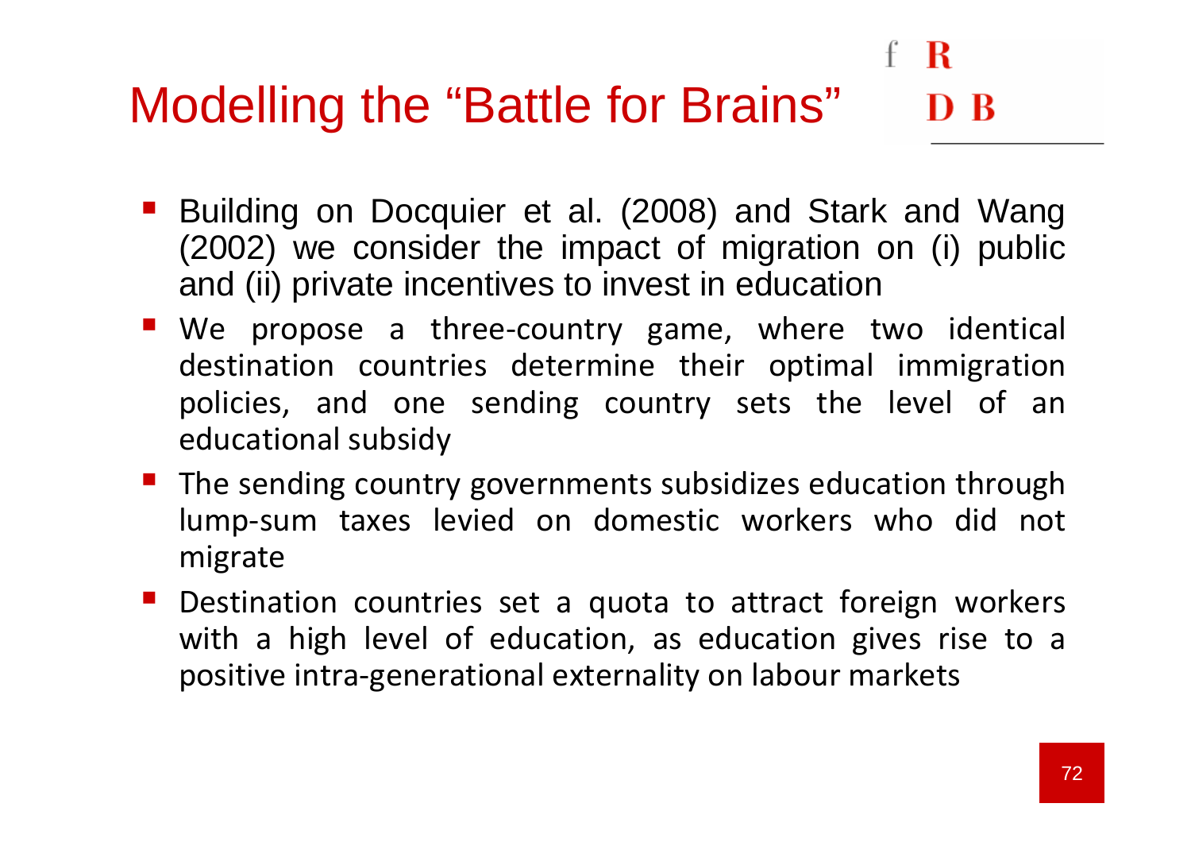# Modelling the "Battle for Brains"

- Building on Docquier et al. (2008) and Stark and Wang (2002) we consider the impact of migration on (i) public and (ii) private incentives to invest in education
- We propose a three-country game, where two identical destination countries determine their optimal immigration policies, and one sending country sets the level of an educational subsidy
- The sending country governments subsidizes education through lump-sum taxes levied on domestic workers who did not migrate
- Destination countries set a quota to attract foreign workers with a high level of education, as education gives rise to a positive intra-generational externality on labour markets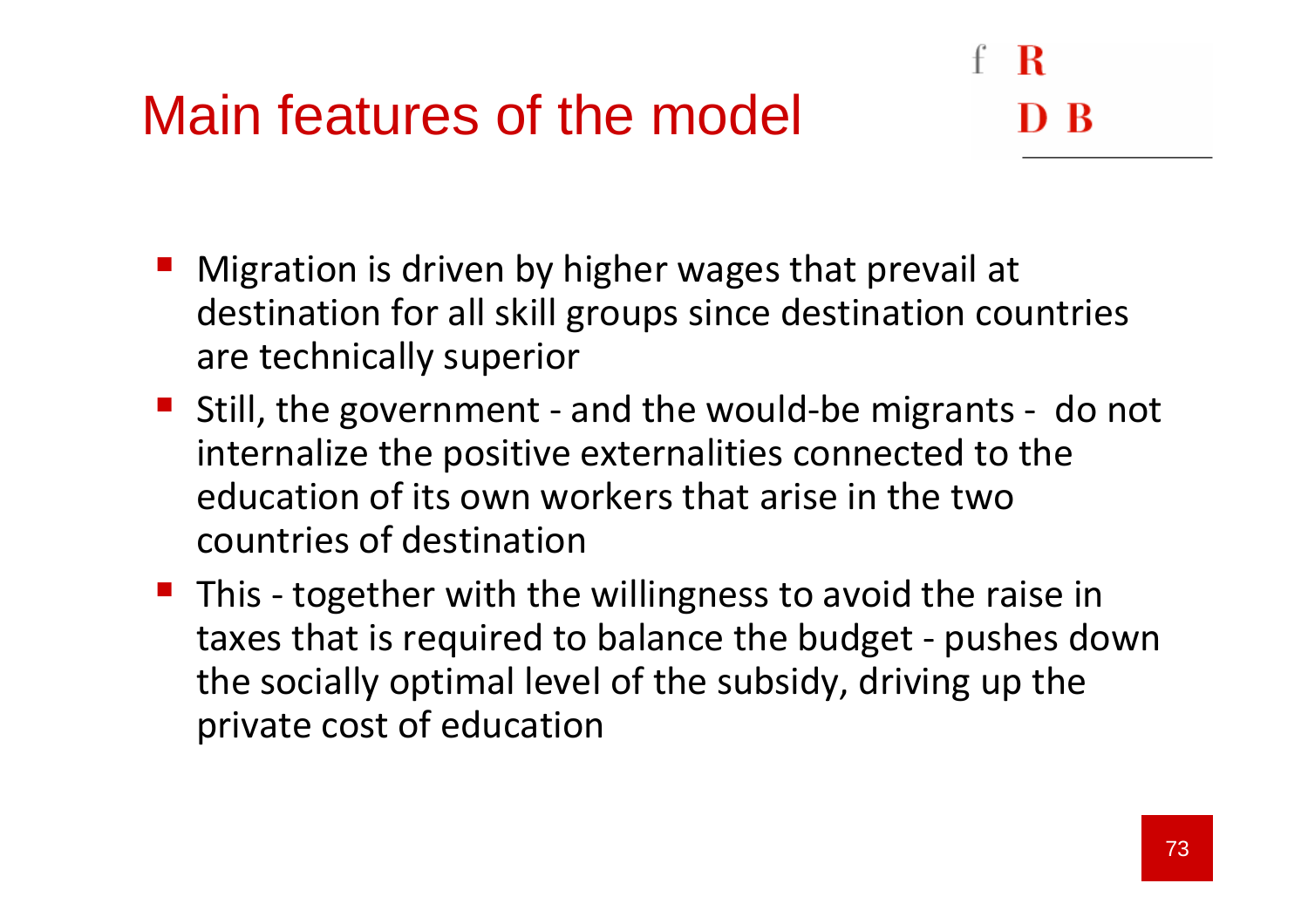# Main features of the model

- Migration is driven by higher wages that prevail at destination for all skill groups since destination countries are technically superior
- Still, the government - and the would-be migrants - do not internalize the positive externalities connected to the education of its own workers that arise in the two countries of destination
- This - together with the willingness to avoid the raise in taxes that is required to balance the budget - pushes down the socially optimal level of the subsidy, driving up the private cost of education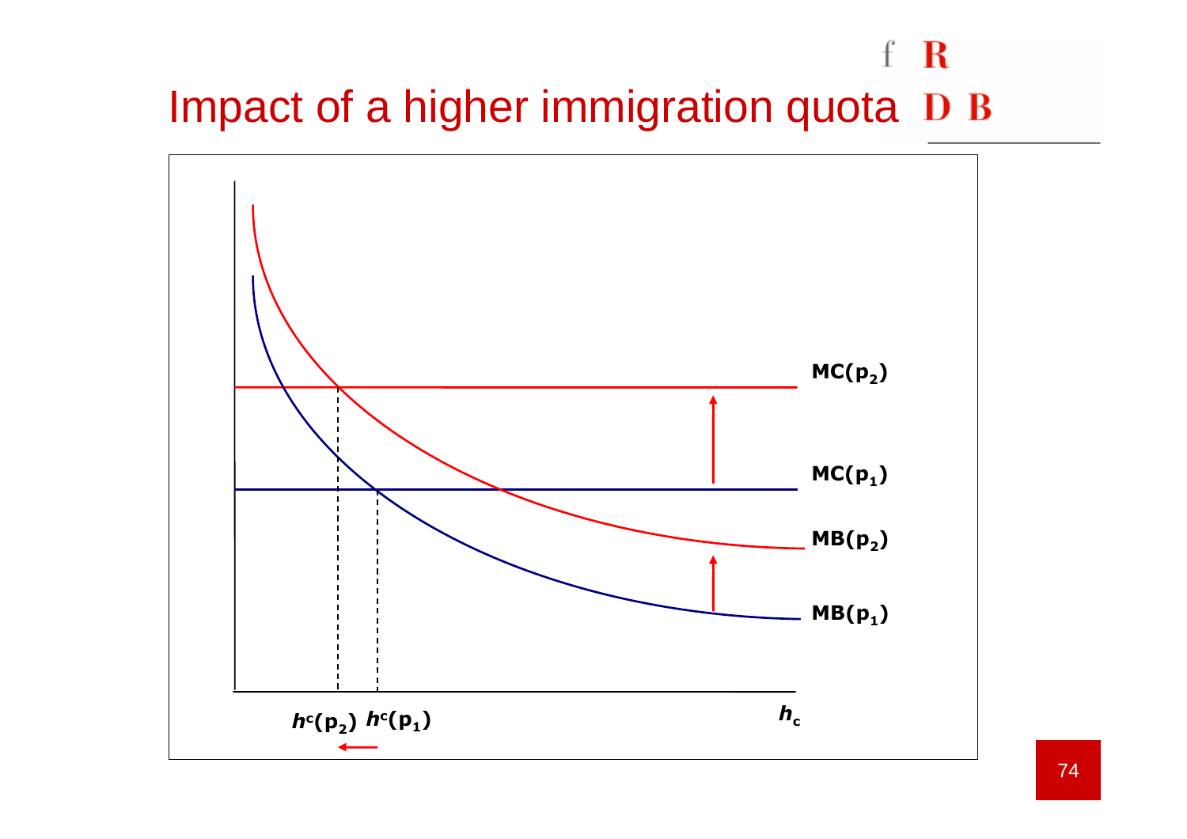# Impact of a higher immigration quota

$MC(p_2)$

$MC(p_1)$

$MB(p_2)$

$MB(p_1)$

$h^c(p_2)$ $h^c(p_1)$

$h_c$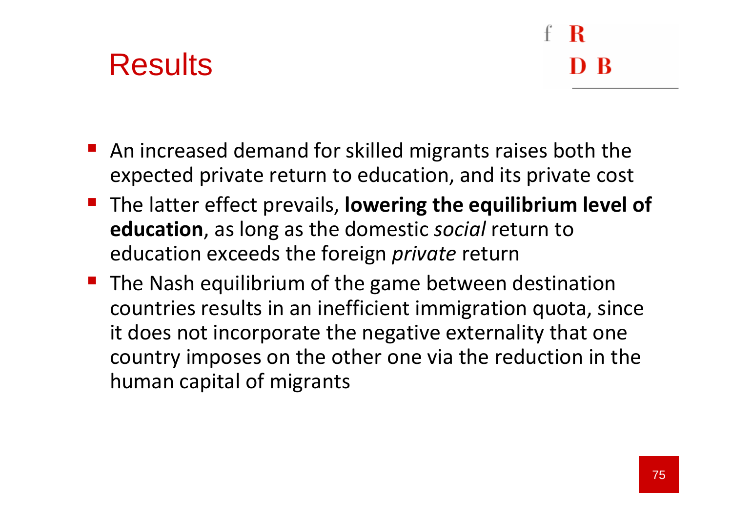# Results

- An increased demand for skilled migrants raises both the expected private return to education, and its private cost
- The latter effect prevails, **lowering the equilibrium level of education**, as long as the domestic *social* return to education exceeds the foreign *private* return
- The Nash equilibrium of the game between destination countries results in an inefficient immigration quota, since it does not incorporate the negative externality that one country imposes on the other one via the reduction in the human capital of migrants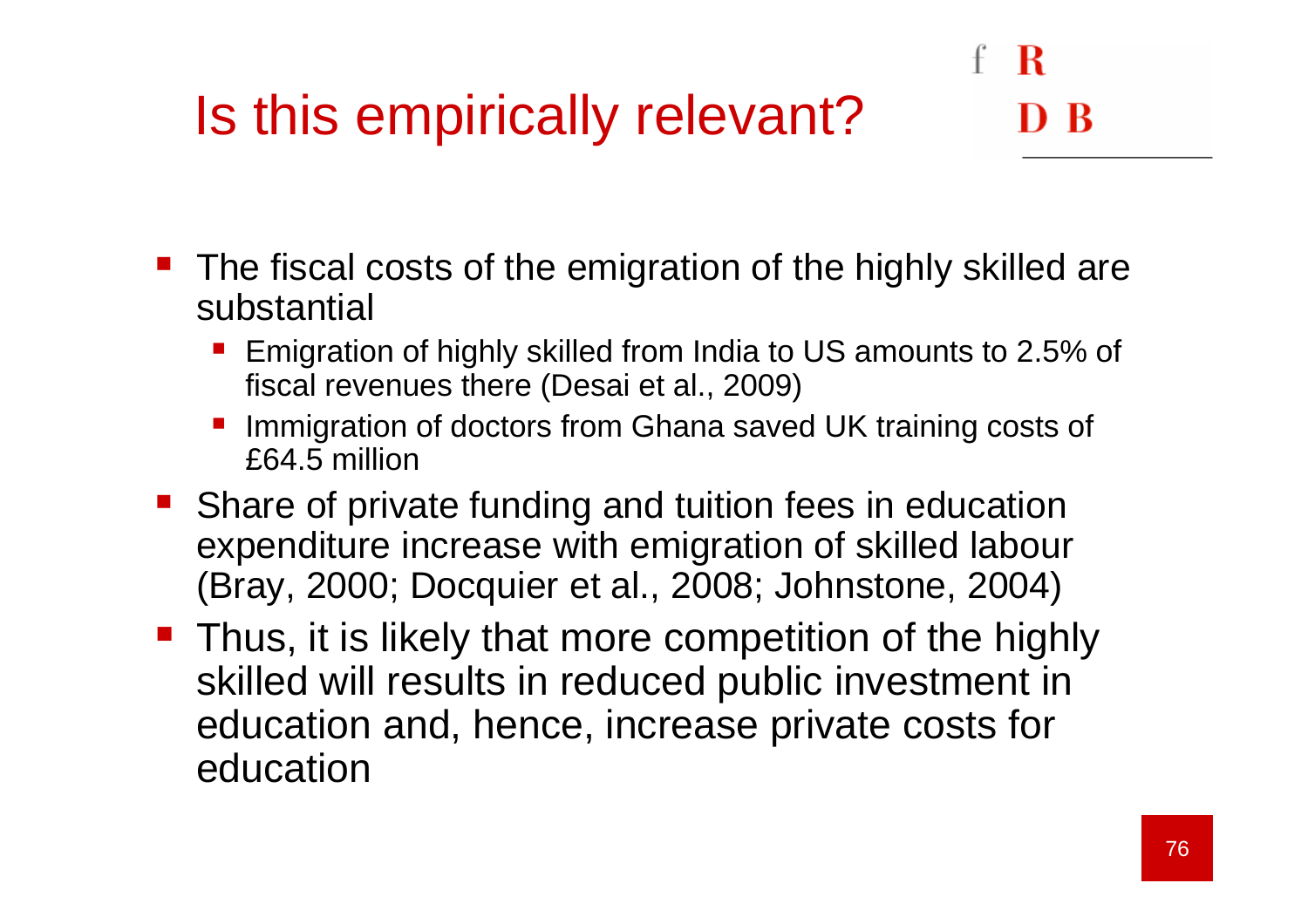# Is this empirically relevant?

- The fiscal costs of the emigration of the highly skilled are substantial
  - Emigration of highly skilled from India to US amounts to 2.5% of fiscal revenues there (Desai et al., 2009)
  - Immigration of doctors from Ghana saved UK training costs of £64.5 million
- Share of private funding and tuition fees in education expenditure increase with emigration of skilled labour (Bray, 2000; Docquier et al., 2008; Johnstone, 2004)
- Thus, it is likely that more competition of the highly skilled will results in reduced public investment in education and, hence, increase private costs for education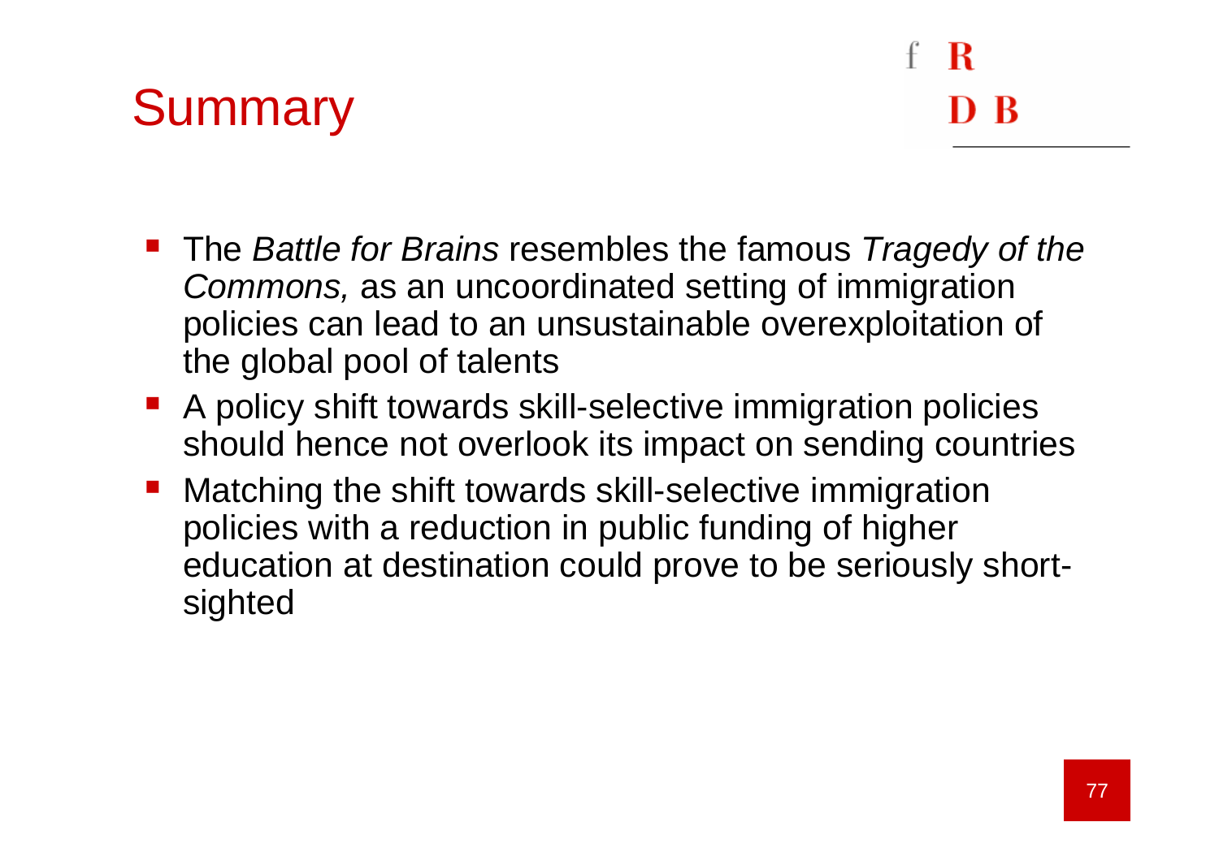# Summary

- The *Battle for Brains* resembles the famous *Tragedy of the Commons,* as an uncoordinated setting of immigration policies can lead to an unsustainable overexploitation of the global pool of talents
- A policy shift towards skill-selective immigration policies should hence not overlook its impact on sending countries
- Matching the shift towards skill-selective immigration policies with a reduction in public funding of higher education at destination could prove to be seriously short-sighted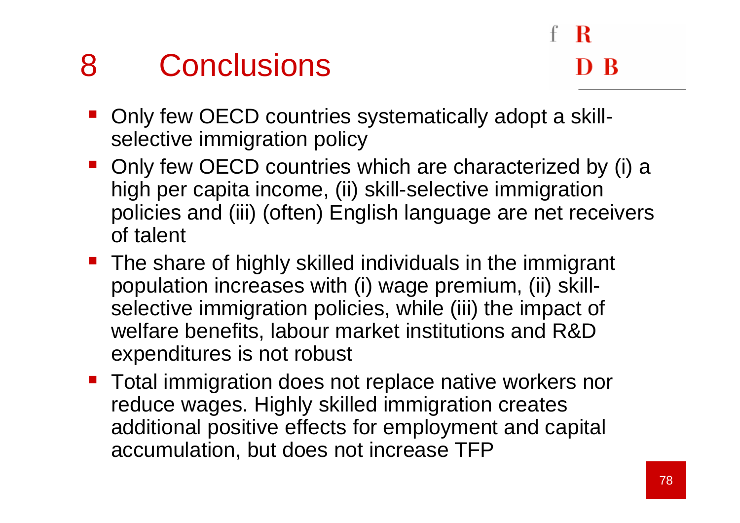# 8 Conclusions

- Only few OECD countries systematically adopt a skill-selective immigration policy
- Only few OECD countries which are characterized by (i) a high per capita income, (ii) skill-selective immigration policies and (iii) (often) English language are net receivers of talent
- The share of highly skilled individuals in the immigrant population increases with (i) wage premium, (ii) skill-selective immigration policies, while (iii) the impact of welfare benefits, labour market institutions and R&D expenditures is not robust
- Total immigration does not replace native workers nor reduce wages. Highly skilled immigration creates additional positive effects for employment and capital accumulation, but does not increase TFP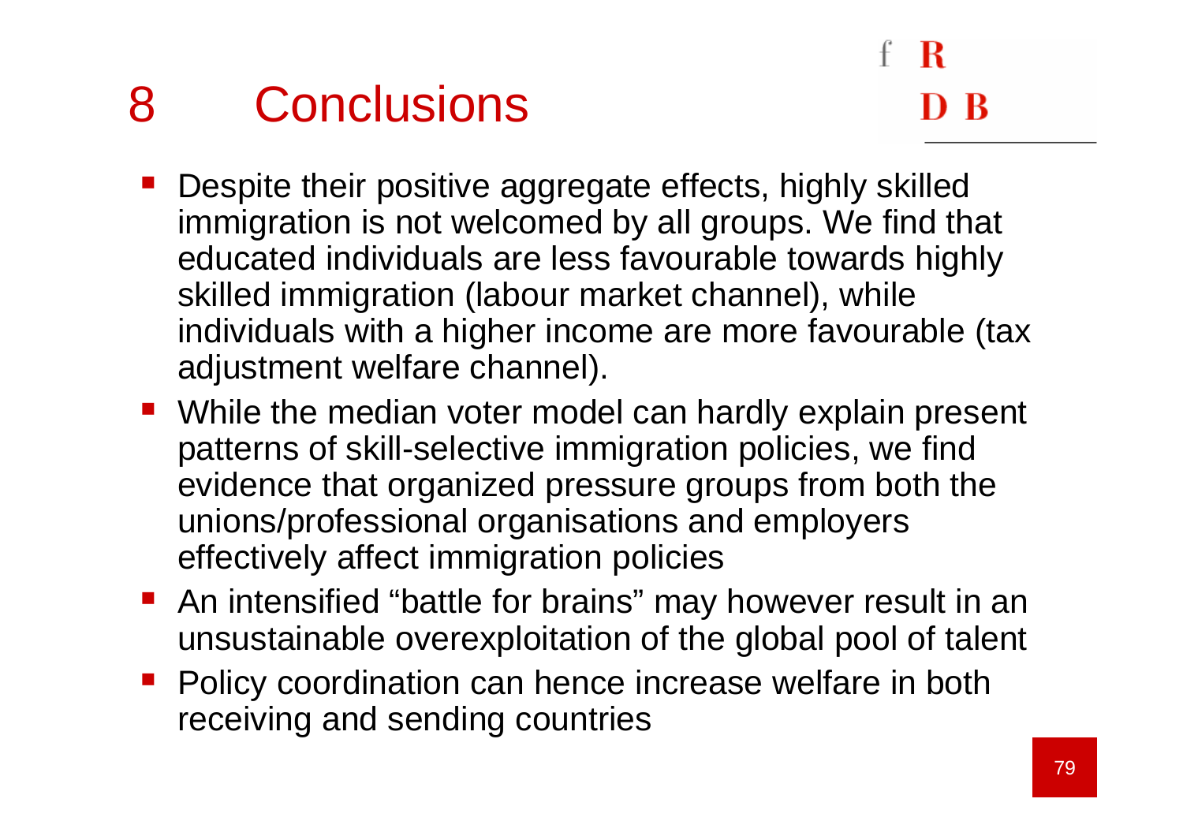# 8 Conclusions

- Despite their positive aggregate effects, highly skilled immigration is not welcomed by all groups. We find that educated individuals are less favourable towards highly skilled immigration (labour market channel), while individuals with a higher income are more favourable (tax adjustment welfare channel).
- While the median voter model can hardly explain present patterns of skill-selective immigration policies, we find evidence that organized pressure groups from both the unions/professional organisations and employers effectively affect immigration policies
- An intensified "battle for brains" may however result in an unsustainable overexploitation of the global pool of talent
- Policy coordination can hence increase welfare in both receiving and sending countries